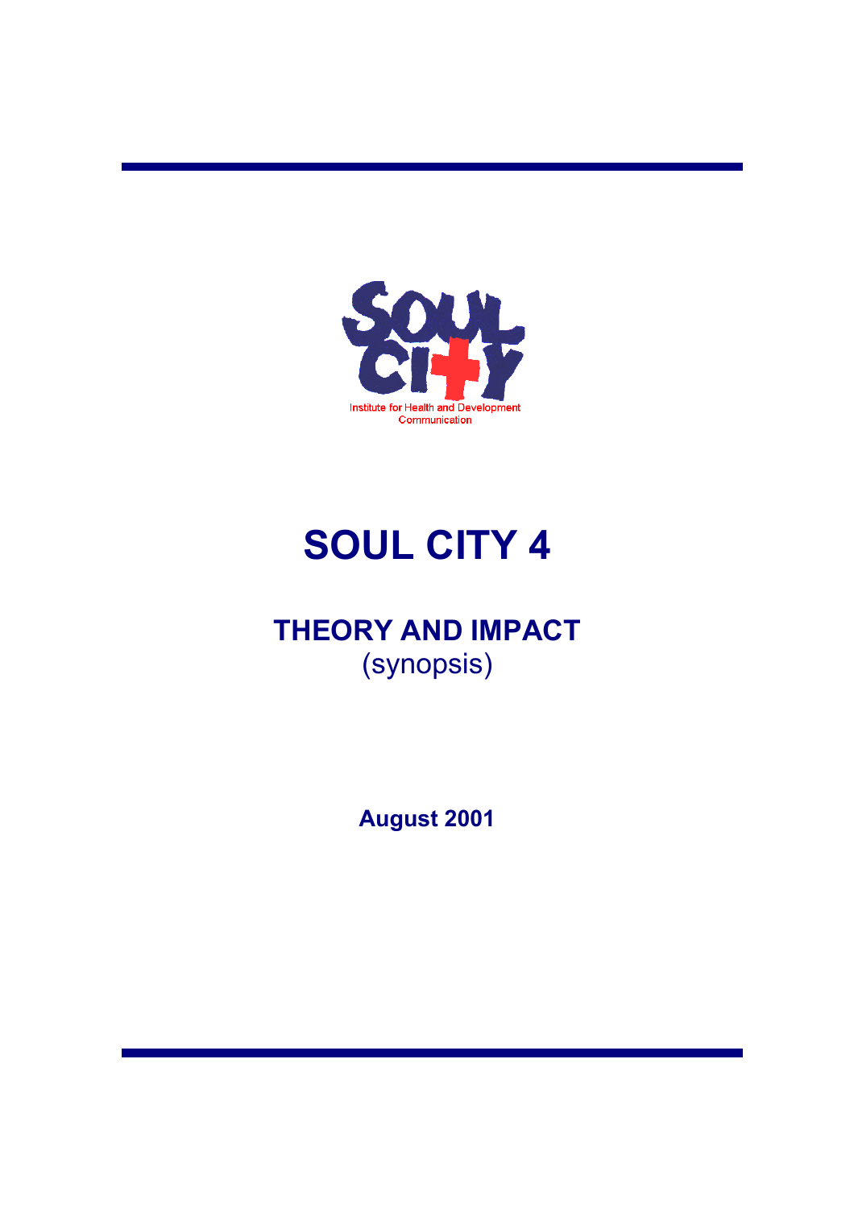Institute for Health and Development Communication

# SOUL CITY 4

## THEORY AND IMPACT

(synopsis)

**August 2001**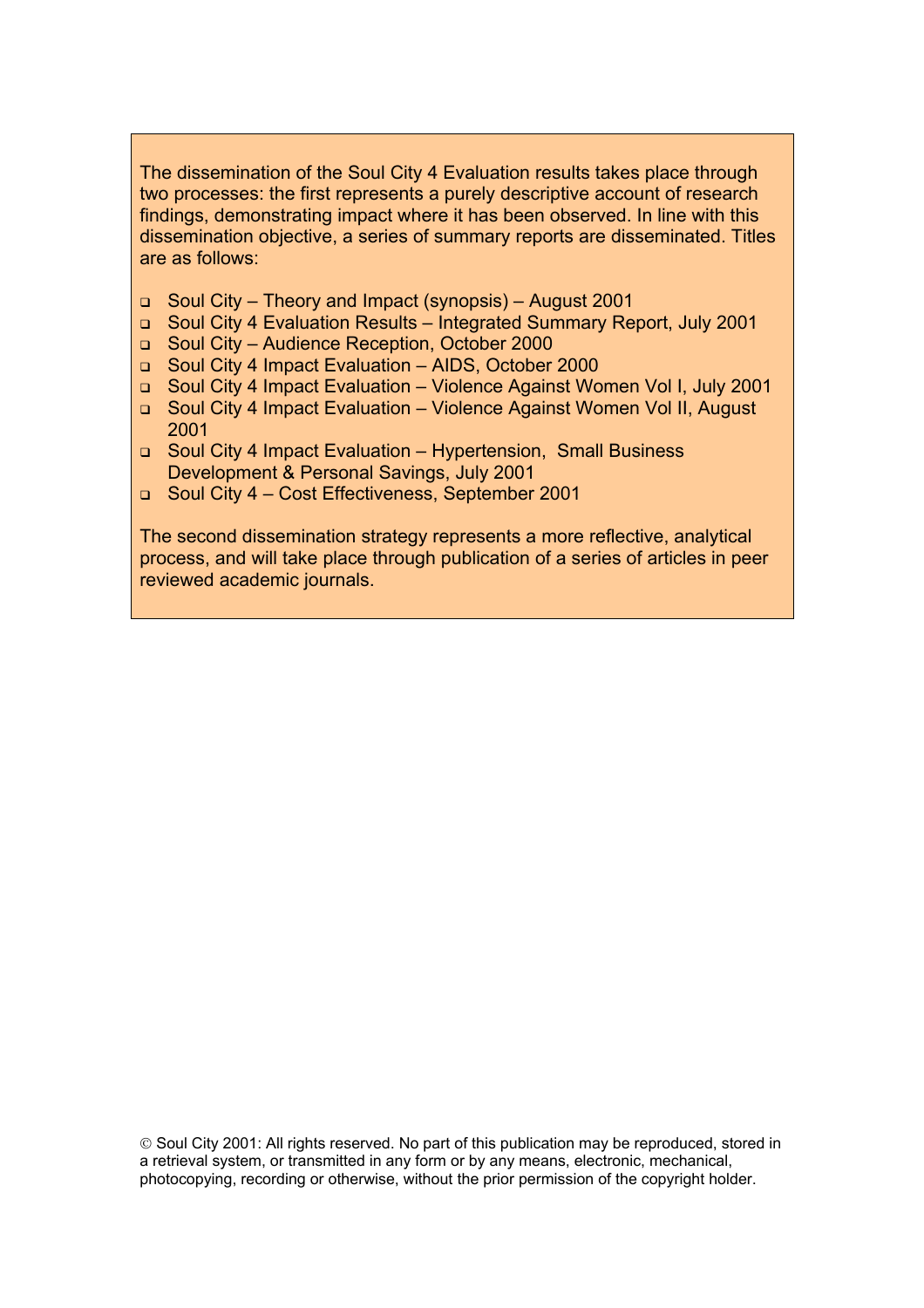The dissemination of the Soul City 4 Evaluation results takes place through two processes: the first represents a purely descriptive account of research findings, demonstrating impact where it has been observed. In line with this dissemination objective, a series of summary reports are disseminated. Titles are as follows:

- Soul City – Theory and Impact (synopsis) – August 2001
- Soul City 4 Evaluation Results – Integrated Summary Report, July 2001
- Soul City – Audience Reception, October 2000
- Soul City 4 Impact Evaluation – AIDS, October 2000
- Soul City 4 Impact Evaluation – Violence Against Women Vol I, July 2001
- Soul City 4 Impact Evaluation – Violence Against Women Vol II, August 2001
- Soul City 4 Impact Evaluation – Hypertension, Small Business Development & Personal Savings, July 2001
- Soul City 4 – Cost Effectiveness, September 2001

The second dissemination strategy represents a more reflective, analytical process, and will take place through publication of a series of articles in peer reviewed academic journals.

© Soul City 2001: All rights reserved. No part of this publication may be reproduced, stored in a retrieval system, or transmitted in any form or by any means, electronic, mechanical, photocopying, recording or otherwise, without the prior permission of the copyright holder.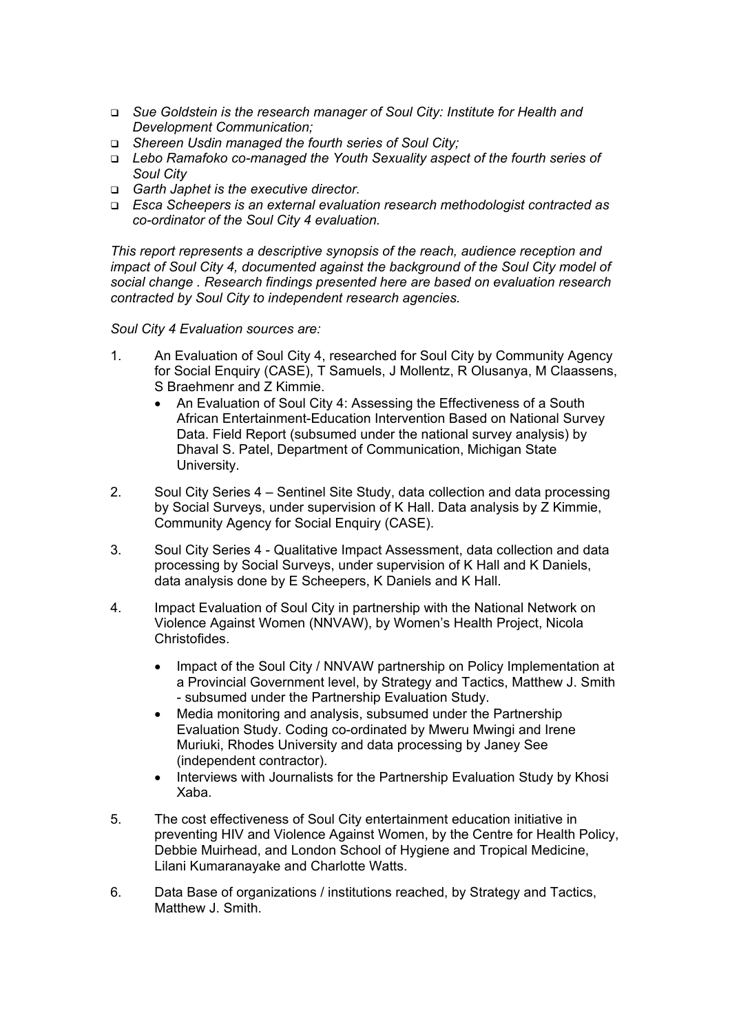- *Sue Goldstein is the research manager of Soul City: Institute for Health and Development Communication;*
- *Shereen Usdin managed the fourth series of Soul City;*
- *Lebo Ramafoko co-managed the Youth Sexuality aspect of the fourth series of Soul City*
- *Garth Japhet is the executive director.*
- *Esca Scheepers is an external evaluation research methodologist contracted as co-ordinator of the Soul City 4 evaluation.*

*This report represents a descriptive synopsis of the reach, audience reception and impact of Soul City 4, documented against the background of the Soul City model of social change . Research findings presented here are based on evaluation research contracted by Soul City to independent research agencies.*

*Soul City 4 Evaluation sources are:*

1. An Evaluation of Soul City 4, researched for Soul City by Community Agency for Social Enquiry (CASE), T Samuels, J Mollentz, R Olusanya, M Claassens, S Braehmenr and Z Kimmie.
   - An Evaluation of Soul City 4: Assessing the Effectiveness of a South African Entertainment-Education Intervention Based on National Survey Data. Field Report (subsumed under the national survey analysis) by Dhaval S. Patel, Department of Communication, Michigan State University.

2. Soul City Series 4 – Sentinel Site Study, data collection and data processing by Social Surveys, under supervision of K Hall. Data analysis by Z Kimmie, Community Agency for Social Enquiry (CASE).

3. Soul City Series 4 - Qualitative Impact Assessment, data collection and data processing by Social Surveys, under supervision of K Hall and K Daniels, data analysis done by E Scheepers, K Daniels and K Hall.

4. Impact Evaluation of Soul City in partnership with the National Network on Violence Against Women (NNVAW), by Women's Health Project, Nicola Christofides.

   - Impact of the Soul City / NNVAW partnership on Policy Implementation at a Provincial Government level, by Strategy and Tactics, Matthew J. Smith - subsumed under the Partnership Evaluation Study.
   - Media monitoring and analysis, subsumed under the Partnership Evaluation Study. Coding co-ordinated by Mweru Mwingi and Irene Muriuki, Rhodes University and data processing by Janey See (independent contractor).
   - Interviews with Journalists for the Partnership Evaluation Study by Khosi Xaba.

5. The cost effectiveness of Soul City entertainment education initiative in preventing HIV and Violence Against Women, by the Centre for Health Policy, Debbie Muirhead, and London School of Hygiene and Tropical Medicine, Lilani Kumaranayake and Charlotte Watts.

6. Data Base of organizations / institutions reached, by Strategy and Tactics, Matthew J. Smith.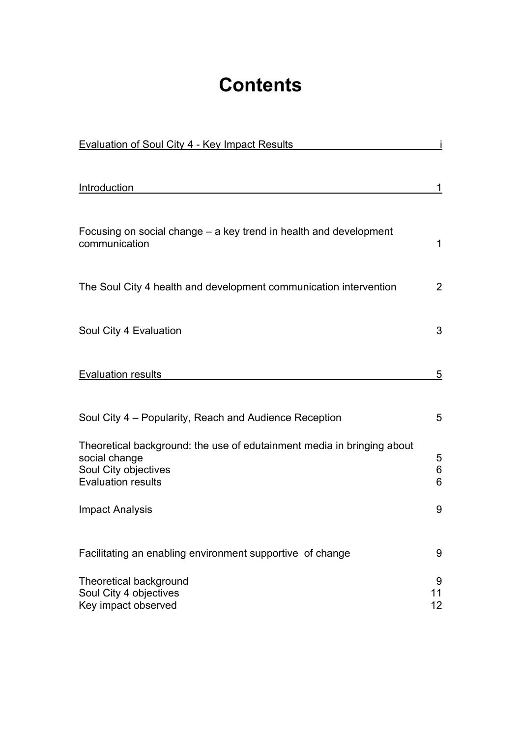# Contents

| | |
|---|---|
| Evaluation of Soul City 4 - Key Impact Results | i |
| Introduction | 1 |
| Focusing on social change – a key trend in health and development communication | 1 |
| The Soul City 4 health and development communication intervention | 2 |
| Soul City 4 Evaluation | 3 |
| Evaluation results | 5 |
| Soul City 4 – Popularity, Reach and Audience Reception | 5 |
| Theoretical background: the use of edutainment media in bringing about social change | 5 |
| Soul City objectives | 6 |
| Evaluation results | 6 |
| Impact Analysis | 9 |
| Facilitating an enabling environment supportive of change | 9 |
| Theoretical background | 9 |
| Soul City 4 objectives | 11 |
| Key impact observed | 12 |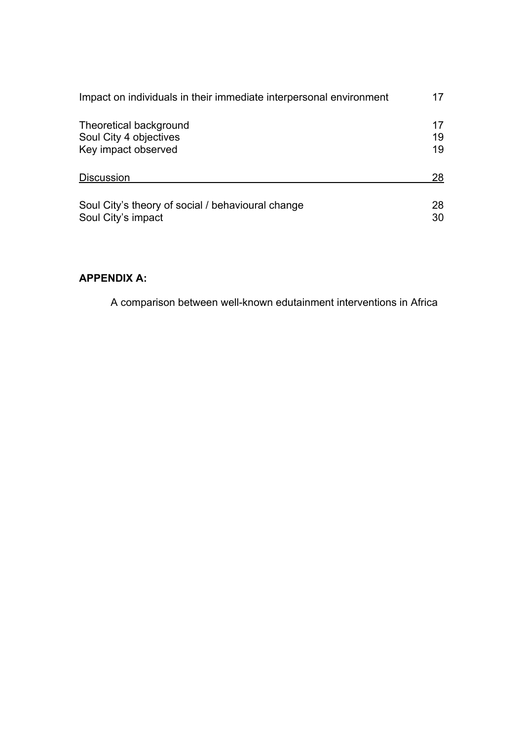| | |
|---|---|
| Impact on individuals in their immediate interpersonal environment | 17 |
| Theoretical background | 17 |
| Soul City 4 objectives | 19 |
| Key impact observed | 19 |
| Discussion | 28 |
| Soul City's theory of social / behavioural change | 28 |
| Soul City's impact | 30 |

**APPENDIX A:**

A comparison between well-known edutainment interventions in Africa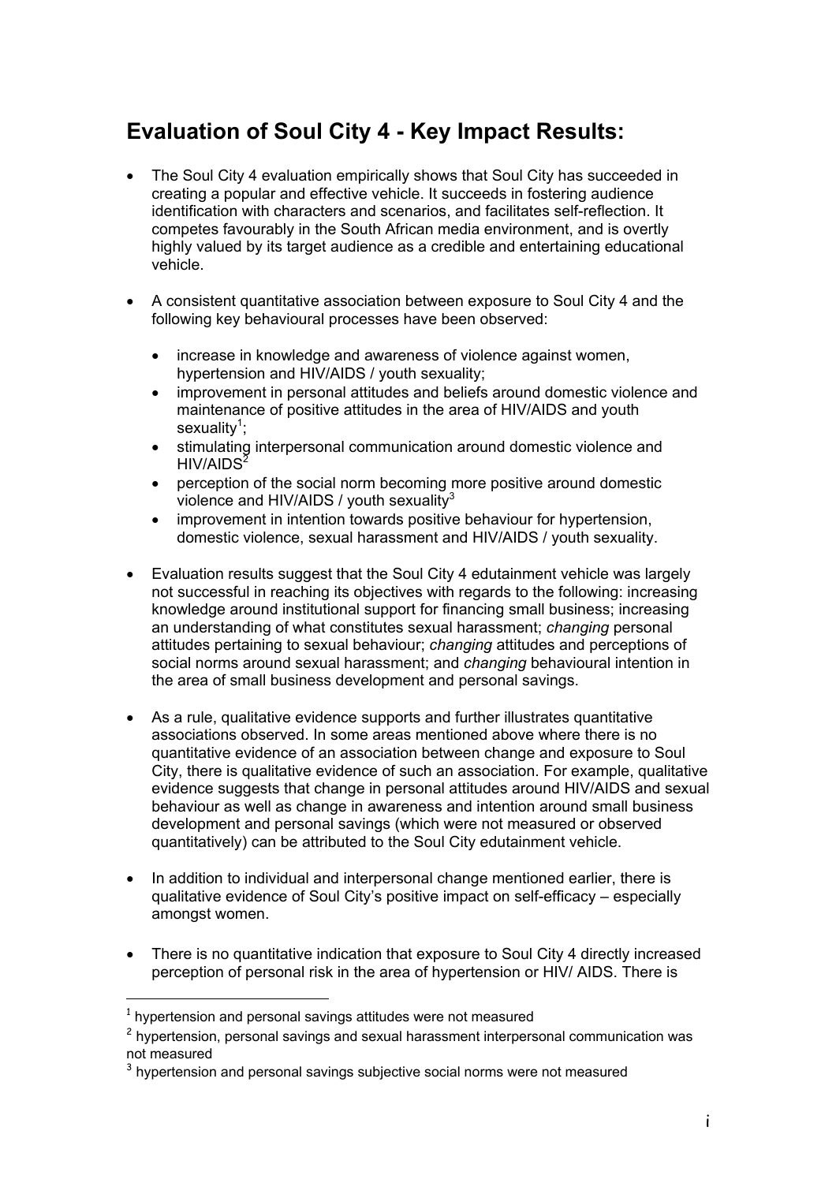## Evaluation of Soul City 4 - Key Impact Results:

- The Soul City 4 evaluation empirically shows that Soul City has succeeded in creating a popular and effective vehicle. It succeeds in fostering audience identification with characters and scenarios, and facilitates self-reflection. It competes favourably in the South African media environment, and is overtly highly valued by its target audience as a credible and entertaining educational vehicle.

- A consistent quantitative association between exposure to Soul City 4 and the following key behavioural processes have been observed:
    - increase in knowledge and awareness of violence against women, hypertension and HIV/AIDS / youth sexuality;
    - improvement in personal attitudes and beliefs around domestic violence and maintenance of positive attitudes in the area of HIV/AIDS and youth sexuality[1];
    - stimulating interpersonal communication around domestic violence and HIV/AIDS[2]
    - perception of the social norm becoming more positive around domestic violence and HIV/AIDS / youth sexuality[3]
    - improvement in intention towards positive behaviour for hypertension, domestic violence, sexual harassment and HIV/AIDS / youth sexuality.

- Evaluation results suggest that the Soul City 4 edutainment vehicle was largely not successful in reaching its objectives with regards to the following: increasing knowledge around institutional support for financing small business; increasing an understanding of what constitutes sexual harassment; *changing* personal attitudes pertaining to sexual behaviour; *changing* attitudes and perceptions of social norms around sexual harassment; and *changing* behavioural intention in the area of small business development and personal savings.

- As a rule, qualitative evidence supports and further illustrates quantitative associations observed. In some areas mentioned above where there is no quantitative evidence of an association between change and exposure to Soul City, there is qualitative evidence of such an association. For example, qualitative evidence suggests that change in personal attitudes around HIV/AIDS and sexual behaviour as well as change in awareness and intention around small business development and personal savings (which were not measured or observed quantitatively) can be attributed to the Soul City edutainment vehicle.

- In addition to individual and interpersonal change mentioned earlier, there is qualitative evidence of Soul City's positive impact on self-efficacy – especially amongst women.

- There is no quantitative indication that exposure to Soul City 4 directly increased perception of personal risk in the area of hypertension or HIV/ AIDS. There is

---

[1] hypertension and personal savings attitudes were not measured

[2] hypertension, personal savings and sexual harassment interpersonal communication was not measured

[3] hypertension and personal savings subjective social norms were not measured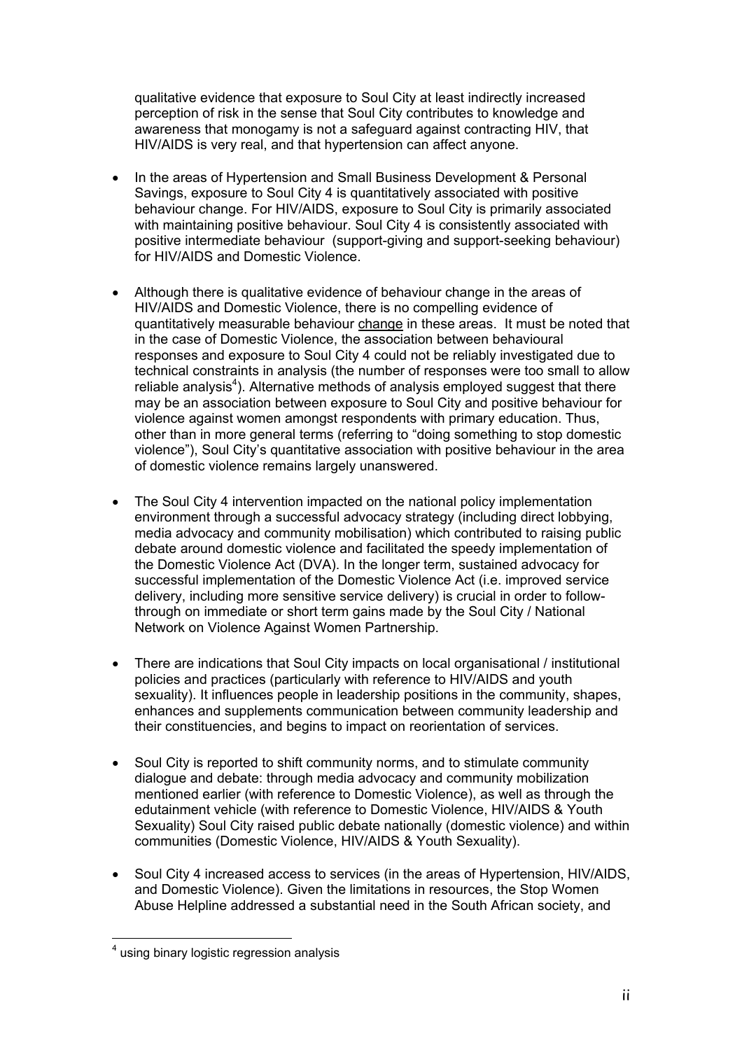qualitative evidence that exposure to Soul City at least indirectly increased perception of risk in the sense that Soul City contributes to knowledge and awareness that monogamy is not a safeguard against contracting HIV, that HIV/AIDS is very real, and that hypertension can affect anyone.

- In the areas of Hypertension and Small Business Development & Personal Savings, exposure to Soul City 4 is quantitatively associated with positive behaviour change. For HIV/AIDS, exposure to Soul City is primarily associated with maintaining positive behaviour. Soul City 4 is consistently associated with positive intermediate behaviour (support-giving and support-seeking behaviour) for HIV/AIDS and Domestic Violence.

- Although there is qualitative evidence of behaviour change in the areas of HIV/AIDS and Domestic Violence, there is no compelling evidence of quantitatively measurable behaviour change in these areas. It must be noted that in the case of Domestic Violence, the association between behavioural responses and exposure to Soul City 4 could not be reliably investigated due to technical constraints in analysis (the number of responses were too small to allow reliable analysis[4]). Alternative methods of analysis employed suggest that there may be an association between exposure to Soul City and positive behaviour for violence against women amongst respondents with primary education. Thus, other than in more general terms (referring to "doing something to stop domestic violence"), Soul City's quantitative association with positive behaviour in the area of domestic violence remains largely unanswered.

- The Soul City 4 intervention impacted on the national policy implementation environment through a successful advocacy strategy (including direct lobbying, media advocacy and community mobilisation) which contributed to raising public debate around domestic violence and facilitated the speedy implementation of the Domestic Violence Act (DVA). In the longer term, sustained advocacy for successful implementation of the Domestic Violence Act (i.e. improved service delivery, including more sensitive service delivery) is crucial in order to follow-through on immediate or short term gains made by the Soul City / National Network on Violence Against Women Partnership.

- There are indications that Soul City impacts on local organisational / institutional policies and practices (particularly with reference to HIV/AIDS and youth sexuality). It influences people in leadership positions in the community, shapes, enhances and supplements communication between community leadership and their constituencies, and begins to impact on reorientation of services.

- Soul City is reported to shift community norms, and to stimulate community dialogue and debate: through media advocacy and community mobilization mentioned earlier (with reference to Domestic Violence), as well as through the edutainment vehicle (with reference to Domestic Violence, HIV/AIDS & Youth Sexuality) Soul City raised public debate nationally (domestic violence) and within communities (Domestic Violence, HIV/AIDS & Youth Sexuality).

- Soul City 4 increased access to services (in the areas of Hypertension, HIV/AIDS, and Domestic Violence). Given the limitations in resources, the Stop Women Abuse Helpline addressed a substantial need in the South African society, and

[4] using binary logistic regression analysis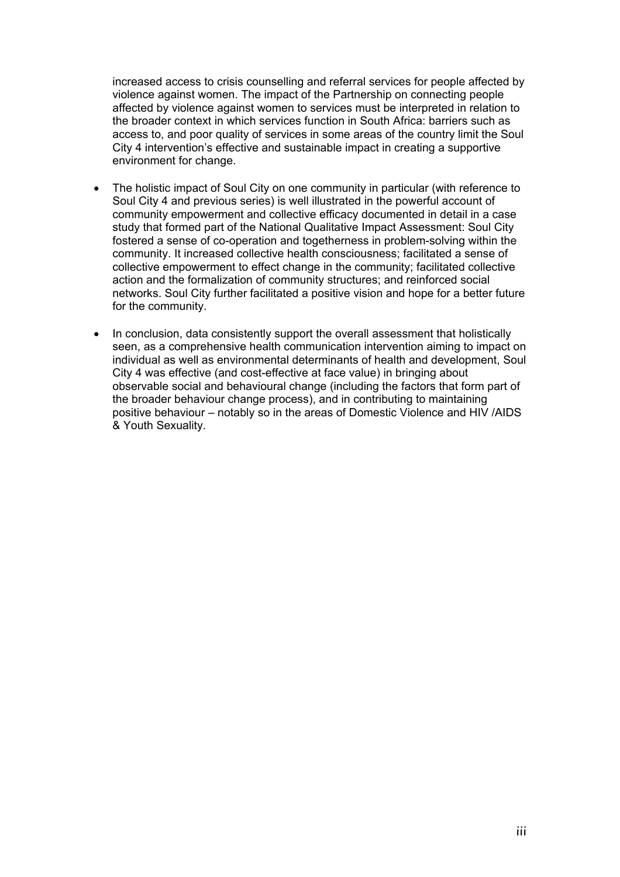increased access to crisis counselling and referral services for people affected by violence against women. The impact of the Partnership on connecting people affected by violence against women to services must be interpreted in relation to the broader context in which services function in South Africa: barriers such as access to, and poor quality of services in some areas of the country limit the Soul City 4 intervention's effective and sustainable impact in creating a supportive environment for change.

- The holistic impact of Soul City on one community in particular (with reference to Soul City 4 and previous series) is well illustrated in the powerful account of community empowerment and collective efficacy documented in detail in a case study that formed part of the National Qualitative Impact Assessment: Soul City fostered a sense of co-operation and togetherness in problem-solving within the community. It increased collective health consciousness; facilitated a sense of collective empowerment to effect change in the community; facilitated collective action and the formalization of community structures; and reinforced social networks. Soul City further facilitated a positive vision and hope for a better future for the community.

- In conclusion, data consistently support the overall assessment that holistically seen, as a comprehensive health communication intervention aiming to impact on individual as well as environmental determinants of health and development, Soul City 4 was effective (and cost-effective at face value) in bringing about observable social and behavioural change (including the factors that form part of the broader behaviour change process), and in contributing to maintaining positive behaviour – notably so in the areas of Domestic Violence and HIV /AIDS & Youth Sexuality.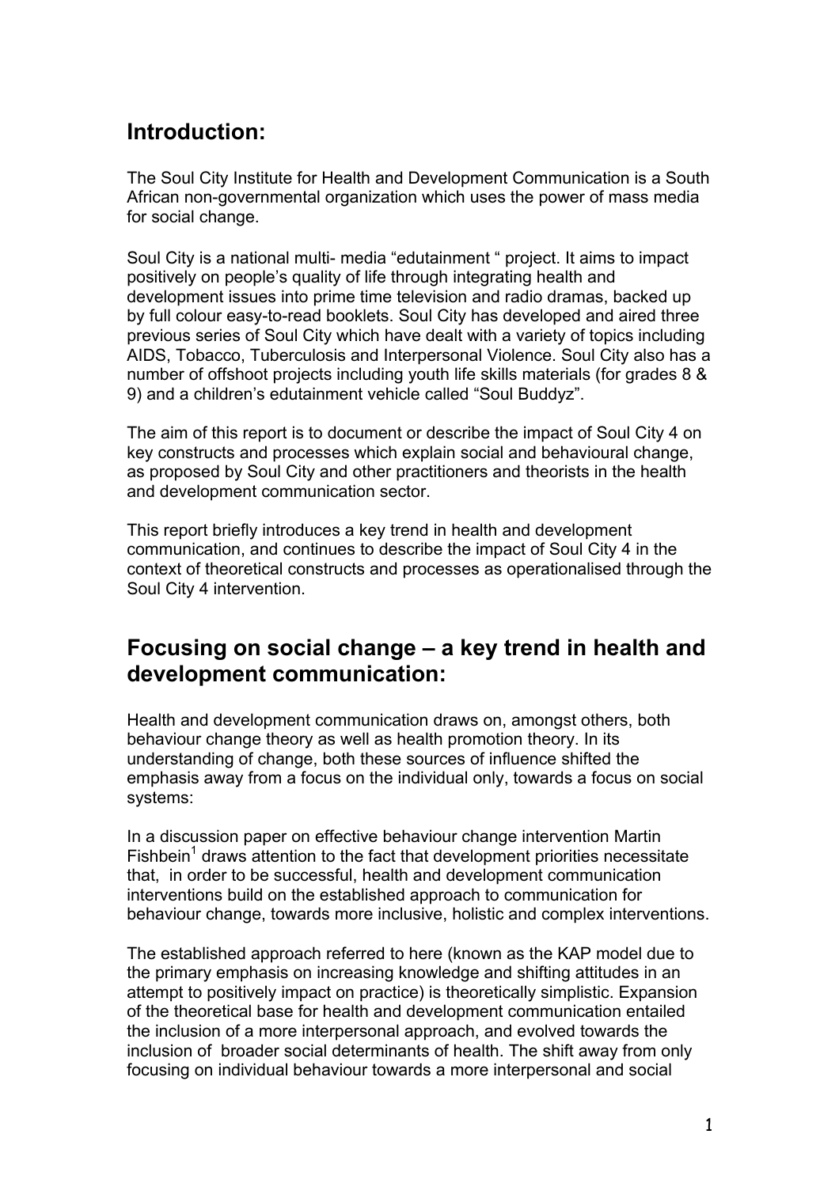## Introduction:

The Soul City Institute for Health and Development Communication is a South African non-governmental organization which uses the power of mass media for social change.

Soul City is a national multi- media "edutainment " project. It aims to impact positively on people's quality of life through integrating health and development issues into prime time television and radio dramas, backed up by full colour easy-to-read booklets. Soul City has developed and aired three previous series of Soul City which have dealt with a variety of topics including AIDS, Tobacco, Tuberculosis and Interpersonal Violence. Soul City also has a number of offshoot projects including youth life skills materials (for grades 8 & 9) and a children's edutainment vehicle called "Soul Buddyz".

The aim of this report is to document or describe the impact of Soul City 4 on key constructs and processes which explain social and behavioural change, as proposed by Soul City and other practitioners and theorists in the health and development communication sector.

This report briefly introduces a key trend in health and development communication, and continues to describe the impact of Soul City 4 in the context of theoretical constructs and processes as operationalised through the Soul City 4 intervention.

## Focusing on social change – a key trend in health and development communication:

Health and development communication draws on, amongst others, both behaviour change theory as well as health promotion theory. In its understanding of change, both these sources of influence shifted the emphasis away from a focus on the individual only, towards a focus on social systems:

In a discussion paper on effective behaviour change intervention Martin Fishbein[1] draws attention to the fact that development priorities necessitate that, in order to be successful, health and development communication interventions build on the established approach to communication for behaviour change, towards more inclusive, holistic and complex interventions.

The established approach referred to here (known as the KAP model due to the primary emphasis on increasing knowledge and shifting attitudes in an attempt to positively impact on practice) is theoretically simplistic. Expansion of the theoretical base for health and development communication entailed the inclusion of a more interpersonal approach, and evolved towards the inclusion of broader social determinants of health. The shift away from only focusing on individual behaviour towards a more interpersonal and social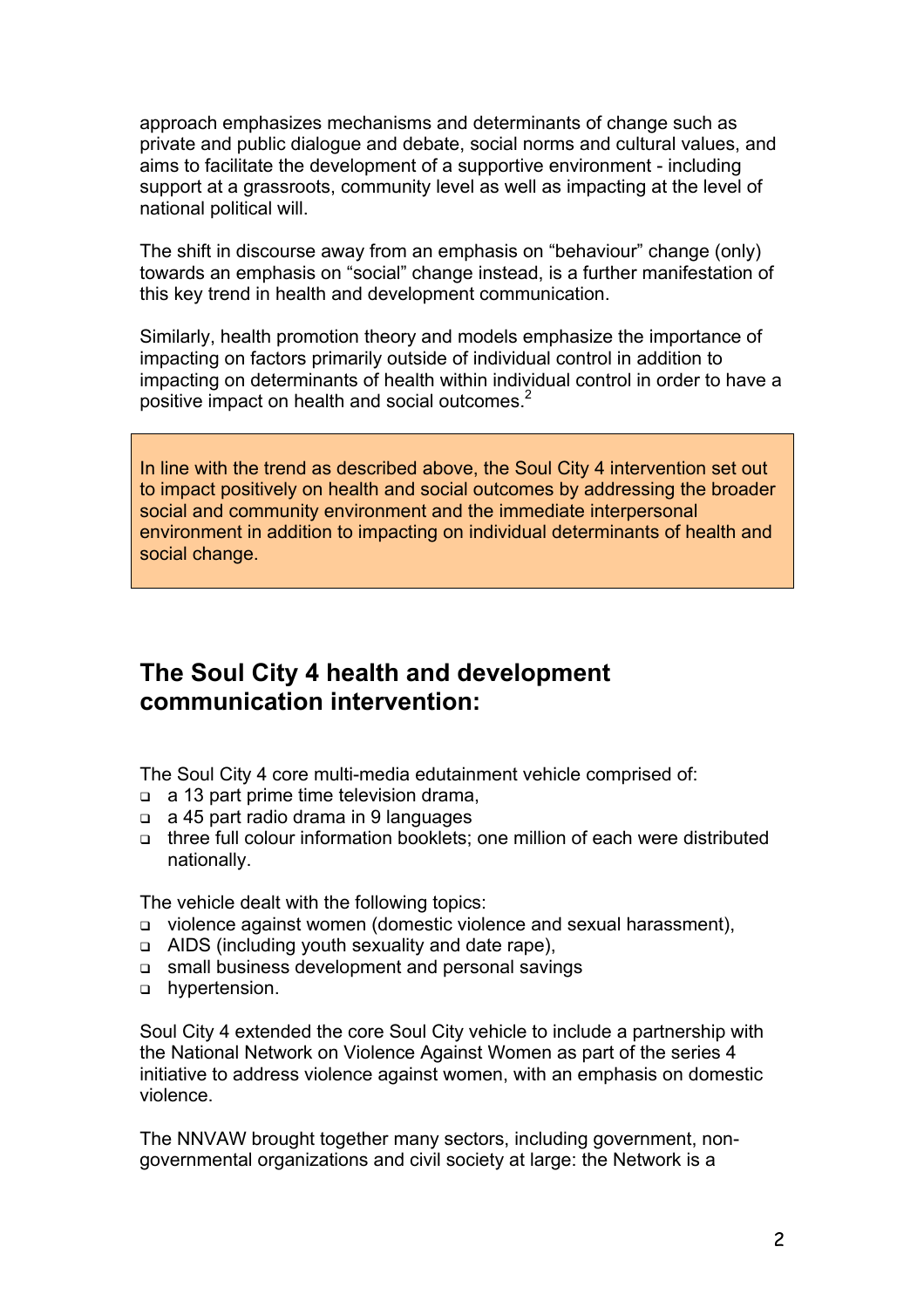approach emphasizes mechanisms and determinants of change such as private and public dialogue and debate, social norms and cultural values, and aims to facilitate the development of a supportive environment - including support at a grassroots, community level as well as impacting at the level of national political will.

The shift in discourse away from an emphasis on "behaviour" change (only) towards an emphasis on "social" change instead, is a further manifestation of this key trend in health and development communication.

Similarly, health promotion theory and models emphasize the importance of impacting on factors primarily outside of individual control in addition to impacting on determinants of health within individual control in order to have a positive impact on health and social outcomes.[2]

In line with the trend as described above, the Soul City 4 intervention set out to impact positively on health and social outcomes by addressing the broader social and community environment and the immediate interpersonal environment in addition to impacting on individual determinants of health and social change.

## The Soul City 4 health and development communication intervention:

The Soul City 4 core multi-media edutainment vehicle comprised of:

- a 13 part prime time television drama,
- a 45 part radio drama in 9 languages
- three full colour information booklets; one million of each were distributed nationally.

The vehicle dealt with the following topics:

- violence against women (domestic violence and sexual harassment),
- AIDS (including youth sexuality and date rape),
- small business development and personal savings
- hypertension.

Soul City 4 extended the core Soul City vehicle to include a partnership with the National Network on Violence Against Women as part of the series 4 initiative to address violence against women, with an emphasis on domestic violence.

The NNVAW brought together many sectors, including government, non-governmental organizations and civil society at large: the Network is a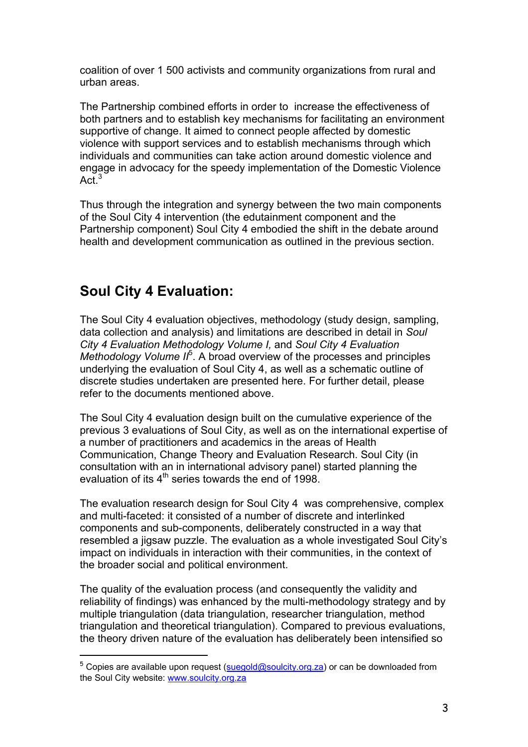coalition of over 1 500 activists and community organizations from rural and urban areas.

The Partnership combined efforts in order to increase the effectiveness of both partners and to establish key mechanisms for facilitating an environment supportive of change. It aimed to connect people affected by domestic violence with support services and to establish mechanisms through which individuals and communities can take action around domestic violence and engage in advocacy for the speedy implementation of the Domestic Violence Act.[3]

Thus through the integration and synergy between the two main components of the Soul City 4 intervention (the edutainment component and the Partnership component) Soul City 4 embodied the shift in the debate around health and development communication as outlined in the previous section.

## Soul City 4 Evaluation:

The Soul City 4 evaluation objectives, methodology (study design, sampling, data collection and analysis) and limitations are described in detail in *Soul City 4 Evaluation Methodology Volume I,* and *Soul City 4 Evaluation Methodology Volume II*[5]. A broad overview of the processes and principles underlying the evaluation of Soul City 4, as well as a schematic outline of discrete studies undertaken are presented here. For further detail, please refer to the documents mentioned above.

The Soul City 4 evaluation design built on the cumulative experience of the previous 3 evaluations of Soul City, as well as on the international expertise of a number of practitioners and academics in the areas of Health Communication, Change Theory and Evaluation Research. Soul City (in consultation with an in international advisory panel) started planning the evaluation of its 4th series towards the end of 1998.

The evaluation research design for Soul City 4 was comprehensive, complex and multi-faceted: it consisted of a number of discrete and interlinked components and sub-components, deliberately constructed in a way that resembled a jigsaw puzzle. The evaluation as a whole investigated Soul City's impact on individuals in interaction with their communities, in the context of the broader social and political environment.

The quality of the evaluation process (and consequently the validity and reliability of findings) was enhanced by the multi-methodology strategy and by multiple triangulation (data triangulation, researcher triangulation, method triangulation and theoretical triangulation). Compared to previous evaluations, the theory driven nature of the evaluation has deliberately been intensified so

---

[5] Copies are available upon request (suegold@soulcity.org.za) or can be downloaded from the Soul City website: www.soulcity.org.za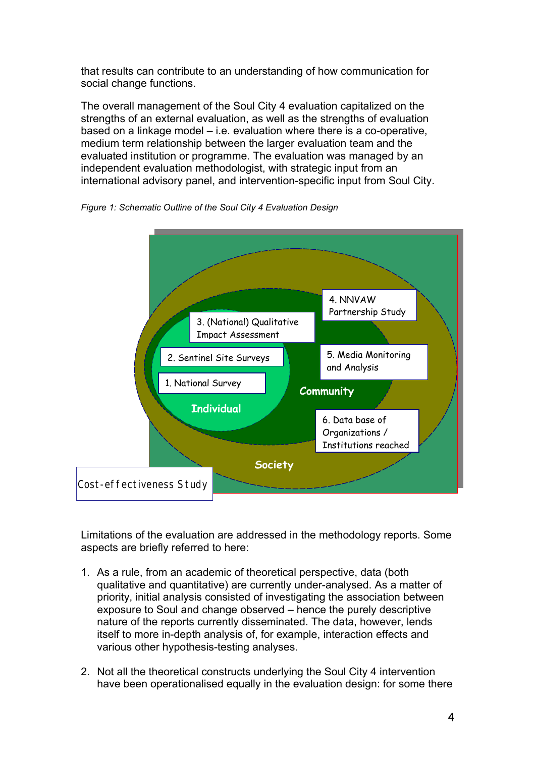that results can contribute to an understanding of how communication for social change functions.

The overall management of the Soul City 4 evaluation capitalized on the strengths of an external evaluation, as well as the strengths of evaluation based on a linkage model – i.e. evaluation where there is a co-operative, medium term relationship between the larger evaluation team and the evaluated institution or programme. The evaluation was managed by an independent evaluation methodologist, with strategic input from an international advisory panel, and intervention-specific input from Soul City.

*Figure 1: Schematic Outline of the Soul City 4 Evaluation Design*

- Individual
  - 1. National Survey
  - 2. Sentinel Site Surveys
  - 3. (National) Qualitative Impact Assessment
- Community
  - 4. NNVAW Partnership Study
  - 5. Media Monitoring and Analysis
  - 6. Data base of Organizations / Institutions reached
- Society
- Cost-effectiveness Study

Limitations of the evaluation are addressed in the methodology reports. Some aspects are briefly referred to here:

1. As a rule, from an academic of theoretical perspective, data (both qualitative and quantitative) are currently under-analysed. As a matter of priority, initial analysis consisted of investigating the association between exposure to Soul and change observed – hence the purely descriptive nature of the reports currently disseminated. The data, however, lends itself to more in-depth analysis of, for example, interaction effects and various other hypothesis-testing analyses.

2. Not all the theoretical constructs underlying the Soul City 4 intervention have been operationalised equally in the evaluation design: for some there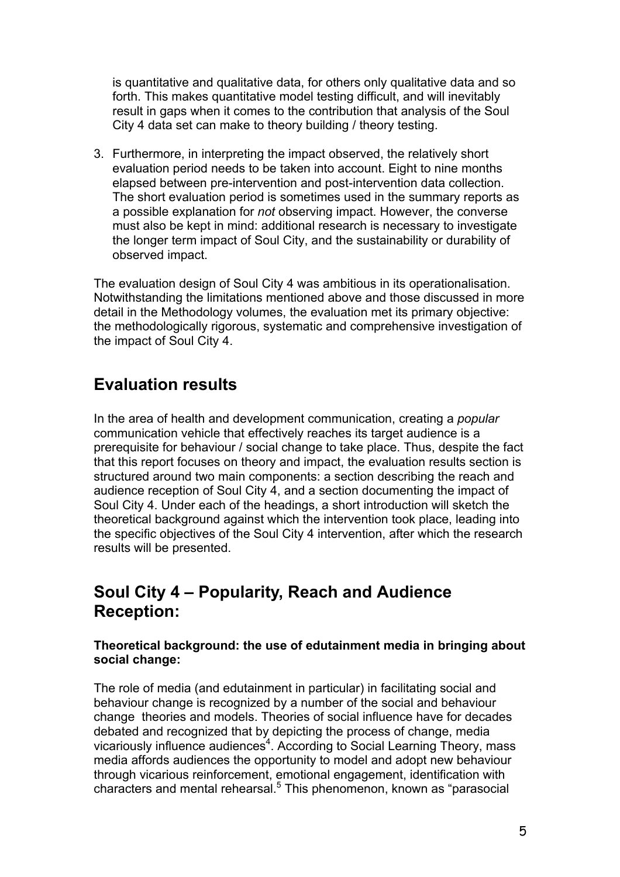is quantitative and qualitative data, for others only qualitative data and so forth. This makes quantitative model testing difficult, and will inevitably result in gaps when it comes to the contribution that analysis of the Soul City 4 data set can make to theory building / theory testing.

3. Furthermore, in interpreting the impact observed, the relatively short evaluation period needs to be taken into account. Eight to nine months elapsed between pre-intervention and post-intervention data collection. The short evaluation period is sometimes used in the summary reports as a possible explanation for *not* observing impact. However, the converse must also be kept in mind: additional research is necessary to investigate the longer term impact of Soul City, and the sustainability or durability of observed impact.

The evaluation design of Soul City 4 was ambitious in its operationalisation. Notwithstanding the limitations mentioned above and those discussed in more detail in the Methodology volumes, the evaluation met its primary objective: the methodologically rigorous, systematic and comprehensive investigation of the impact of Soul City 4.

## Evaluation results

In the area of health and development communication, creating a *popular* communication vehicle that effectively reaches its target audience is a prerequisite for behaviour / social change to take place. Thus, despite the fact that this report focuses on theory and impact, the evaluation results section is structured around two main components: a section describing the reach and audience reception of Soul City 4, and a section documenting the impact of Soul City 4. Under each of the headings, a short introduction will sketch the theoretical background against which the intervention took place, leading into the specific objectives of the Soul City 4 intervention, after which the research results will be presented.

## Soul City 4 – Popularity, Reach and Audience Reception:

**Theoretical background: the use of edutainment media in bringing about social change:**

The role of media (and edutainment in particular) in facilitating social and behaviour change is recognized by a number of the social and behaviour change theories and models. Theories of social influence have for decades debated and recognized that by depicting the process of change, media vicariously influence audiences[4]. According to Social Learning Theory, mass media affords audiences the opportunity to model and adopt new behaviour through vicarious reinforcement, emotional engagement, identification with characters and mental rehearsal.[5] This phenomenon, known as "parasocial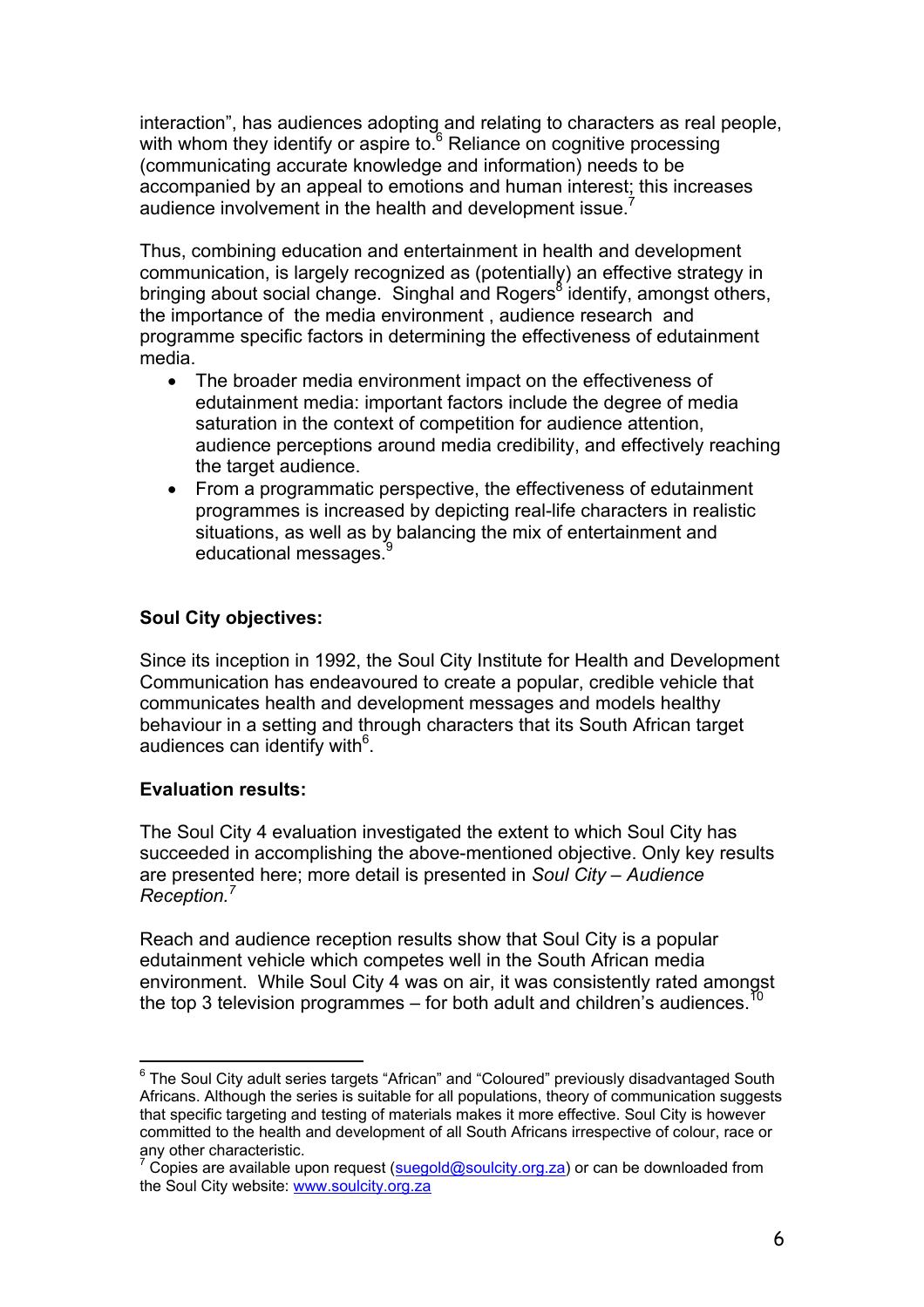interaction", has audiences adopting and relating to characters as real people, with whom they identify or aspire to.[6] Reliance on cognitive processing (communicating accurate knowledge and information) needs to be accompanied by an appeal to emotions and human interest; this increases audience involvement in the health and development issue.[7]

Thus, combining education and entertainment in health and development communication, is largely recognized as (potentially) an effective strategy in bringing about social change. Singhal and Rogers[8] identify, amongst others, the importance of the media environment , audience research and programme specific factors in determining the effectiveness of edutainment media.

- The broader media environment impact on the effectiveness of edutainment media: important factors include the degree of media saturation in the context of competition for audience attention, audience perceptions around media credibility, and effectively reaching the target audience.
- From a programmatic perspective, the effectiveness of edutainment programmes is increased by depicting real-life characters in realistic situations, as well as by balancing the mix of entertainment and educational messages.[9]

**Soul City objectives:**

Since its inception in 1992, the Soul City Institute for Health and Development Communication has endeavoured to create a popular, credible vehicle that communicates health and development messages and models healthy behaviour in a setting and through characters that its South African target audiences can identify with[6].

**Evaluation results:**

The Soul City 4 evaluation investigated the extent to which Soul City has succeeded in accomplishing the above-mentioned objective. Only key results are presented here; more detail is presented in *Soul City – Audience Reception.*[7]

Reach and audience reception results show that Soul City is a popular edutainment vehicle which competes well in the South African media environment. While Soul City 4 was on air, it was consistently rated amongst the top 3 television programmes – for both adult and children's audiences.[10]

---

[6] The Soul City adult series targets "African" and "Coloured" previously disadvantaged South Africans. Although the series is suitable for all populations, theory of communication suggests that specific targeting and testing of materials makes it more effective. Soul City is however committed to the health and development of all South Africans irrespective of colour, race or any other characteristic.

[7] Copies are available upon request (suegold@soulcity.org.za) or can be downloaded from the Soul City website: www.soulcity.org.za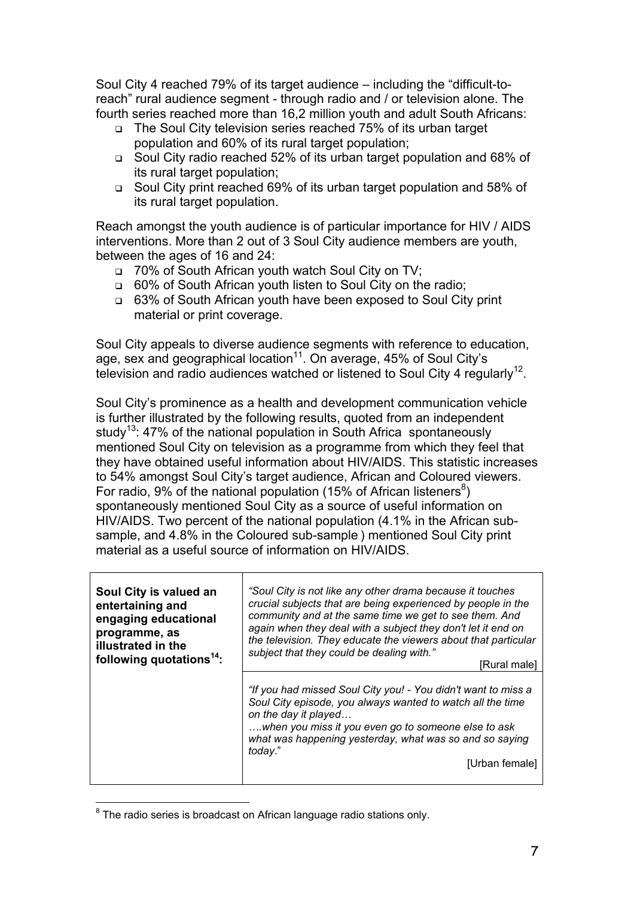Soul City 4 reached 79% of its target audience – including the "difficult-to-reach" rural audience segment - through radio and / or television alone. The fourth series reached more than 16,2 million youth and adult South Africans:

- The Soul City television series reached 75% of its urban target population and 60% of its rural target population;
- Soul City radio reached 52% of its urban target population and 68% of its rural target population;
- Soul City print reached 69% of its urban target population and 58% of its rural target population.

Reach amongst the youth audience is of particular importance for HIV / AIDS interventions. More than 2 out of 3 Soul City audience members are youth, between the ages of 16 and 24:

- 70% of South African youth watch Soul City on TV;
- 60% of South African youth listen to Soul City on the radio;
- 63% of South African youth have been exposed to Soul City print material or print coverage.

Soul City appeals to diverse audience segments with reference to education, age, sex and geographical location[11]. On average, 45% of Soul City's television and radio audiences watched or listened to Soul City 4 regularly[12].

Soul City's prominence as a health and development communication vehicle is further illustrated by the following results, quoted from an independent study[13]: 47% of the national population in South Africa spontaneously mentioned Soul City on television as a programme from which they feel that they have obtained useful information about HIV/AIDS. This statistic increases to 54% amongst Soul City's target audience, African and Coloured viewers. For radio, 9% of the national population (15% of African listeners[8]) spontaneously mentioned Soul City as a source of useful information on HIV/AIDS. Two percent of the national population (4.1% in the African sub-sample, and 4.8% in the Coloured sub-sample ) mentioned Soul City print material as a useful source of information on HIV/AIDS.

| **Soul City is valued an entertaining and engaging educational programme, as illustrated in the following quotations[14]:** | *"Soul City is not like any other drama because it touches crucial subjects that are being experienced by people in the community and at the same time we get to see them. And again when they deal with a subject they don't let it end on the television. They educate the viewers about that particular subject that they could be dealing with."* [Rural male] |
|---|---|
| | *"If you had missed Soul City you! - You didn't want to miss a Soul City episode, you always wanted to watch all the time on the day it played… ….when you miss it you even go to someone else to ask what was happening yesterday, what was so and so saying today."* [Urban female] |

[8] The radio series is broadcast on African language radio stations only.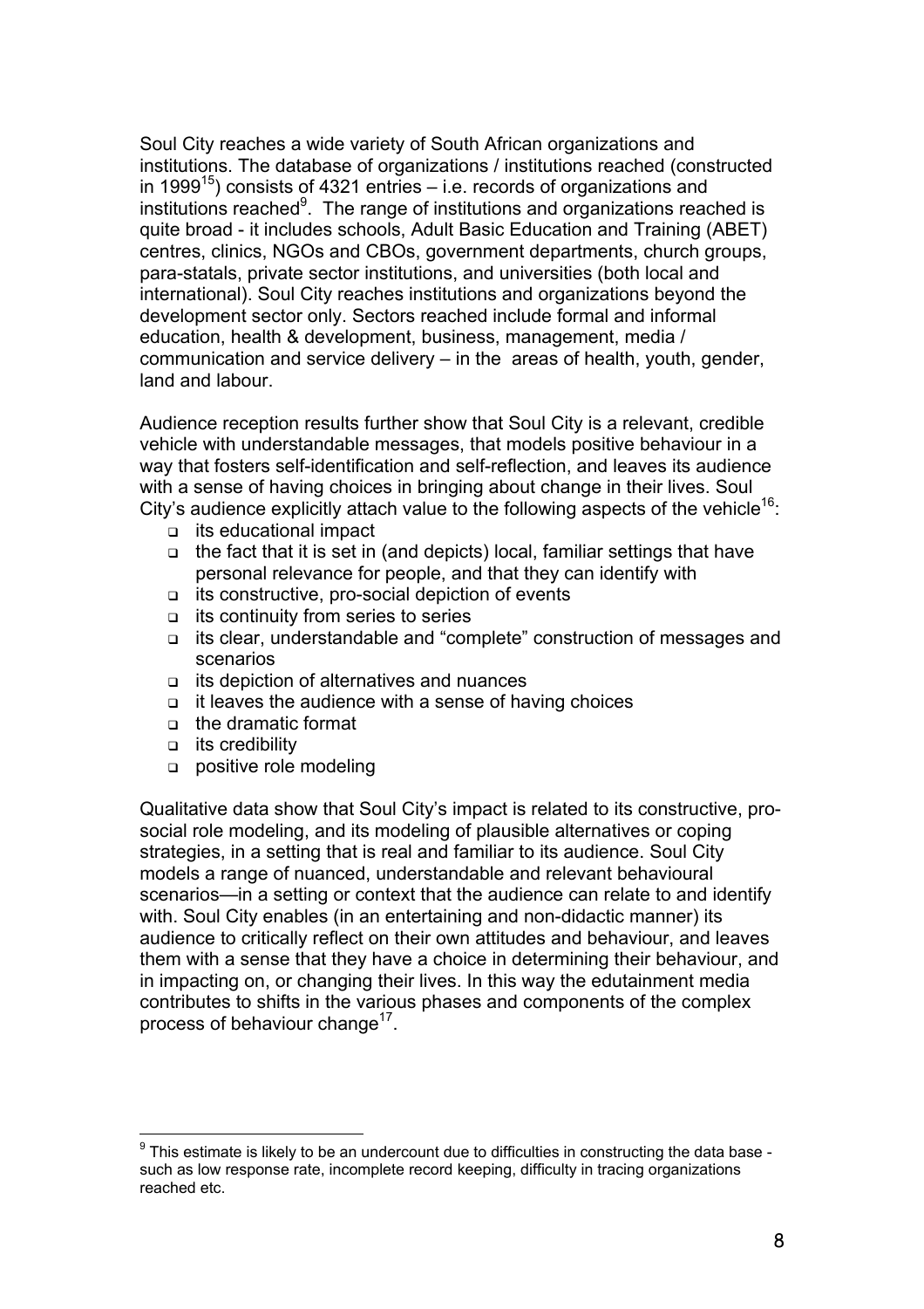Soul City reaches a wide variety of South African organizations and institutions. The database of organizations / institutions reached (constructed in 1999[15]) consists of 4321 entries – i.e. records of organizations and institutions reached[9]. The range of institutions and organizations reached is quite broad - it includes schools, Adult Basic Education and Training (ABET) centres, clinics, NGOs and CBOs, government departments, church groups, para-statals, private sector institutions, and universities (both local and international). Soul City reaches institutions and organizations beyond the development sector only. Sectors reached include formal and informal education, health & development, business, management, media / communication and service delivery – in the areas of health, youth, gender, land and labour.

Audience reception results further show that Soul City is a relevant, credible vehicle with understandable messages, that models positive behaviour in a way that fosters self-identification and self-reflection, and leaves its audience with a sense of having choices in bringing about change in their lives. Soul City's audience explicitly attach value to the following aspects of the vehicle[16]:

- its educational impact
- the fact that it is set in (and depicts) local, familiar settings that have personal relevance for people, and that they can identify with
- its constructive, pro-social depiction of events
- its continuity from series to series
- its clear, understandable and "complete" construction of messages and scenarios
- its depiction of alternatives and nuances
- it leaves the audience with a sense of having choices
- the dramatic format
- its credibility
- positive role modeling

Qualitative data show that Soul City's impact is related to its constructive, pro-social role modeling, and its modeling of plausible alternatives or coping strategies, in a setting that is real and familiar to its audience. Soul City models a range of nuanced, understandable and relevant behavioural scenarios—in a setting or context that the audience can relate to and identify with. Soul City enables (in an entertaining and non-didactic manner) its audience to critically reflect on their own attitudes and behaviour, and leaves them with a sense that they have a choice in determining their behaviour, and in impacting on, or changing their lives. In this way the edutainment media contributes to shifts in the various phases and components of the complex process of behaviour change[17].

---

[9] This estimate is likely to be an undercount due to difficulties in constructing the data base - such as low response rate, incomplete record keeping, difficulty in tracing organizations reached etc.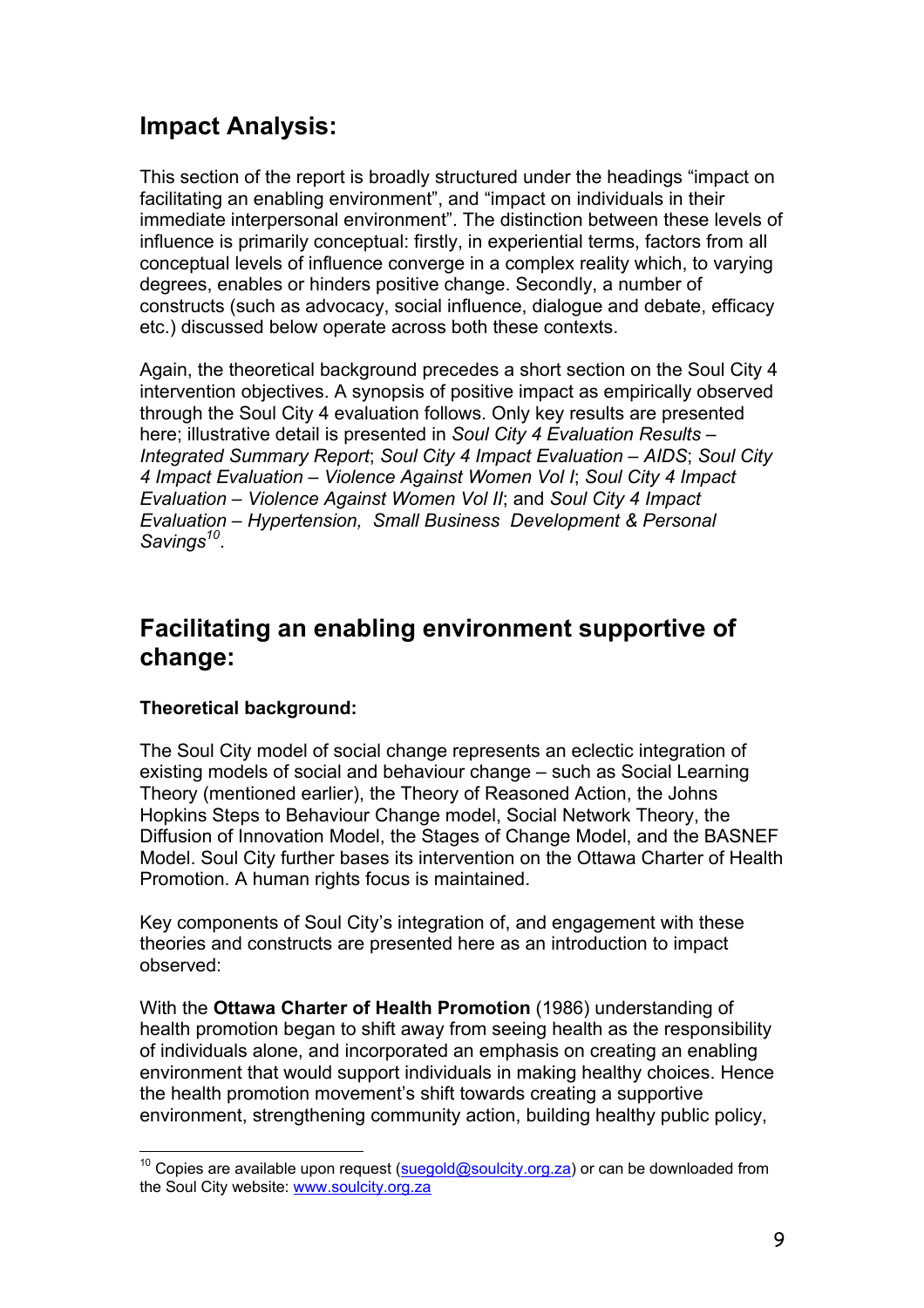## Impact Analysis:

This section of the report is broadly structured under the headings "impact on facilitating an enabling environment", and "impact on individuals in their immediate interpersonal environment". The distinction between these levels of influence is primarily conceptual: firstly, in experiential terms, factors from all conceptual levels of influence converge in a complex reality which, to varying degrees, enables or hinders positive change. Secondly, a number of constructs (such as advocacy, social influence, dialogue and debate, efficacy etc.) discussed below operate across both these contexts.

Again, the theoretical background precedes a short section on the Soul City 4 intervention objectives. A synopsis of positive impact as empirically observed through the Soul City 4 evaluation follows. Only key results are presented here; illustrative detail is presented in *Soul City 4 Evaluation Results – Integrated Summary Report*; *Soul City 4 Impact Evaluation – AIDS*; *Soul City 4 Impact Evaluation – Violence Against Women Vol I*; *Soul City 4 Impact Evaluation – Violence Against Women Vol II*; and *Soul City 4 Impact Evaluation – Hypertension, Small Business Development & Personal Savings*[10].

## Facilitating an enabling environment supportive of change:

**Theoretical background:**

The Soul City model of social change represents an eclectic integration of existing models of social and behaviour change – such as Social Learning Theory (mentioned earlier), the Theory of Reasoned Action, the Johns Hopkins Steps to Behaviour Change model, Social Network Theory, the Diffusion of Innovation Model, the Stages of Change Model, and the BASNEF Model. Soul City further bases its intervention on the Ottawa Charter of Health Promotion. A human rights focus is maintained.

Key components of Soul City's integration of, and engagement with these theories and constructs are presented here as an introduction to impact observed:

With the **Ottawa Charter of Health Promotion** (1986) understanding of health promotion began to shift away from seeing health as the responsibility of individuals alone, and incorporated an emphasis on creating an enabling environment that would support individuals in making healthy choices. Hence the health promotion movement's shift towards creating a supportive environment, strengthening community action, building healthy public policy,

---

[10] Copies are available upon request (suegold@soulcity.org.za) or can be downloaded from the Soul City website: www.soulcity.org.za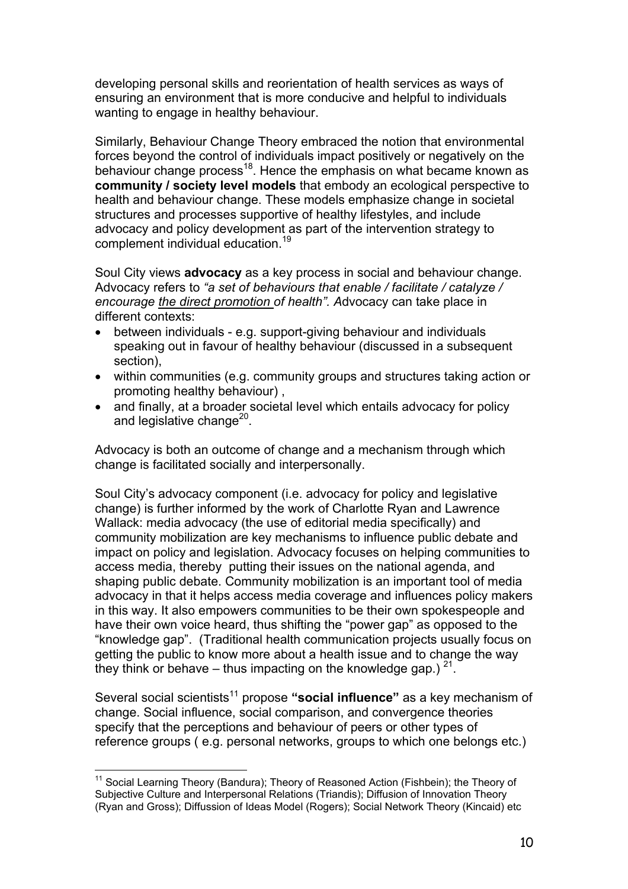developing personal skills and reorientation of health services as ways of ensuring an environment that is more conducive and helpful to individuals wanting to engage in healthy behaviour.

Similarly, Behaviour Change Theory embraced the notion that environmental forces beyond the control of individuals impact positively or negatively on the behaviour change process[18]. Hence the emphasis on what became known as **community / society level models** that embody an ecological perspective to health and behaviour change. These models emphasize change in societal structures and processes supportive of healthy lifestyles, and include advocacy and policy development as part of the intervention strategy to complement individual education.[19]

Soul City views **advocacy** as a key process in social and behaviour change. Advocacy refers to *"a set of behaviours that enable / facilitate / catalyze / encourage <u>the direct promotion</u> of health".* Advocacy can take place in different contexts:

- between individuals - e.g. support-giving behaviour and individuals speaking out in favour of healthy behaviour (discussed in a subsequent section),
- within communities (e.g. community groups and structures taking action or promoting healthy behaviour) ,
- and finally, at a broader societal level which entails advocacy for policy and legislative change[20].

Advocacy is both an outcome of change and a mechanism through which change is facilitated socially and interpersonally.

Soul City's advocacy component (i.e. advocacy for policy and legislative change) is further informed by the work of Charlotte Ryan and Lawrence Wallack: media advocacy (the use of editorial media specifically) and community mobilization are key mechanisms to influence public debate and impact on policy and legislation. Advocacy focuses on helping communities to access media, thereby putting their issues on the national agenda, and shaping public debate. Community mobilization is an important tool of media advocacy in that it helps access media coverage and influences policy makers in this way. It also empowers communities to be their own spokespeople and have their own voice heard, thus shifting the "power gap" as opposed to the "knowledge gap". (Traditional health communication projects usually focus on getting the public to know more about a health issue and to change the way they think or behave – thus impacting on the knowledge gap.) [21].

Several social scientists[11] propose **"social influence"** as a key mechanism of change. Social influence, social comparison, and convergence theories specify that the perceptions and behaviour of peers or other types of reference groups ( e.g. personal networks, groups to which one belongs etc.)

---

[11] Social Learning Theory (Bandura); Theory of Reasoned Action (Fishbein); the Theory of Subjective Culture and Interpersonal Relations (Triandis); Diffusion of Innovation Theory (Ryan and Gross); Diffussion of Ideas Model (Rogers); Social Network Theory (Kincaid) etc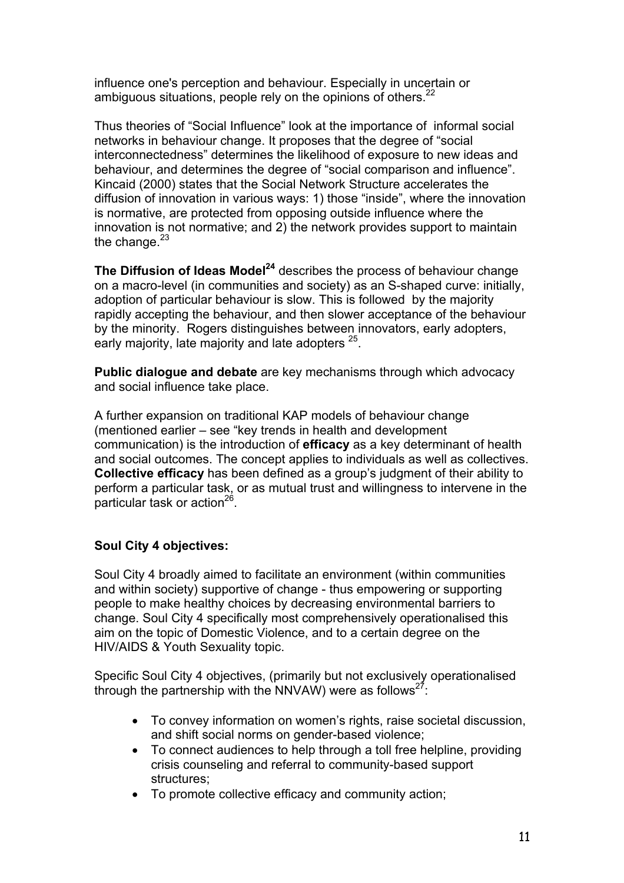influence one's perception and behaviour. Especially in uncertain or ambiguous situations, people rely on the opinions of others.[22]

Thus theories of "Social Influence" look at the importance of informal social networks in behaviour change. It proposes that the degree of "social interconnectedness" determines the likelihood of exposure to new ideas and behaviour, and determines the degree of "social comparison and influence". Kincaid (2000) states that the Social Network Structure accelerates the diffusion of innovation in various ways: 1) those "inside", where the innovation is normative, are protected from opposing outside influence where the innovation is not normative; and 2) the network provides support to maintain the change.[23]

**The Diffusion of Ideas Model[24]** describes the process of behaviour change on a macro-level (in communities and society) as an S-shaped curve: initially, adoption of particular behaviour is slow. This is followed by the majority rapidly accepting the behaviour, and then slower acceptance of the behaviour by the minority. Rogers distinguishes between innovators, early adopters, early majority, late majority and late adopters [25].

**Public dialogue and debate** are key mechanisms through which advocacy and social influence take place.

A further expansion on traditional KAP models of behaviour change (mentioned earlier – see "key trends in health and development communication) is the introduction of **efficacy** as a key determinant of health and social outcomes. The concept applies to individuals as well as collectives. **Collective efficacy** has been defined as a group's judgment of their ability to perform a particular task, or as mutual trust and willingness to intervene in the particular task or action[26].

**Soul City 4 objectives:**

Soul City 4 broadly aimed to facilitate an environment (within communities and within society) supportive of change - thus empowering or supporting people to make healthy choices by decreasing environmental barriers to change. Soul City 4 specifically most comprehensively operationalised this aim on the topic of Domestic Violence, and to a certain degree on the HIV/AIDS & Youth Sexuality topic.

Specific Soul City 4 objectives, (primarily but not exclusively operationalised through the partnership with the NNVAW) were as follows[27]:

- To convey information on women's rights, raise societal discussion, and shift social norms on gender-based violence;
- To connect audiences to help through a toll free helpline, providing crisis counseling and referral to community-based support structures;
- To promote collective efficacy and community action;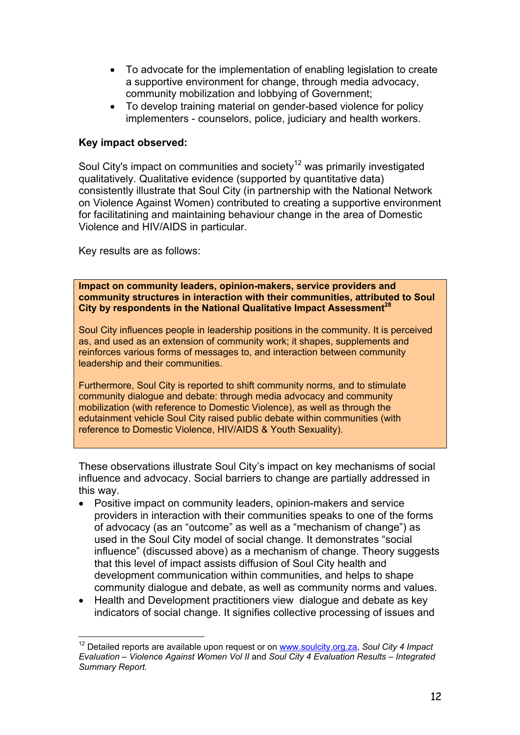- To advocate for the implementation of enabling legislation to create a supportive environment for change, through media advocacy, community mobilization and lobbying of Government;
- To develop training material on gender-based violence for policy implementers - counselors, police, judiciary and health workers.

**Key impact observed:**

Soul City's impact on communities and society[12] was primarily investigated qualitatively. Qualitative evidence (supported by quantitative data) consistently illustrate that Soul City (in partnership with the National Network on Violence Against Women) contributed to creating a supportive environment for facilitatining and maintaining behaviour change in the area of Domestic Violence and HIV/AIDS in particular.

Key results are as follows:

**Impact on community leaders, opinion-makers, service providers and community structures in interaction with their communities, attributed to Soul City by respondents in the National Qualitative Impact Assessment[28]**

Soul City influences people in leadership positions in the community. It is perceived as, and used as an extension of community work; it shapes, supplements and reinforces various forms of messages to, and interaction between community leadership and their communities.

Furthermore, Soul City is reported to shift community norms, and to stimulate community dialogue and debate: through media advocacy and community mobilization (with reference to Domestic Violence), as well as through the edutainment vehicle Soul City raised public debate within communities (with reference to Domestic Violence, HIV/AIDS & Youth Sexuality).

These observations illustrate Soul City's impact on key mechanisms of social influence and advocacy. Social barriers to change are partially addressed in this way.

- Positive impact on community leaders, opinion-makers and service providers in interaction with their communities speaks to one of the forms of advocacy (as an "outcome" as well as a "mechanism of change") as used in the Soul City model of social change. It demonstrates "social influence" (discussed above) as a mechanism of change. Theory suggests that this level of impact assists diffusion of Soul City health and development communication within communities, and helps to shape community dialogue and debate, as well as community norms and values.
- Health and Development practitioners view dialogue and debate as key indicators of social change. It signifies collective processing of issues and

[12] Detailed reports are available upon request or on www.soulcity.org.za, *Soul City 4 Impact Evaluation – Violence Against Women Vol II* and *Soul City 4 Evaluation Results – Integrated Summary Report.*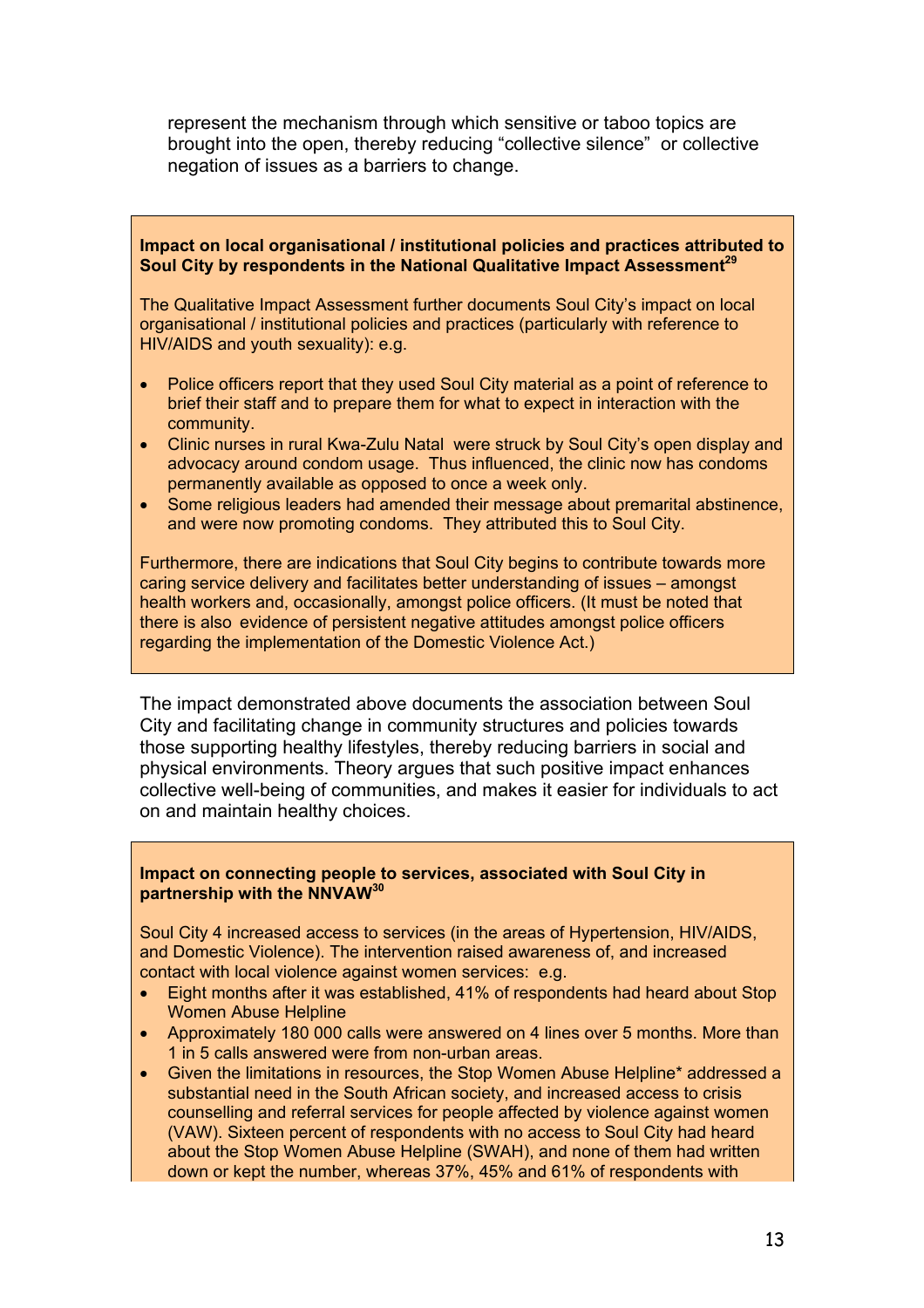represent the mechanism through which sensitive or taboo topics are brought into the open, thereby reducing "collective silence" or collective negation of issues as a barriers to change.

**Impact on local organisational / institutional policies and practices attributed to Soul City by respondents in the National Qualitative Impact Assessment[29]**

The Qualitative Impact Assessment further documents Soul City's impact on local organisational / institutional policies and practices (particularly with reference to HIV/AIDS and youth sexuality): e.g.

- Police officers report that they used Soul City material as a point of reference to brief their staff and to prepare them for what to expect in interaction with the community.
- Clinic nurses in rural Kwa-Zulu Natal were struck by Soul City's open display and advocacy around condom usage. Thus influenced, the clinic now has condoms permanently available as opposed to once a week only.
- Some religious leaders had amended their message about premarital abstinence, and were now promoting condoms. They attributed this to Soul City.

Furthermore, there are indications that Soul City begins to contribute towards more caring service delivery and facilitates better understanding of issues – amongst health workers and, occasionally, amongst police officers. (It must be noted that there is also evidence of persistent negative attitudes amongst police officers regarding the implementation of the Domestic Violence Act.)

The impact demonstrated above documents the association between Soul City and facilitating change in community structures and policies towards those supporting healthy lifestyles, thereby reducing barriers in social and physical environments. Theory argues that such positive impact enhances collective well-being of communities, and makes it easier for individuals to act on and maintain healthy choices.

**Impact on connecting people to services, associated with Soul City in partnership with the NNVAW[30]**

Soul City 4 increased access to services (in the areas of Hypertension, HIV/AIDS, and Domestic Violence). The intervention raised awareness of, and increased contact with local violence against women services: e.g.

- Eight months after it was established, 41% of respondents had heard about Stop Women Abuse Helpline
- Approximately 180 000 calls were answered on 4 lines over 5 months. More than 1 in 5 calls answered were from non-urban areas.
- Given the limitations in resources, the Stop Women Abuse Helpline* addressed a substantial need in the South African society, and increased access to crisis counselling and referral services for people affected by violence against women (VAW). Sixteen percent of respondents with no access to Soul City had heard about the Stop Women Abuse Helpline (SWAH), and none of them had written down or kept the number, whereas 37%, 45% and 61% of respondents with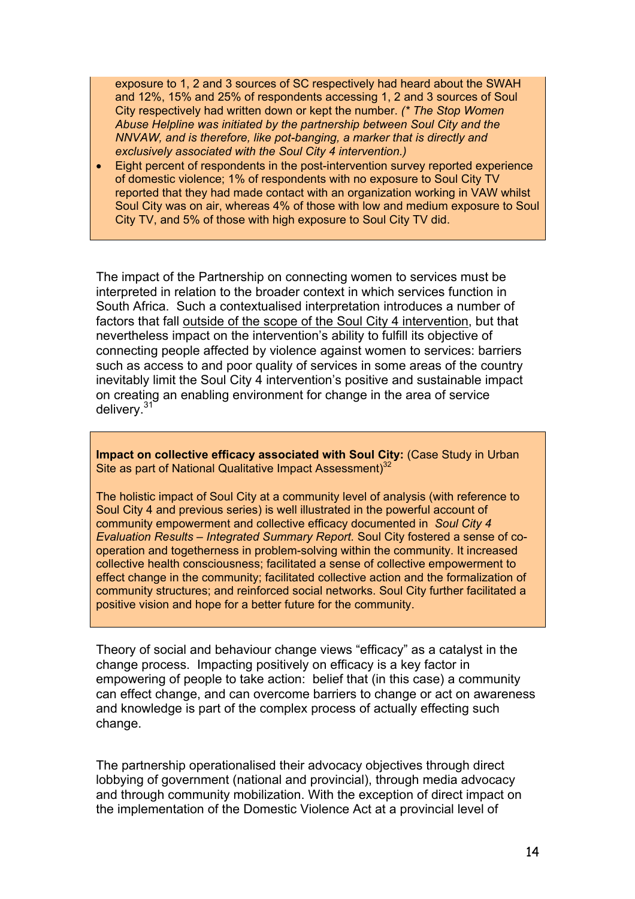exposure to 1, 2 and 3 sources of SC respectively had heard about the SWAH and 12%, 15% and 25% of respondents accessing 1, 2 and 3 sources of Soul City respectively had written down or kept the number. *(\* The Stop Women Abuse Helpline was initiated by the partnership between Soul City and the NNVAW, and is therefore, like pot-banging, a marker that is directly and exclusively associated with the Soul City 4 intervention.)*

- Eight percent of respondents in the post-intervention survey reported experience of domestic violence; 1% of respondents with no exposure to Soul City TV reported that they had made contact with an organization working in VAW whilst Soul City was on air, whereas 4% of those with low and medium exposure to Soul City TV, and 5% of those with high exposure to Soul City TV did.

The impact of the Partnership on connecting women to services must be interpreted in relation to the broader context in which services function in South Africa. Such a contextualised interpretation introduces a number of factors that fall <u>outside of the scope of the Soul City 4 intervention</u>, but that nevertheless impact on the intervention's ability to fulfill its objective of connecting people affected by violence against women to services: barriers such as access to and poor quality of services in some areas of the country inevitably limit the Soul City 4 intervention's positive and sustainable impact on creating an enabling environment for change in the area of service delivery.[31]

**Impact on collective efficacy associated with Soul City:** (Case Study in Urban Site as part of National Qualitative Impact Assessment)[32]

The holistic impact of Soul City at a community level of analysis (with reference to Soul City 4 and previous series) is well illustrated in the powerful account of community empowerment and collective efficacy documented in *Soul City 4 Evaluation Results – Integrated Summary Report.* Soul City fostered a sense of co-operation and togetherness in problem-solving within the community. It increased collective health consciousness; facilitated a sense of collective empowerment to effect change in the community; facilitated collective action and the formalization of community structures; and reinforced social networks. Soul City further facilitated a positive vision and hope for a better future for the community.

Theory of social and behaviour change views "efficacy" as a catalyst in the change process. Impacting positively on efficacy is a key factor in empowering of people to take action: belief that (in this case) a community can effect change, and can overcome barriers to change or act on awareness and knowledge is part of the complex process of actually effecting such change.

The partnership operationalised their advocacy objectives through direct lobbying of government (national and provincial), through media advocacy and through community mobilization. With the exception of direct impact on the implementation of the Domestic Violence Act at a provincial level of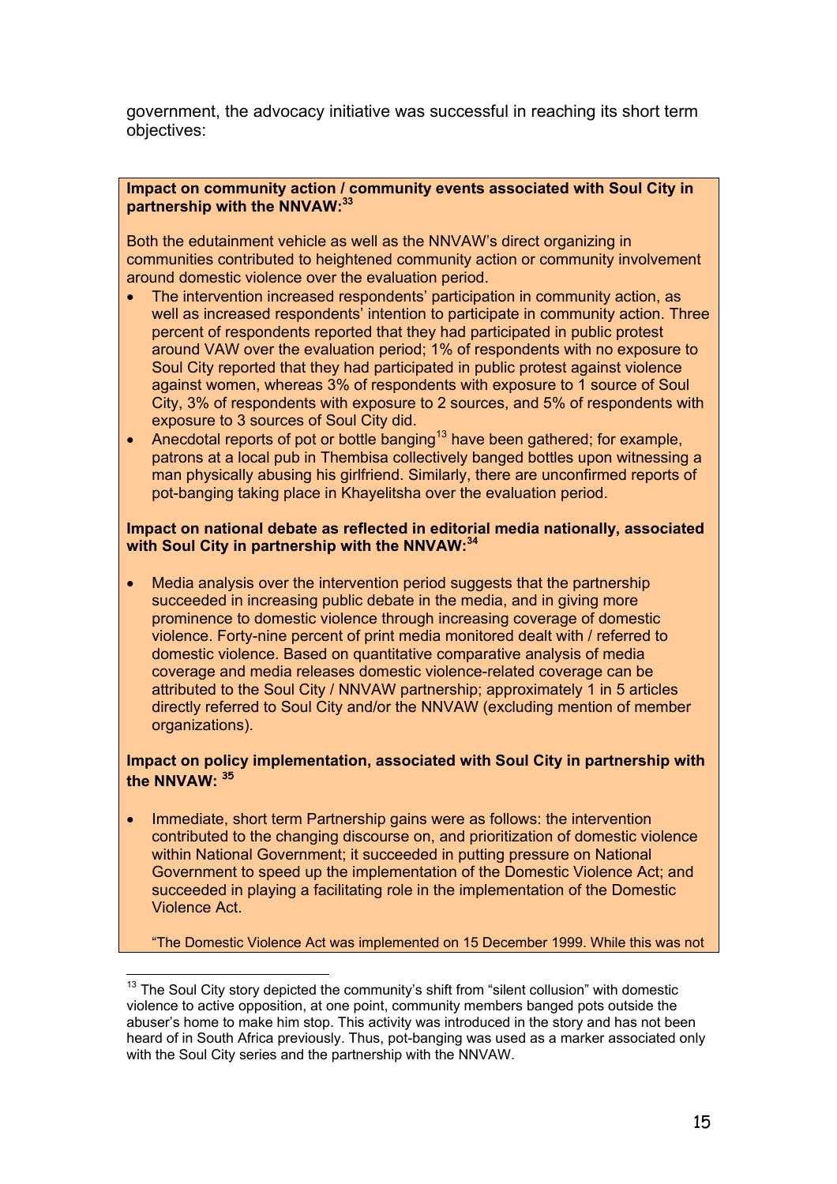government, the advocacy initiative was successful in reaching its short term objectives:

**Impact on community action / community events associated with Soul City in partnership with the NNVAW:[33]**

Both the edutainment vehicle as well as the NNVAW's direct organizing in communities contributed to heightened community action or community involvement around domestic violence over the evaluation period.

- The intervention increased respondents' participation in community action, as well as increased respondents' intention to participate in community action. Three percent of respondents reported that they had participated in public protest around VAW over the evaluation period; 1% of respondents with no exposure to Soul City reported that they had participated in public protest against violence against women, whereas 3% of respondents with exposure to 1 source of Soul City, 3% of respondents with exposure to 2 sources, and 5% of respondents with exposure to 3 sources of Soul City did.
- Anecdotal reports of pot or bottle banging[13] have been gathered; for example, patrons at a local pub in Thembisa collectively banged bottles upon witnessing a man physically abusing his girlfriend. Similarly, there are unconfirmed reports of pot-banging taking place in Khayelitsha over the evaluation period.

**Impact on national debate as reflected in editorial media nationally, associated with Soul City in partnership with the NNVAW:[34]**

- Media analysis over the intervention period suggests that the partnership succeeded in increasing public debate in the media, and in giving more prominence to domestic violence through increasing coverage of domestic violence. Forty-nine percent of print media monitored dealt with / referred to domestic violence. Based on quantitative comparative analysis of media coverage and media releases domestic violence-related coverage can be attributed to the Soul City / NNVAW partnership; approximately 1 in 5 articles directly referred to Soul City and/or the NNVAW (excluding mention of member organizations).

**Impact on policy implementation, associated with Soul City in partnership with the NNVAW: [35]**

- Immediate, short term Partnership gains were as follows: the intervention contributed to the changing discourse on, and prioritization of domestic violence within National Government; it succeeded in putting pressure on National Government to speed up the implementation of the Domestic Violence Act; and succeeded in playing a facilitating role in the implementation of the Domestic Violence Act.

"The Domestic Violence Act was implemented on 15 December 1999. While this was not

[13] The Soul City story depicted the community's shift from "silent collusion" with domestic violence to active opposition, at one point, community members banged pots outside the abuser's home to make him stop. This activity was introduced in the story and has not been heard of in South Africa previously. Thus, pot-banging was used as a marker associated only with the Soul City series and the partnership with the NNVAW.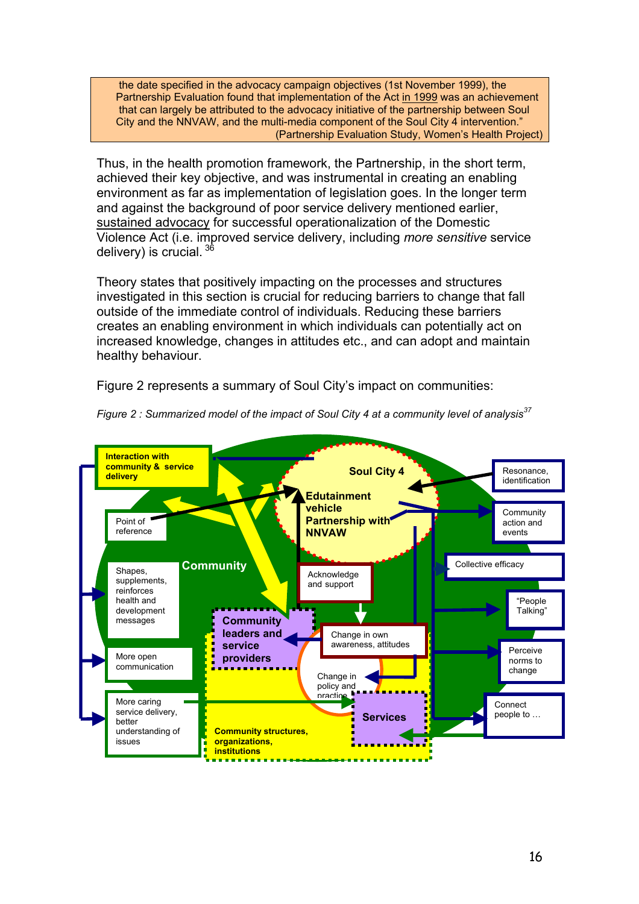> the date specified in the advocacy campaign objectives (1st November 1999), the Partnership Evaluation found that implementation of the Act in 1999 was an achievement that can largely be attributed to the advocacy initiative of the partnership between Soul City and the NNVAW, and the multi-media component of the Soul City 4 intervention."
> (Partnership Evaluation Study, Women's Health Project)

Thus, in the health promotion framework, the Partnership, in the short term, achieved their key objective, and was instrumental in creating an enabling environment as far as implementation of legislation goes. In the longer term and against the background of poor service delivery mentioned earlier, sustained advocacy for successful operationalization of the Domestic Violence Act (i.e. improved service delivery, including *more sensitive* service delivery) is crucial. [36]

Theory states that positively impacting on the processes and structures investigated in this section is crucial for reducing barriers to change that fall outside of the immediate control of individuals. Reducing these barriers creates an enabling environment in which individuals can potentially act on increased knowledge, changes in attitudes etc., and can adopt and maintain healthy behaviour.

Figure 2 represents a summary of Soul City's impact on communities:

*Figure 2 : Summarized model of the impact of Soul City 4 at a community level of analysis*[37]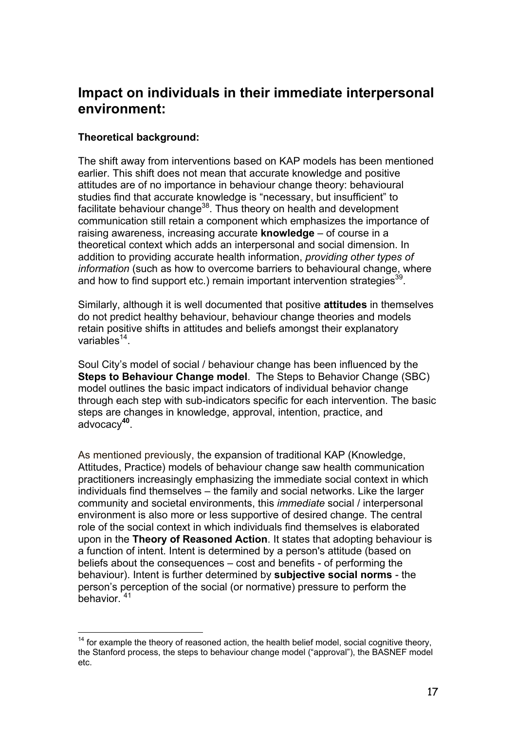## Impact on individuals in their immediate interpersonal environment:

**Theoretical background:**

The shift away from interventions based on KAP models has been mentioned earlier. This shift does not mean that accurate knowledge and positive attitudes are of no importance in behaviour change theory: behavioural studies find that accurate knowledge is "necessary, but insufficient" to facilitate behaviour change[38]. Thus theory on health and development communication still retain a component which emphasizes the importance of raising awareness, increasing accurate **knowledge** – of course in a theoretical context which adds an interpersonal and social dimension. In addition to providing accurate health information, *providing other types of information* (such as how to overcome barriers to behavioural change, where and how to find support etc.) remain important intervention strategies[39].

Similarly, although it is well documented that positive **attitudes** in themselves do not predict healthy behaviour, behaviour change theories and models retain positive shifts in attitudes and beliefs amongst their explanatory variables[14].

Soul City's model of social / behaviour change has been influenced by the **Steps to Behaviour Change model**. The Steps to Behavior Change (SBC) model outlines the basic impact indicators of individual behavior change through each step with sub-indicators specific for each intervention. The basic steps are changes in knowledge, approval, intention, practice, and advocacy[40].

As mentioned previously, the expansion of traditional KAP (Knowledge, Attitudes, Practice) models of behaviour change saw health communication practitioners increasingly emphasizing the immediate social context in which individuals find themselves – the family and social networks. Like the larger community and societal environments, this *immediate* social / interpersonal environment is also more or less supportive of desired change. The central role of the social context in which individuals find themselves is elaborated upon in the **Theory of Reasoned Action**. It states that adopting behaviour is a function of intent. Intent is determined by a person's attitude (based on beliefs about the consequences – cost and benefits - of performing the behaviour). Intent is further determined by **subjective social norms** - the person's perception of the social (or normative) pressure to perform the behavior. [41]

---

[14] for example the theory of reasoned action, the health belief model, social cognitive theory, the Stanford process, the steps to behaviour change model ("approval"), the BASNEF model etc.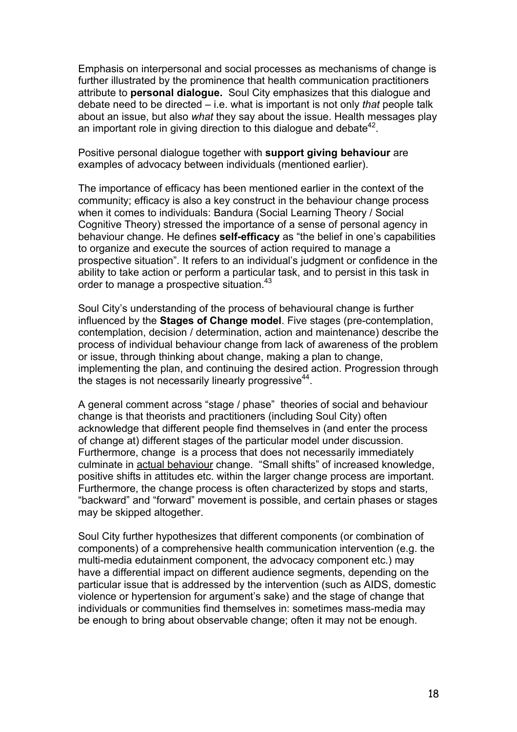Emphasis on interpersonal and social processes as mechanisms of change is further illustrated by the prominence that health communication practitioners attribute to **personal dialogue.** Soul City emphasizes that this dialogue and debate need to be directed – i.e. what is important is not only *that* people talk about an issue, but also *what* they say about the issue. Health messages play an important role in giving direction to this dialogue and debate[42].

Positive personal dialogue together with **support giving behaviour** are examples of advocacy between individuals (mentioned earlier).

The importance of efficacy has been mentioned earlier in the context of the community; efficacy is also a key construct in the behaviour change process when it comes to individuals: Bandura (Social Learning Theory / Social Cognitive Theory) stressed the importance of a sense of personal agency in behaviour change. He defines **self-efficacy** as "the belief in one's capabilities to organize and execute the sources of action required to manage a prospective situation". It refers to an individual's judgment or confidence in the ability to take action or perform a particular task, and to persist in this task in order to manage a prospective situation.[43]

Soul City's understanding of the process of behavioural change is further influenced by the **Stages of Change model**. Five stages (pre-contemplation, contemplation, decision / determination, action and maintenance) describe the process of individual behaviour change from lack of awareness of the problem or issue, through thinking about change, making a plan to change, implementing the plan, and continuing the desired action. Progression through the stages is not necessarily linearly progressive[44].

A general comment across "stage / phase" theories of social and behaviour change is that theorists and practitioners (including Soul City) often acknowledge that different people find themselves in (and enter the process of change at) different stages of the particular model under discussion. Furthermore, change is a process that does not necessarily immediately culminate in <u>actual behaviour</u> change. "Small shifts" of increased knowledge, positive shifts in attitudes etc. within the larger change process are important. Furthermore, the change process is often characterized by stops and starts, "backward" and "forward" movement is possible, and certain phases or stages may be skipped altogether.

Soul City further hypothesizes that different components (or combination of components) of a comprehensive health communication intervention (e.g. the multi-media edutainment component, the advocacy component etc.) may have a differential impact on different audience segments, depending on the particular issue that is addressed by the intervention (such as AIDS, domestic violence or hypertension for argument's sake) and the stage of change that individuals or communities find themselves in: sometimes mass-media may be enough to bring about observable change; often it may not be enough.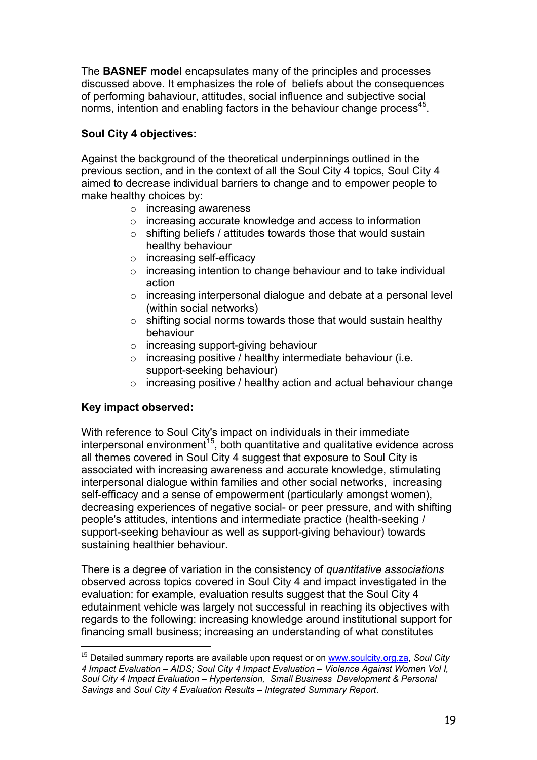The **BASNEF model** encapsulates many of the principles and processes discussed above. It emphasizes the role of beliefs about the consequences of performing bahaviour, attitudes, social influence and subjective social norms, intention and enabling factors in the behaviour change process[45].

**Soul City 4 objectives:**

Against the background of the theoretical underpinnings outlined in the previous section, and in the context of all the Soul City 4 topics, Soul City 4 aimed to decrease individual barriers to change and to empower people to make healthy choices by:

- increasing awareness
- increasing accurate knowledge and access to information
- shifting beliefs / attitudes towards those that would sustain healthy behaviour
- increasing self-efficacy
- increasing intention to change behaviour and to take individual action
- increasing interpersonal dialogue and debate at a personal level (within social networks)
- shifting social norms towards those that would sustain healthy behaviour
- increasing support-giving behaviour
- increasing positive / healthy intermediate behaviour (i.e. support-seeking behaviour)
- increasing positive / healthy action and actual behaviour change

**Key impact observed:**

With reference to Soul City's impact on individuals in their immediate interpersonal environment[15], both quantitative and qualitative evidence across all themes covered in Soul City 4 suggest that exposure to Soul City is associated with increasing awareness and accurate knowledge, stimulating interpersonal dialogue within families and other social networks, increasing self-efficacy and a sense of empowerment (particularly amongst women), decreasing experiences of negative social- or peer pressure, and with shifting people's attitudes, intentions and intermediate practice (health-seeking / support-seeking behaviour as well as support-giving behaviour) towards sustaining healthier behaviour.

There is a degree of variation in the consistency of *quantitative associations* observed across topics covered in Soul City 4 and impact investigated in the evaluation: for example, evaluation results suggest that the Soul City 4 edutainment vehicle was largely not successful in reaching its objectives with regards to the following: increasing knowledge around institutional support for financing small business; increasing an understanding of what constitutes

[15] Detailed summary reports are available upon request or on www.soulcity.org.za, *Soul City 4 Impact Evaluation – AIDS; Soul City 4 Impact Evaluation – Violence Against Women Vol I, Soul City 4 Impact Evaluation – Hypertension, Small Business Development & Personal Savings* and *Soul City 4 Evaluation Results – Integrated Summary Report*.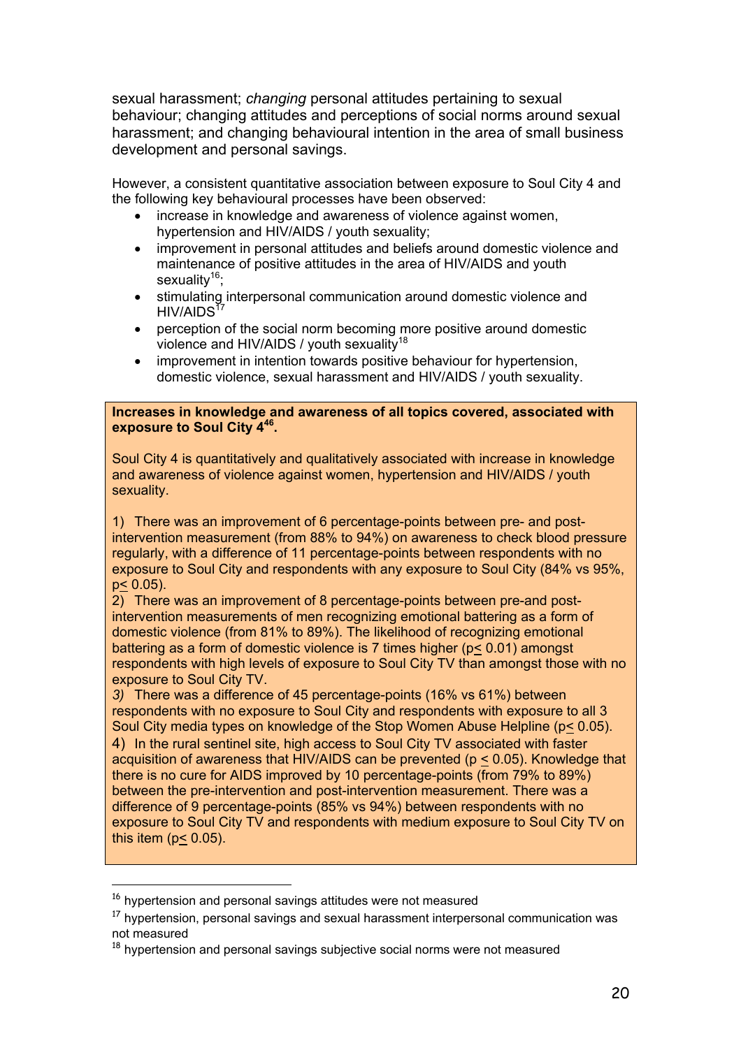sexual harassment; *changing* personal attitudes pertaining to sexual behaviour; changing attitudes and perceptions of social norms around sexual harassment; and changing behavioural intention in the area of small business development and personal savings.

However, a consistent quantitative association between exposure to Soul City 4 and the following key behavioural processes have been observed:

- increase in knowledge and awareness of violence against women, hypertension and HIV/AIDS / youth sexuality;
- improvement in personal attitudes and beliefs around domestic violence and maintenance of positive attitudes in the area of HIV/AIDS and youth sexuality[16];
- stimulating interpersonal communication around domestic violence and HIV/AIDS[17]
- perception of the social norm becoming more positive around domestic violence and HIV/AIDS / youth sexuality[18]
- improvement in intention towards positive behaviour for hypertension, domestic violence, sexual harassment and HIV/AIDS / youth sexuality.

**Increases in knowledge and awareness of all topics covered, associated with exposure to Soul City 4[46].**

Soul City 4 is quantitatively and qualitatively associated with increase in knowledge and awareness of violence against women, hypertension and HIV/AIDS / youth sexuality.

1) There was an improvement of 6 percentage-points between pre- and post-intervention measurement (from 88% to 94%) on awareness to check blood pressure regularly, with a difference of 11 percentage-points between respondents with no exposure to Soul City and respondents with any exposure to Soul City (84% vs 95%, $p \leq 0.05$).

2) There was an improvement of 8 percentage-points between pre-and post-intervention measurements of men recognizing emotional battering as a form of domestic violence (from 81% to 89%). The likelihood of recognizing emotional battering as a form of domestic violence is 7 times higher ($p \leq 0.01$) amongst respondents with high levels of exposure to Soul City TV than amongst those with no exposure to Soul City TV.

*3)* There was a difference of 45 percentage-points (16% vs 61%) between respondents with no exposure to Soul City and respondents with exposure to all 3 Soul City media types on knowledge of the Stop Women Abuse Helpline ($p \leq 0.05$).

4) In the rural sentinel site, high access to Soul City TV associated with faster acquisition of awareness that HIV/AIDS can be prevented ($p \leq 0.05$). Knowledge that there is no cure for AIDS improved by 10 percentage-points (from 79% to 89%) between the pre-intervention and post-intervention measurement. There was a difference of 9 percentage-points (85% vs 94%) between respondents with no exposure to Soul City TV and respondents with medium exposure to Soul City TV on this item ($p \leq 0.05$).

---

[16] hypertension and personal savings attitudes were not measured

[17] hypertension, personal savings and sexual harassment interpersonal communication was not measured

[18] hypertension and personal savings subjective social norms were not measured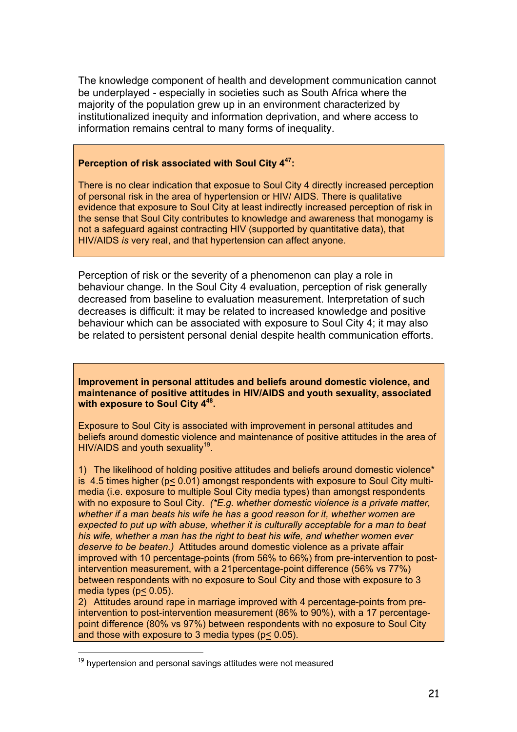The knowledge component of health and development communication cannot be underplayed - especially in societies such as South Africa where the majority of the population grew up in an environment characterized by institutionalized inequity and information deprivation, and where access to information remains central to many forms of inequality.

**Perception of risk associated with Soul City 4[47]:**

There is no clear indication that exposue to Soul City 4 directly increased perception of personal risk in the area of hypertension or HIV/ AIDS. There is qualitative evidence that exposure to Soul City at least indirectly increased perception of risk in the sense that Soul City contributes to knowledge and awareness that monogamy is not a safeguard against contracting HIV (supported by quantitative data), that HIV/AIDS *is* very real, and that hypertension can affect anyone.

Perception of risk or the severity of a phenomenon can play a role in behaviour change. In the Soul City 4 evaluation, perception of risk generally decreased from baseline to evaluation measurement. Interpretation of such decreases is difficult: it may be related to increased knowledge and positive behaviour which can be associated with exposure to Soul City 4; it may also be related to persistent personal denial despite health communication efforts.

**Improvement in personal attitudes and beliefs around domestic violence, and maintenance of positive attitudes in HIV/AIDS and youth sexuality, associated with exposure to Soul City 4[48].**

Exposure to Soul City is associated with improvement in personal attitudes and beliefs around domestic violence and maintenance of positive attitudes in the area of HIV/AIDS and youth sexuality[19].

1) The likelihood of holding positive attitudes and beliefs around domestic violence* is 4.5 times higher ($p \leq 0.01$) amongst respondents with exposure to Soul City multi-media (i.e. exposure to multiple Soul City media types) than amongst respondents with no exposure to Soul City. *(*E.g. whether domestic violence is a private matter, whether if a man beats his wife he has a good reason for it, whether women are expected to put up with abuse, whether it is culturally acceptable for a man to beat his wife, whether a man has the right to beat his wife, and whether women ever deserve to be beaten.)* Attitudes around domestic violence as a private affair improved with 10 percentage-points (from 56% to 66%) from pre-intervention to post-intervention measurement, with a 21percentage-point difference (56% vs 77%) between respondents with no exposure to Soul City and those with exposure to 3 media types ($p \leq 0.05$).

2) Attitudes around rape in marriage improved with 4 percentage-points from pre-intervention to post-intervention measurement (86% to 90%), with a 17 percentage-point difference (80% vs 97%) between respondents with no exposure to Soul City and those with exposure to 3 media types ($p \leq 0.05$).

---

[19] hypertension and personal savings attitudes were not measured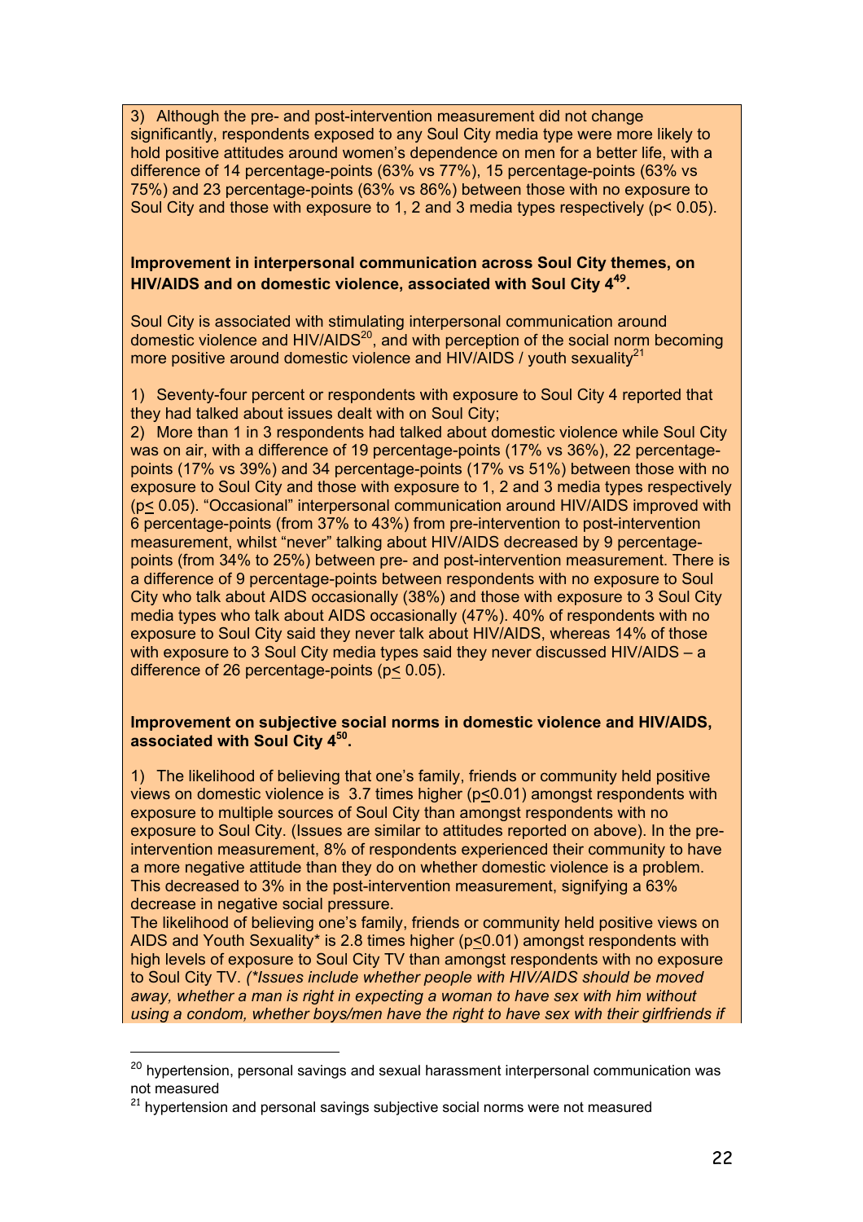3) Although the pre- and post-intervention measurement did not change significantly, respondents exposed to any Soul City media type were more likely to hold positive attitudes around women's dependence on men for a better life, with a difference of 14 percentage-points (63% vs 77%), 15 percentage-points (63% vs 75%) and 23 percentage-points (63% vs 86%) between those with no exposure to Soul City and those with exposure to 1, 2 and 3 media types respectively ($p < 0.05$).

**Improvement in interpersonal communication across Soul City themes, on HIV/AIDS and on domestic violence, associated with Soul City 4[49].**

Soul City is associated with stimulating interpersonal communication around domestic violence and HIV/AIDS[20], and with perception of the social norm becoming more positive around domestic violence and HIV/AIDS / youth sexuality[21]

1) Seventy-four percent or respondents with exposure to Soul City 4 reported that they had talked about issues dealt with on Soul City;

2) More than 1 in 3 respondents had talked about domestic violence while Soul City was on air, with a difference of 19 percentage-points (17% vs 36%), 22 percentage-points (17% vs 39%) and 34 percentage-points (17% vs 51%) between those with no exposure to Soul City and those with exposure to 1, 2 and 3 media types respectively ($p \leq 0.05$). "Occasional" interpersonal communication around HIV/AIDS improved with 6 percentage-points (from 37% to 43%) from pre-intervention to post-intervention measurement, whilst "never" talking about HIV/AIDS decreased by 9 percentage-points (from 34% to 25%) between pre- and post-intervention measurement. There is a difference of 9 percentage-points between respondents with no exposure to Soul City who talk about AIDS occasionally (38%) and those with exposure to 3 Soul City media types who talk about AIDS occasionally (47%). 40% of respondents with no exposure to Soul City said they never talk about HIV/AIDS, whereas 14% of those with exposure to 3 Soul City media types said they never discussed HIV/AIDS – a difference of 26 percentage-points ($p \leq 0.05$).

**Improvement on subjective social norms in domestic violence and HIV/AIDS, associated with Soul City 4[50].**

1) The likelihood of believing that one's family, friends or community held positive views on domestic violence is 3.7 times higher ($p \leq 0.01$) amongst respondents with exposure to multiple sources of Soul City than amongst respondents with no exposure to Soul City. (Issues are similar to attitudes reported on above). In the pre-intervention measurement, 8% of respondents experienced their community to have a more negative attitude than they do on whether domestic violence is a problem. This decreased to 3% in the post-intervention measurement, signifying a 63% decrease in negative social pressure.

The likelihood of believing one's family, friends or community held positive views on AIDS and Youth Sexuality* is 2.8 times higher ($p \leq 0.01$) amongst respondents with high levels of exposure to Soul City TV than amongst respondents with no exposure to Soul City TV. *(\*Issues include whether people with HIV/AIDS should be moved away, whether a man is right in expecting a woman to have sex with him without using a condom, whether boys/men have the right to have sex with their girlfriends if*

---

[20] hypertension, personal savings and sexual harassment interpersonal communication was not measured

[21] hypertension and personal savings subjective social norms were not measured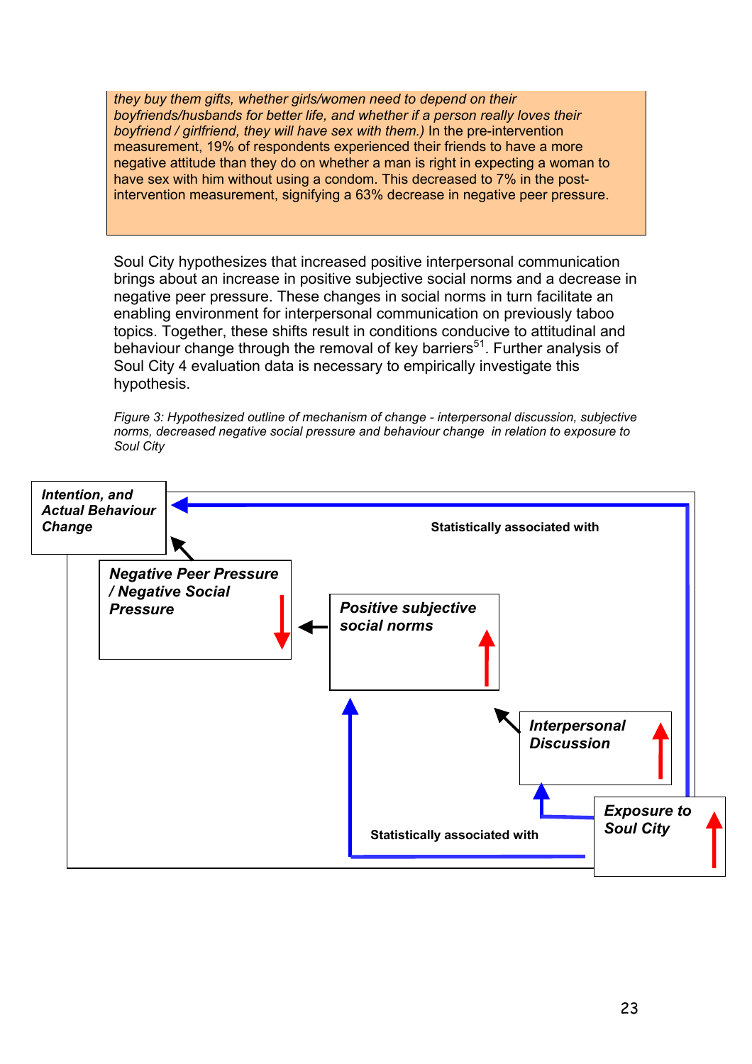*they buy them gifts, whether girls/women need to depend on their boyfriends/husbands for better life, and whether if a person really loves their boyfriend / girlfriend, they will have sex with them.)* In the pre-intervention measurement, 19% of respondents experienced their friends to have a more negative attitude than they do on whether a man is right in expecting a woman to have sex with him without using a condom. This decreased to 7% in the post-intervention measurement, signifying a 63% decrease in negative peer pressure.

Soul City hypothesizes that increased positive interpersonal communication brings about an increase in positive subjective social norms and a decrease in negative peer pressure. These changes in social norms in turn facilitate an enabling environment for interpersonal communication on previously taboo topics. Together, these shifts result in conditions conducive to attitudinal and behaviour change through the removal of key barriers[51]. Further analysis of Soul City 4 evaluation data is necessary to empirically investigate this hypothesis.

*Figure 3: Hypothesized outline of mechanism of change - interpersonal discussion, subjective norms, decreased negative social pressure and behaviour change in relation to exposure to Soul City*

***Intention, and Actual Behaviour Change***

**Statistically associated with**

***Negative Peer Pressure / Negative Social Pressure***

***Positive subjective social norms***

***Interpersonal Discussion***

***Exposure to Soul City***

**Statistically associated with**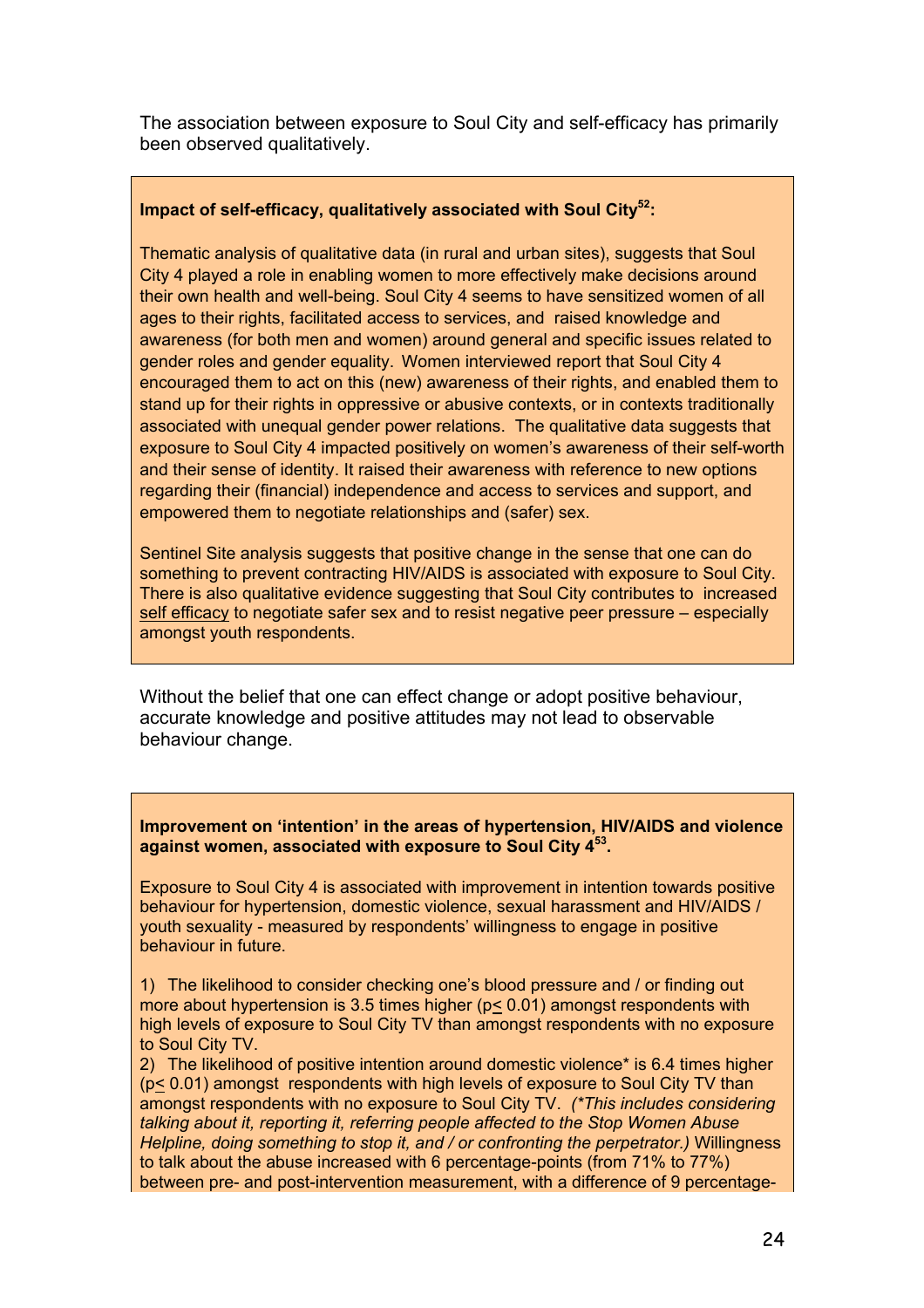The association between exposure to Soul City and self-efficacy has primarily been observed qualitatively.

**Impact of self-efficacy, qualitatively associated with Soul City[52]:**

Thematic analysis of qualitative data (in rural and urban sites), suggests that Soul City 4 played a role in enabling women to more effectively make decisions around their own health and well-being. Soul City 4 seems to have sensitized women of all ages to their rights, facilitated access to services, and raised knowledge and awareness (for both men and women) around general and specific issues related to gender roles and gender equality. Women interviewed report that Soul City 4 encouraged them to act on this (new) awareness of their rights, and enabled them to stand up for their rights in oppressive or abusive contexts, or in contexts traditionally associated with unequal gender power relations. The qualitative data suggests that exposure to Soul City 4 impacted positively on women's awareness of their self-worth and their sense of identity. It raised their awareness with reference to new options regarding their (financial) independence and access to services and support, and empowered them to negotiate relationships and (safer) sex.

Sentinel Site analysis suggests that positive change in the sense that one can do something to prevent contracting HIV/AIDS is associated with exposure to Soul City. There is also qualitative evidence suggesting that Soul City contributes to increased self efficacy to negotiate safer sex and to resist negative peer pressure – especially amongst youth respondents.

Without the belief that one can effect change or adopt positive behaviour, accurate knowledge and positive attitudes may not lead to observable behaviour change.

**Improvement on 'intention' in the areas of hypertension, HIV/AIDS and violence against women, associated with exposure to Soul City 4[53].**

Exposure to Soul City 4 is associated with improvement in intention towards positive behaviour for hypertension, domestic violence, sexual harassment and HIV/AIDS / youth sexuality - measured by respondents' willingness to engage in positive behaviour in future.

1) The likelihood to consider checking one's blood pressure and / or finding out more about hypertension is 3.5 times higher ($p \leq 0.01$) amongst respondents with high levels of exposure to Soul City TV than amongst respondents with no exposure to Soul City TV.

2) The likelihood of positive intention around domestic violence* is 6.4 times higher ($p \leq 0.01$) amongst respondents with high levels of exposure to Soul City TV than amongst respondents with no exposure to Soul City TV. *(\*This includes considering talking about it, reporting it, referring people affected to the Stop Women Abuse Helpline, doing something to stop it, and / or confronting the perpetrator.)* Willingness to talk about the abuse increased with 6 percentage-points (from 71% to 77%) between pre- and post-intervention measurement, with a difference of 9 percentage-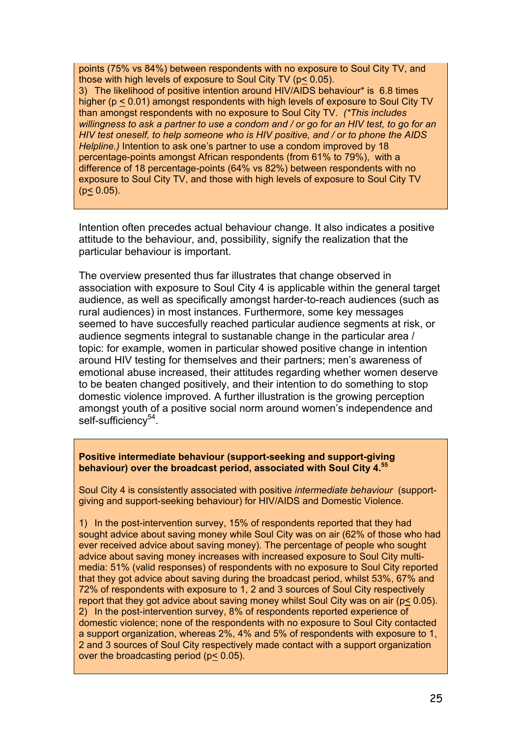points (75% vs 84%) between respondents with no exposure to Soul City TV, and those with high levels of exposure to Soul City TV ($p \leq 0.05$).

3) The likelihood of positive intention around HIV/AIDS behaviour* is 6.8 times higher ($p \leq 0.01$) amongst respondents with high levels of exposure to Soul City TV than amongst respondents with no exposure to Soul City TV. *(\*This includes willingness to ask a partner to use a condom and / or go for an HIV test, to go for an HIV test oneself, to help someone who is HIV positive, and / or to phone the AIDS Helpline.)* Intention to ask one's partner to use a condom improved by 18 percentage-points amongst African respondents (from 61% to 79%), with a difference of 18 percentage-points (64% vs 82%) between respondents with no exposure to Soul City TV, and those with high levels of exposure to Soul City TV ($p \leq 0.05$).

Intention often precedes actual behaviour change. It also indicates a positive attitude to the behaviour, and, possibility, signify the realization that the particular behaviour is important.

The overview presented thus far illustrates that change observed in association with exposure to Soul City 4 is applicable within the general target audience, as well as specifically amongst harder-to-reach audiences (such as rural audiences) in most instances. Furthermore, some key messages seemed to have succesfully reached particular audience segments at risk, or audience segments integral to sustanable change in the particular area / topic: for example, women in particular showed positive change in intention around HIV testing for themselves and their partners; men's awareness of emotional abuse increased, their attitudes regarding whether women deserve to be beaten changed positively, and their intention to do something to stop domestic violence improved. A further illustration is the growing perception amongst youth of a positive social norm around women's independence and self-sufficiency[54].

**Positive intermediate behaviour (support-seeking and support-giving behaviour) over the broadcast period, associated with Soul City 4.[55]**

Soul City 4 is consistently associated with positive *intermediate behaviour* (support-giving and support-seeking behaviour) for HIV/AIDS and Domestic Violence.

1) In the post-intervention survey, 15% of respondents reported that they had sought advice about saving money while Soul City was on air (62% of those who had ever received advice about saving money). The percentage of people who sought advice about saving money increases with increased exposure to Soul City multi-media: 51% (valid responses) of respondents with no exposure to Soul City reported that they got advice about saving during the broadcast period, whilst 53%, 67% and 72% of respondents with exposure to 1, 2 and 3 sources of Soul City respectively report that they got advice about saving money whilst Soul City was on air ($p \leq 0.05$).

2) In the post-intervention survey, 8% of respondents reported experience of domestic violence; none of the respondents with no exposure to Soul City contacted a support organization, whereas 2%, 4% and 5% of respondents with exposure to 1, 2 and 3 sources of Soul City respectively made contact with a support organization over the broadcasting period ($p \leq 0.05$).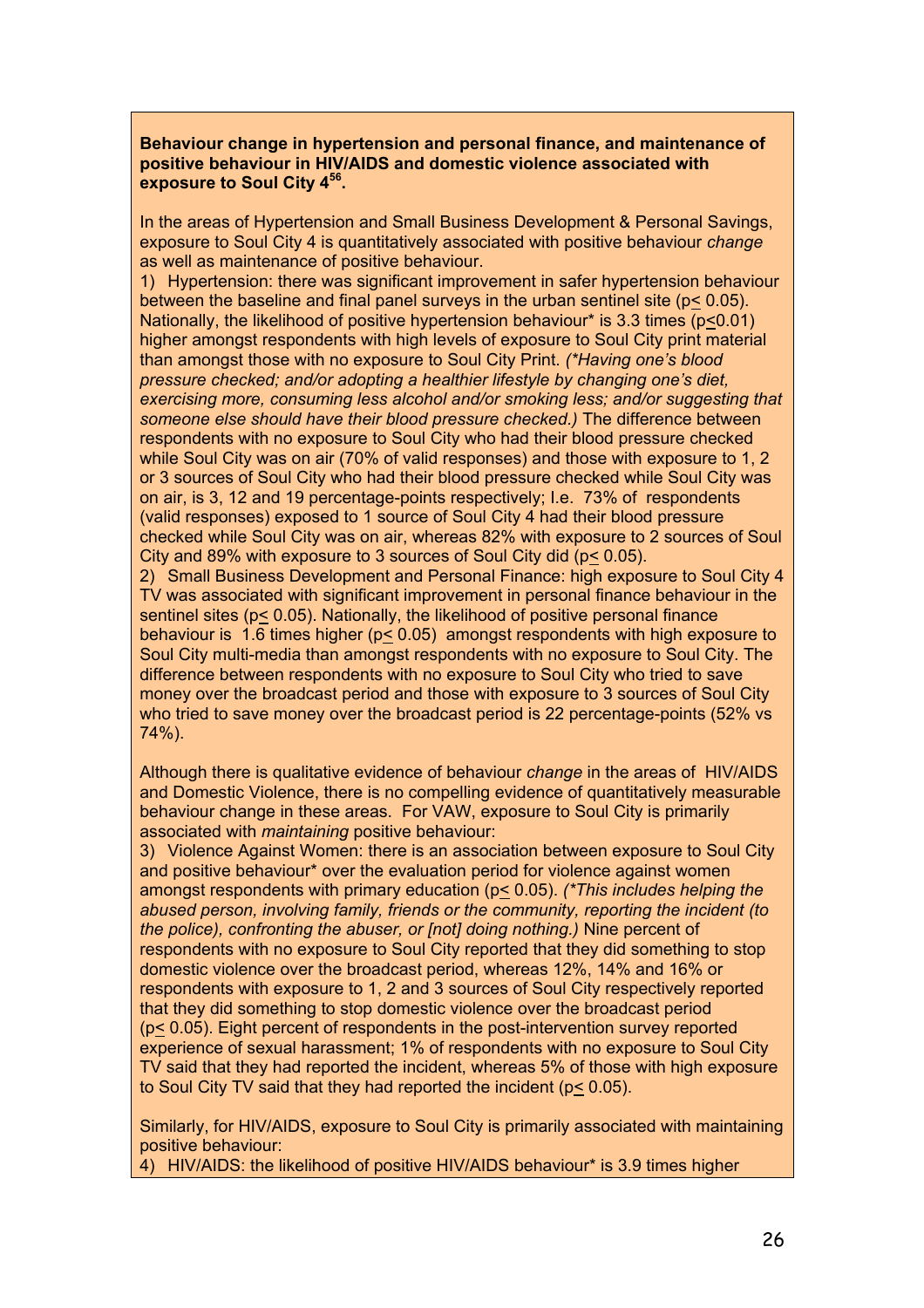**Behaviour change in hypertension and personal finance, and maintenance of positive behaviour in HIV/AIDS and domestic violence associated with exposure to Soul City 4[56].**

In the areas of Hypertension and Small Business Development & Personal Savings, exposure to Soul City 4 is quantitatively associated with positive behaviour *change* as well as maintenance of positive behaviour.

1) Hypertension: there was significant improvement in safer hypertension behaviour between the baseline and final panel surveys in the urban sentinel site ($p \leq 0.05$). Nationally, the likelihood of positive hypertension behaviour* is 3.3 times ($p \leq 0.01$) higher amongst respondents with high levels of exposure to Soul City print material than amongst those with no exposure to Soul City Print. *(*Having one's blood pressure checked; and/or adopting a healthier lifestyle by changing one's diet, exercising more, consuming less alcohol and/or smoking less; and/or suggesting that someone else should have their blood pressure checked.)* The difference between respondents with no exposure to Soul City who had their blood pressure checked while Soul City was on air (70% of valid responses) and those with exposure to 1, 2 or 3 sources of Soul City who had their blood pressure checked while Soul City was on air, is 3, 12 and 19 percentage-points respectively; I.e. 73% of respondents (valid responses) exposed to 1 source of Soul City 4 had their blood pressure checked while Soul City was on air, whereas 82% with exposure to 2 sources of Soul City and 89% with exposure to 3 sources of Soul City did ($p \leq 0.05$).

2) Small Business Development and Personal Finance: high exposure to Soul City 4 TV was associated with significant improvement in personal finance behaviour in the sentinel sites ($p \leq 0.05$). Nationally, the likelihood of positive personal finance behaviour is 1.6 times higher ($p \leq 0.05$) amongst respondents with high exposure to Soul City multi-media than amongst respondents with no exposure to Soul City. The difference between respondents with no exposure to Soul City who tried to save money over the broadcast period and those with exposure to 3 sources of Soul City who tried to save money over the broadcast period is 22 percentage-points (52% vs 74%).

Although there is qualitative evidence of behaviour *change* in the areas of HIV/AIDS and Domestic Violence, there is no compelling evidence of quantitatively measurable behaviour change in these areas. For VAW, exposure to Soul City is primarily associated with *maintaining* positive behaviour:

3) Violence Against Women: there is an association between exposure to Soul City and positive behaviour* over the evaluation period for violence against women amongst respondents with primary education ($p \leq 0.05$). *(*This includes helping the abused person, involving family, friends or the community, reporting the incident (to the police), confronting the abuser, or [not] doing nothing.)* Nine percent of respondents with no exposure to Soul City reported that they did something to stop domestic violence over the broadcast period, whereas 12%, 14% and 16% or respondents with exposure to 1, 2 and 3 sources of Soul City respectively reported that they did something to stop domestic violence over the broadcast period ($p \leq 0.05$). Eight percent of respondents in the post-intervention survey reported experience of sexual harassment; 1% of respondents with no exposure to Soul City TV said that they had reported the incident, whereas 5% of those with high exposure to Soul City TV said that they had reported the incident ($p \leq 0.05$).

Similarly, for HIV/AIDS, exposure to Soul City is primarily associated with maintaining positive behaviour:

4) HIV/AIDS: the likelihood of positive HIV/AIDS behaviour* is 3.9 times higher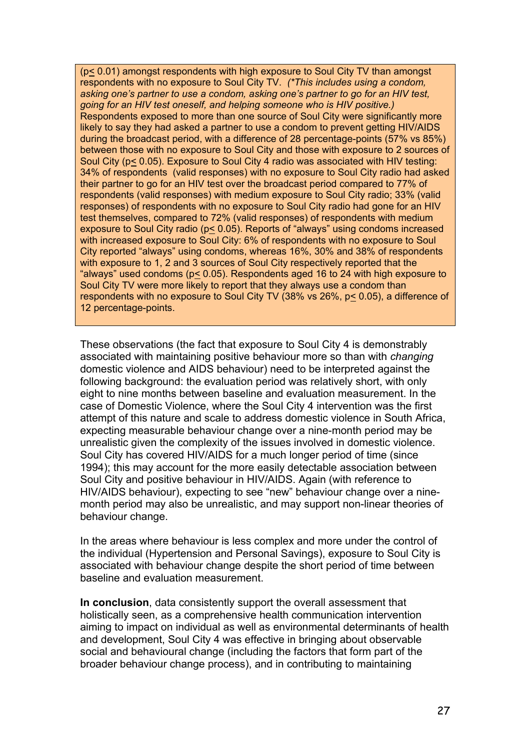($p \leq 0.01$) amongst respondents with high exposure to Soul City TV than amongst respondents with no exposure to Soul City TV. *(\*This includes using a condom, asking one's partner to use a condom, asking one's partner to go for an HIV test, going for an HIV test oneself, and helping someone who is HIV positive.)* Respondents exposed to more than one source of Soul City were significantly more likely to say they had asked a partner to use a condom to prevent getting HIV/AIDS during the broadcast period, with a difference of 28 percentage-points (57% vs 85%) between those with no exposure to Soul City and those with exposure to 2 sources of Soul City ($p \leq 0.05$). Exposure to Soul City 4 radio was associated with HIV testing: 34% of respondents (valid responses) with no exposure to Soul City radio had asked their partner to go for an HIV test over the broadcast period compared to 77% of respondents (valid responses) with medium exposure to Soul City radio; 33% (valid responses) of respondents with no exposure to Soul City radio had gone for an HIV test themselves, compared to 72% (valid responses) of respondents with medium exposure to Soul City radio ($p \leq 0.05$). Reports of "always" using condoms increased with increased exposure to Soul City: 6% of respondents with no exposure to Soul City reported "always" using condoms, whereas 16%, 30% and 38% of respondents with exposure to 1, 2 and 3 sources of Soul City respectively reported that the "always" used condoms ($p \leq 0.05$). Respondents aged 16 to 24 with high exposure to Soul City TV were more likely to report that they always use a condom than respondents with no exposure to Soul City TV (38% vs 26%, $p \leq 0.05$), a difference of 12 percentage-points.

These observations (the fact that exposure to Soul City 4 is demonstrably associated with maintaining positive behaviour more so than with *changing* domestic violence and AIDS behaviour) need to be interpreted against the following background: the evaluation period was relatively short, with only eight to nine months between baseline and evaluation measurement. In the case of Domestic Violence, where the Soul City 4 intervention was the first attempt of this nature and scale to address domestic violence in South Africa, expecting measurable behaviour change over a nine-month period may be unrealistic given the complexity of the issues involved in domestic violence. Soul City has covered HIV/AIDS for a much longer period of time (since 1994); this may account for the more easily detectable association between Soul City and positive behaviour in HIV/AIDS. Again (with reference to HIV/AIDS behaviour), expecting to see "new" behaviour change over a nine-month period may also be unrealistic, and may support non-linear theories of behaviour change.

In the areas where behaviour is less complex and more under the control of the individual (Hypertension and Personal Savings), exposure to Soul City is associated with behaviour change despite the short period of time between baseline and evaluation measurement.

**In conclusion**, data consistently support the overall assessment that holistically seen, as a comprehensive health communication intervention aiming to impact on individual as well as environmental determinants of health and development, Soul City 4 was effective in bringing about observable social and behavioural change (including the factors that form part of the broader behaviour change process), and in contributing to maintaining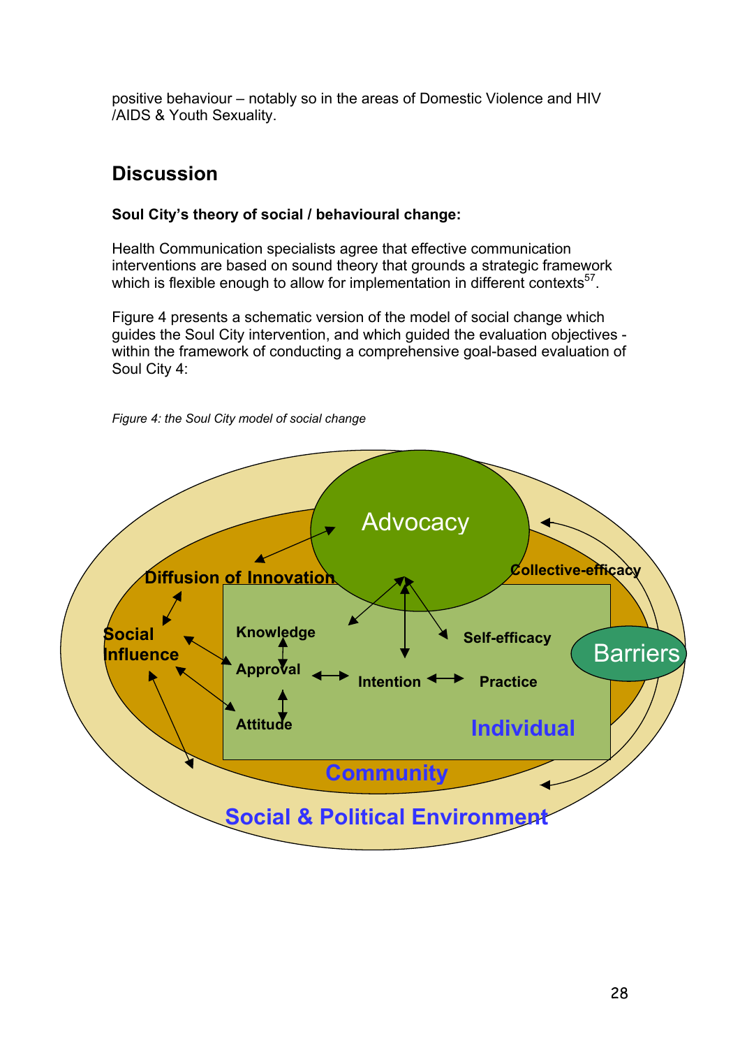positive behaviour – notably so in the areas of Domestic Violence and HIV /AIDS & Youth Sexuality.

## Discussion

**Soul City's theory of social / behavioural change:**

Health Communication specialists agree that effective communication interventions are based on sound theory that grounds a strategic framework which is flexible enough to allow for implementation in different contexts[57].

Figure 4 presents a schematic version of the model of social change which guides the Soul City intervention, and which guided the evaluation objectives - within the framework of conducting a comprehensive goal-based evaluation of Soul City 4:

*Figure 4: the Soul City model of social change*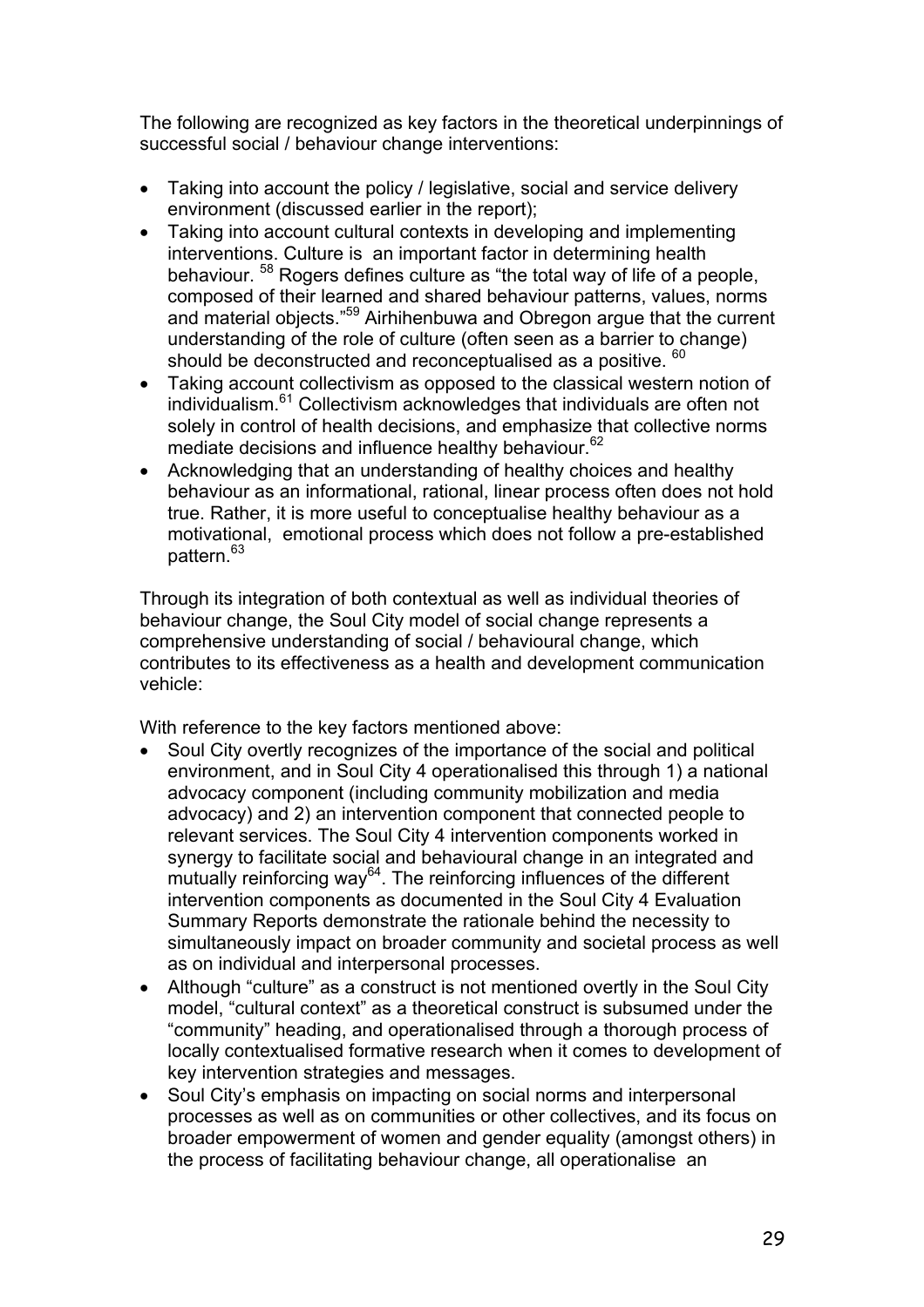The following are recognized as key factors in the theoretical underpinnings of successful social / behaviour change interventions:

- Taking into account the policy / legislative, social and service delivery environment (discussed earlier in the report);
- Taking into account cultural contexts in developing and implementing interventions. Culture is an important factor in determining health behaviour. [58] Rogers defines culture as "the total way of life of a people, composed of their learned and shared behaviour patterns, values, norms and material objects."[59] Airhihenbuwa and Obregon argue that the current understanding of the role of culture (often seen as a barrier to change) should be deconstructed and reconceptualised as a positive. [60]
- Taking account collectivism as opposed to the classical western notion of individualism.[61] Collectivism acknowledges that individuals are often not solely in control of health decisions, and emphasize that collective norms mediate decisions and influence healthy behaviour.[62]
- Acknowledging that an understanding of healthy choices and healthy behaviour as an informational, rational, linear process often does not hold true. Rather, it is more useful to conceptualise healthy behaviour as a motivational, emotional process which does not follow a pre-established pattern.[63]

Through its integration of both contextual as well as individual theories of behaviour change, the Soul City model of social change represents a comprehensive understanding of social / behavioural change, which contributes to its effectiveness as a health and development communication vehicle:

With reference to the key factors mentioned above:

- Soul City overtly recognizes of the importance of the social and political environment, and in Soul City 4 operationalised this through 1) a national advocacy component (including community mobilization and media advocacy) and 2) an intervention component that connected people to relevant services. The Soul City 4 intervention components worked in synergy to facilitate social and behavioural change in an integrated and mutually reinforcing way[64]. The reinforcing influences of the different intervention components as documented in the Soul City 4 Evaluation Summary Reports demonstrate the rationale behind the necessity to simultaneously impact on broader community and societal process as well as on individual and interpersonal processes.
- Although "culture" as a construct is not mentioned overtly in the Soul City model, "cultural context" as a theoretical construct is subsumed under the "community" heading, and operationalised through a thorough process of locally contextualised formative research when it comes to development of key intervention strategies and messages.
- Soul City's emphasis on impacting on social norms and interpersonal processes as well as on communities or other collectives, and its focus on broader empowerment of women and gender equality (amongst others) in the process of facilitating behaviour change, all operationalise an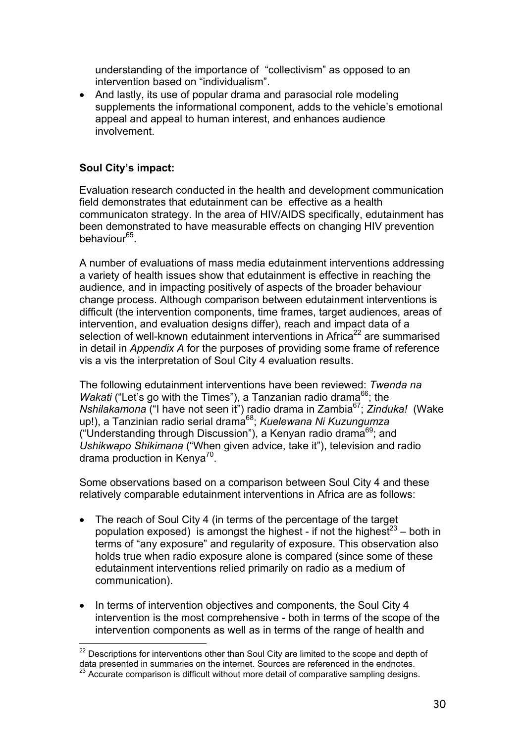understanding of the importance of "collectivism" as opposed to an intervention based on "individualism".

- And lastly, its use of popular drama and parasocial role modeling supplements the informational component, adds to the vehicle's emotional appeal and appeal to human interest, and enhances audience involvement.

**Soul City's impact:**

Evaluation research conducted in the health and development communication field demonstrates that edutainment can be effective as a health communicaton strategy. In the area of HIV/AIDS specifically, edutainment has been demonstrated to have measurable effects on changing HIV prevention behaviour[65].

A number of evaluations of mass media edutainment interventions addressing a variety of health issues show that edutainment is effective in reaching the audience, and in impacting positively of aspects of the broader behaviour change process. Although comparison between edutainment interventions is difficult (the intervention components, time frames, target audiences, areas of intervention, and evaluation designs differ), reach and impact data of a selection of well-known edutainment interventions in Africa[22] are summarised in detail in *Appendix A* for the purposes of providing some frame of reference vis a vis the interpretation of Soul City 4 evaluation results.

The following edutainment interventions have been reviewed: *Twenda na Wakati* ("Let's go with the Times"), a Tanzanian radio drama[66]; the *Nshilakamona* ("I have not seen it") radio drama in Zambia[67]; *Zinduka!* (Wake up!), a Tanzinian radio serial drama[68]; *Kuelewana Ni Kuzungumza* ("Understanding through Discussion"), a Kenyan radio drama[69]; and *Ushikwapo Shikimana* ("When given advice, take it"), television and radio drama production in Kenya[70].

Some observations based on a comparison between Soul City 4 and these relatively comparable edutainment interventions in Africa are as follows:

- The reach of Soul City 4 (in terms of the percentage of the target population exposed) is amongst the highest - if not the highest[23] – both in terms of "any exposure" and regularity of exposure. This observation also holds true when radio exposure alone is compared (since some of these edutainment interventions relied primarily on radio as a medium of communication).

- In terms of intervention objectives and components, the Soul City 4 intervention is the most comprehensive - both in terms of the scope of the intervention components as well as in terms of the range of health and

[22] Descriptions for interventions other than Soul City are limited to the scope and depth of data presented in summaries on the internet. Sources are referenced in the endnotes.

[23] Accurate comparison is difficult without more detail of comparative sampling designs.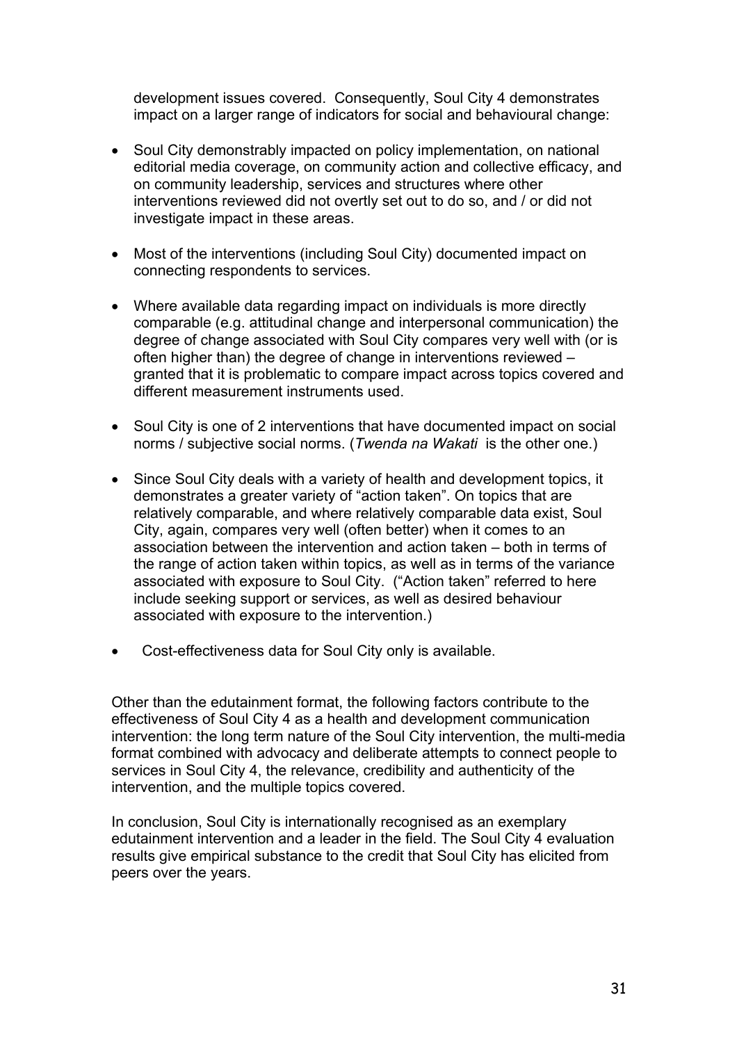development issues covered. Consequently, Soul City 4 demonstrates impact on a larger range of indicators for social and behavioural change:

- Soul City demonstrably impacted on policy implementation, on national editorial media coverage, on community action and collective efficacy, and on community leadership, services and structures where other interventions reviewed did not overtly set out to do so, and / or did not investigate impact in these areas.

- Most of the interventions (including Soul City) documented impact on connecting respondents to services.

- Where available data regarding impact on individuals is more directly comparable (e.g. attitudinal change and interpersonal communication) the degree of change associated with Soul City compares very well with (or is often higher than) the degree of change in interventions reviewed – granted that it is problematic to compare impact across topics covered and different measurement instruments used.

- Soul City is one of 2 interventions that have documented impact on social norms / subjective social norms. (*Twenda na Wakati* is the other one.)

- Since Soul City deals with a variety of health and development topics, it demonstrates a greater variety of "action taken". On topics that are relatively comparable, and where relatively comparable data exist, Soul City, again, compares very well (often better) when it comes to an association between the intervention and action taken – both in terms of the range of action taken within topics, as well as in terms of the variance associated with exposure to Soul City. ("Action taken" referred to here include seeking support or services, as well as desired behaviour associated with exposure to the intervention.)

- Cost-effectiveness data for Soul City only is available.

Other than the edutainment format, the following factors contribute to the effectiveness of Soul City 4 as a health and development communication intervention: the long term nature of the Soul City intervention, the multi-media format combined with advocacy and deliberate attempts to connect people to services in Soul City 4, the relevance, credibility and authenticity of the intervention, and the multiple topics covered.

In conclusion, Soul City is internationally recognised as an exemplary edutainment intervention and a leader in the field. The Soul City 4 evaluation results give empirical substance to the credit that Soul City has elicited from peers over the years.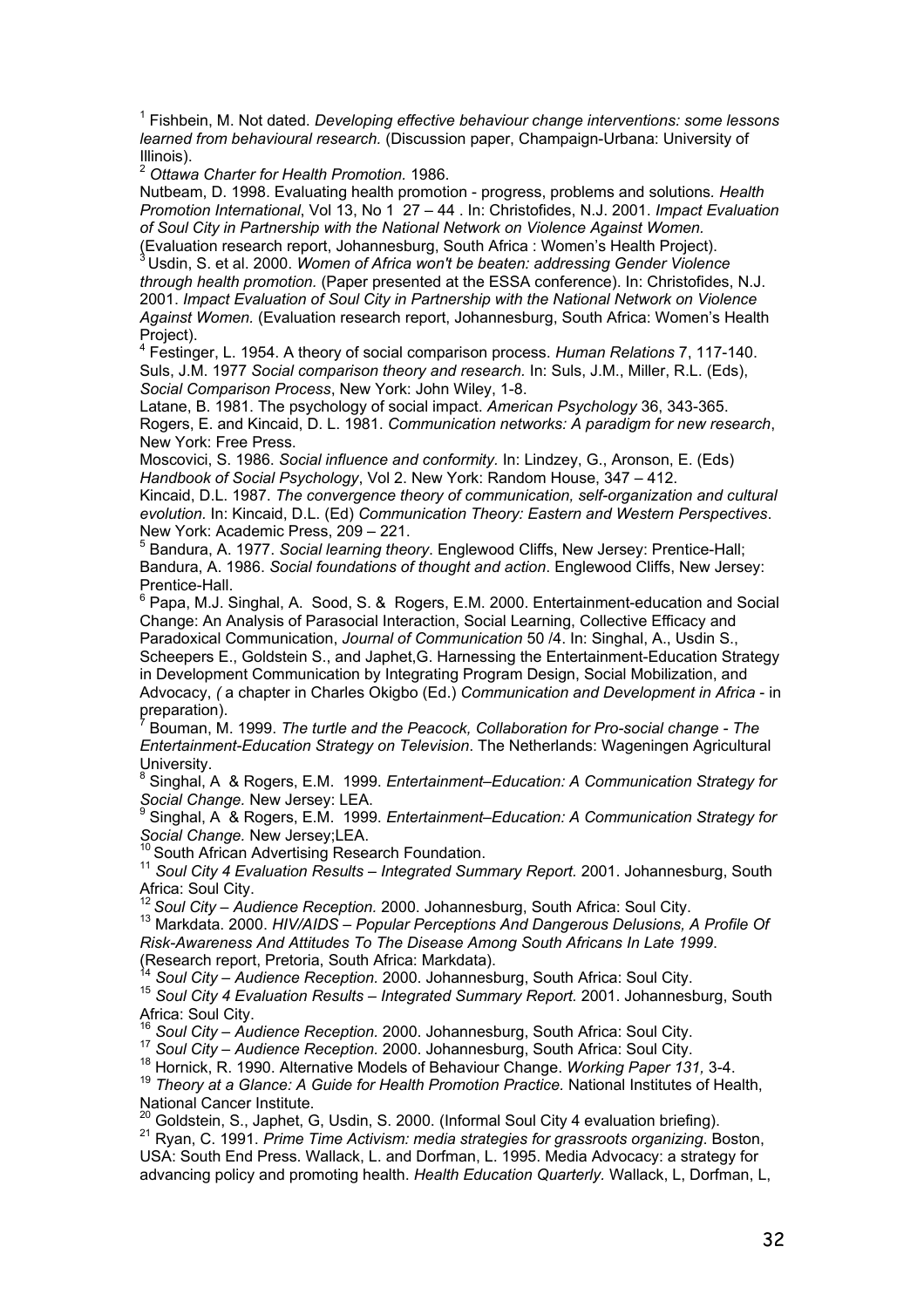[1] Fishbein, M. Not dated. *Developing effective behaviour change interventions: some lessons learned from behavioural research.* (Discussion paper, Champaign-Urbana: University of Illinois).

[2] *Ottawa Charter for Health Promotion.* 1986.

Nutbeam, D. 1998. Evaluating health promotion - progress, problems and solutions*. Health Promotion International*, Vol 13, No 1 27 – 44 . In: Christofides, N.J. 2001. *Impact Evaluation of Soul City in Partnership with the National Network on Violence Against Women.* (Evaluation research report, Johannesburg, South Africa : Women's Health Project).

[3] Usdin, S. et al. 2000. *Women of Africa won't be beaten: addressing Gender Violence through health promotion.* (Paper presented at the ESSA conference). In: Christofides, N.J. 2001. *Impact Evaluation of Soul City in Partnership with the National Network on Violence Against Women.* (Evaluation research report, Johannesburg, South Africa: Women's Health Project).

[4] Festinger, L. 1954. A theory of social comparison process. *Human Relations* 7, 117-140.
Suls, J.M. 1977 *Social comparison theory and research.* In: Suls, J.M., Miller, R.L. (Eds), *Social Comparison Process*, New York: John Wiley, 1-8.
Latane, B. 1981. The psychology of social impact. *American Psychology* 36, 343-365.
Rogers, E. and Kincaid, D. L. 1981. *Communication networks: A paradigm for new research*, New York: Free Press.
Moscovici, S. 1986. *Social influence and conformity*. In: Lindzey, G., Aronson, E. (Eds) *Handbook of Social Psychology*, Vol 2. New York: Random House, 347 – 412.
Kincaid, D.L. 1987. *The convergence theory of communication, self-organization and cultural evolution.* In: Kincaid, D.L. (Ed) *Communication Theory: Eastern and Western Perspectives*. New York: Academic Press, 209 – 221.

[5] Bandura, A. 1977. *Social learning theory*. Englewood Cliffs, New Jersey: Prentice-Hall; Bandura, A. 1986. *Social foundations of thought and action*. Englewood Cliffs, New Jersey: Prentice-Hall.

[6] Papa, M.J. Singhal, A. Sood, S. & Rogers, E.M. 2000. Entertainment-education and Social Change: An Analysis of Parasocial Interaction, Social Learning, Collective Efficacy and Paradoxical Communication, *Journal of Communication* 50 /4. In: Singhal, A., Usdin S., Scheepers E., Goldstein S., and Japhet,G. Harnessing the Entertainment-Education Strategy in Development Communication by Integrating Program Design, Social Mobilization, and Advocacy, *(* a chapter in Charles Okigbo (Ed.) *Communication and Development in Africa* - in preparation).

[7] Bouman, M. 1999. *The turtle and the Peacock, Collaboration for Pro-social change - The Entertainment-Education Strategy on Television*. The Netherlands: Wageningen Agricultural University.

[8] Singhal, A & Rogers, E.M. 1999. *Entertainment–Education: A Communication Strategy for Social Change.* New Jersey: LEA.

[9] Singhal, A & Rogers, E.M. 1999. *Entertainment–Education: A Communication Strategy for Social Change.* New Jersey;LEA.

[10] South African Advertising Research Foundation.

[11] *Soul City 4 Evaluation Results – Integrated Summary Report.* 2001. Johannesburg, South Africa: Soul City.

[12] *Soul City – Audience Reception.* 2000. Johannesburg, South Africa: Soul City.

[13] Markdata. 2000. *HIV/AIDS – Popular Perceptions And Dangerous Delusions, A Profile Of Risk-Awareness And Attitudes To The Disease Among South Africans In Late 1999*. (Research report, Pretoria, South Africa: Markdata).

[14] *Soul City – Audience Reception.* 2000. Johannesburg, South Africa: Soul City.

[15] *Soul City 4 Evaluation Results – Integrated Summary Report.* 2001. Johannesburg, South Africa: Soul City.

[16] *Soul City – Audience Reception.* 2000. Johannesburg, South Africa: Soul City.

[17] *Soul City – Audience Reception.* 2000. Johannesburg, South Africa: Soul City.

[18] Hornick, R. 1990. Alternative Models of Behaviour Change. *Working Paper 131,* 3-4.

[19] *Theory at a Glance: A Guide for Health Promotion Practice.* National Institutes of Health, National Cancer Institute.

[20] Goldstein, S., Japhet, G, Usdin, S. 2000. (Informal Soul City 4 evaluation briefing).

[21] Ryan, C. 1991. *Prime Time Activism: media strategies for grassroots organizing*. Boston, USA: South End Press. Wallack, L. and Dorfman, L. 1995. Media Advocacy: a strategy for advancing policy and promoting health. *Health Education Quarterly.* Wallack, L, Dorfman, L,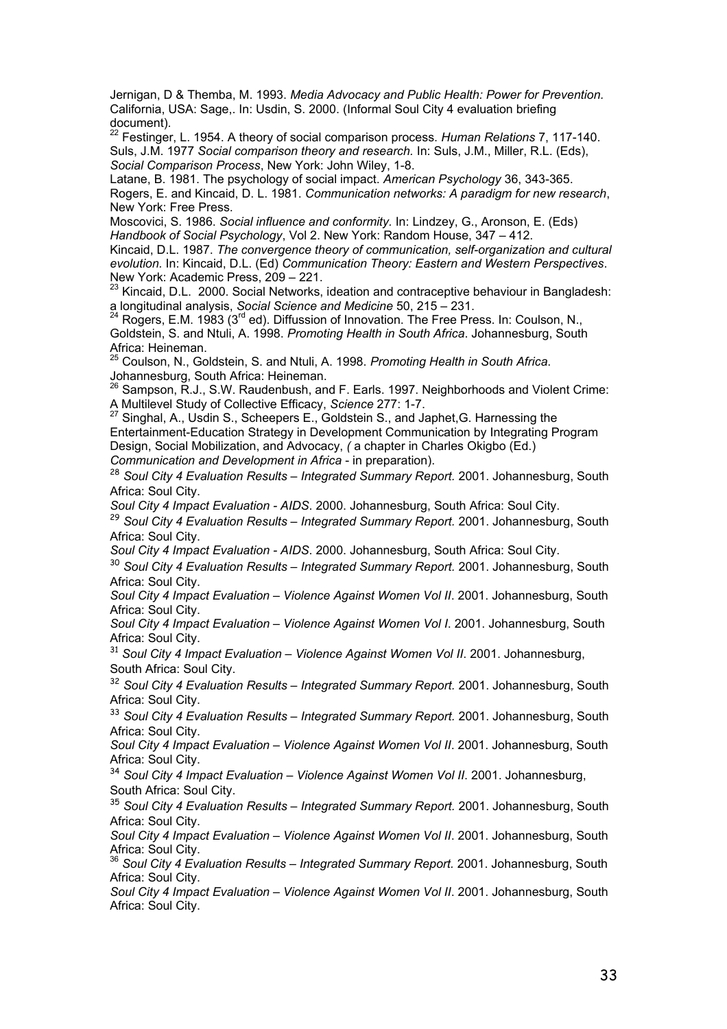Jernigan, D & Themba, M. 1993. *Media Advocacy and Public Health: Power for Prevention.* California, USA: Sage,. In: Usdin, S. 2000. (Informal Soul City 4 evaluation briefing document).

[22] Festinger, L. 1954. A theory of social comparison process. *Human Relations* 7, 117-140. Suls, J.M. 1977 *Social comparison theory and research.* In: Suls, J.M., Miller, R.L. (Eds), *Social Comparison Process*, New York: John Wiley, 1-8.

Latane, B. 1981. The psychology of social impact. *American Psychology* 36, 343-365.

Rogers, E. and Kincaid, D. L. 1981. *Communication networks: A paradigm for new research*, New York: Free Press.

Moscovici, S. 1986. *Social influence and conformity.* In: Lindzey, G., Aronson, E. (Eds) *Handbook of Social Psychology*, Vol 2. New York: Random House, 347 – 412.

Kincaid, D.L. 1987. *The convergence theory of communication, self-organization and cultural evolution.* In: Kincaid, D.L. (Ed) *Communication Theory: Eastern and Western Perspectives*. New York: Academic Press, 209 – 221.

[23] Kincaid, D.L. 2000. Social Networks, ideation and contraceptive behaviour in Bangladesh: a longitudinal analysis, *Social Science and Medicine* 50, 215 – 231.

[24] Rogers, E.M. 1983 (3rd ed). Diffussion of Innovation. The Free Press. In: Coulson, N., Goldstein, S. and Ntuli, A. 1998. *Promoting Health in South Africa*. Johannesburg, South Africa: Heineman.

[25] Coulson, N., Goldstein, S. and Ntuli, A. 1998. *Promoting Health in South Africa*. Johannesburg, South Africa: Heineman.

[26] Sampson, R.J., S.W. Raudenbush, and F. Earls. 1997. Neighborhoods and Violent Crime: A Multilevel Study of Collective Efficacy, *Science* 277: 1-7.

[27] Singhal, A., Usdin S., Scheepers E., Goldstein S., and Japhet,G. Harnessing the Entertainment-Education Strategy in Development Communication by Integrating Program Design, Social Mobilization, and Advocacy, *(* a chapter in Charles Okigbo (Ed.) *Communication and Development in Africa* - in preparation).

[28] *Soul City 4 Evaluation Results – Integrated Summary Report.* 2001. Johannesburg, South Africa: Soul City.

*Soul City 4 Impact Evaluation - AIDS*. 2000. Johannesburg, South Africa: Soul City.

[29] *Soul City 4 Evaluation Results – Integrated Summary Report.* 2001. Johannesburg, South Africa: Soul City.

*Soul City 4 Impact Evaluation - AIDS*. 2000. Johannesburg, South Africa: Soul City.

[30] *Soul City 4 Evaluation Results – Integrated Summary Report.* 2001. Johannesburg, South Africa: Soul City.

*Soul City 4 Impact Evaluation – Violence Against Women Vol II*. 2001. Johannesburg, South Africa: Soul City.

*Soul City 4 Impact Evaluation – Violence Against Women Vol I*. 2001. Johannesburg, South Africa: Soul City.

[31] *Soul City 4 Impact Evaluation – Violence Against Women Vol II*. 2001. Johannesburg, South Africa: Soul City.

[32] *Soul City 4 Evaluation Results – Integrated Summary Report.* 2001. Johannesburg, South Africa: Soul City.

[33] *Soul City 4 Evaluation Results – Integrated Summary Report.* 2001. Johannesburg, South Africa: Soul City.

*Soul City 4 Impact Evaluation – Violence Against Women Vol II*. 2001. Johannesburg, South Africa: Soul City.

[34] *Soul City 4 Impact Evaluation – Violence Against Women Vol II*. 2001. Johannesburg, South Africa: Soul City.

[35] *Soul City 4 Evaluation Results – Integrated Summary Report.* 2001. Johannesburg, South Africa: Soul City.

*Soul City 4 Impact Evaluation – Violence Against Women Vol II*. 2001. Johannesburg, South Africa: Soul City.

[36] *Soul City 4 Evaluation Results – Integrated Summary Report.* 2001. Johannesburg, South Africa: Soul City.

*Soul City 4 Impact Evaluation – Violence Against Women Vol II*. 2001. Johannesburg, South Africa: Soul City.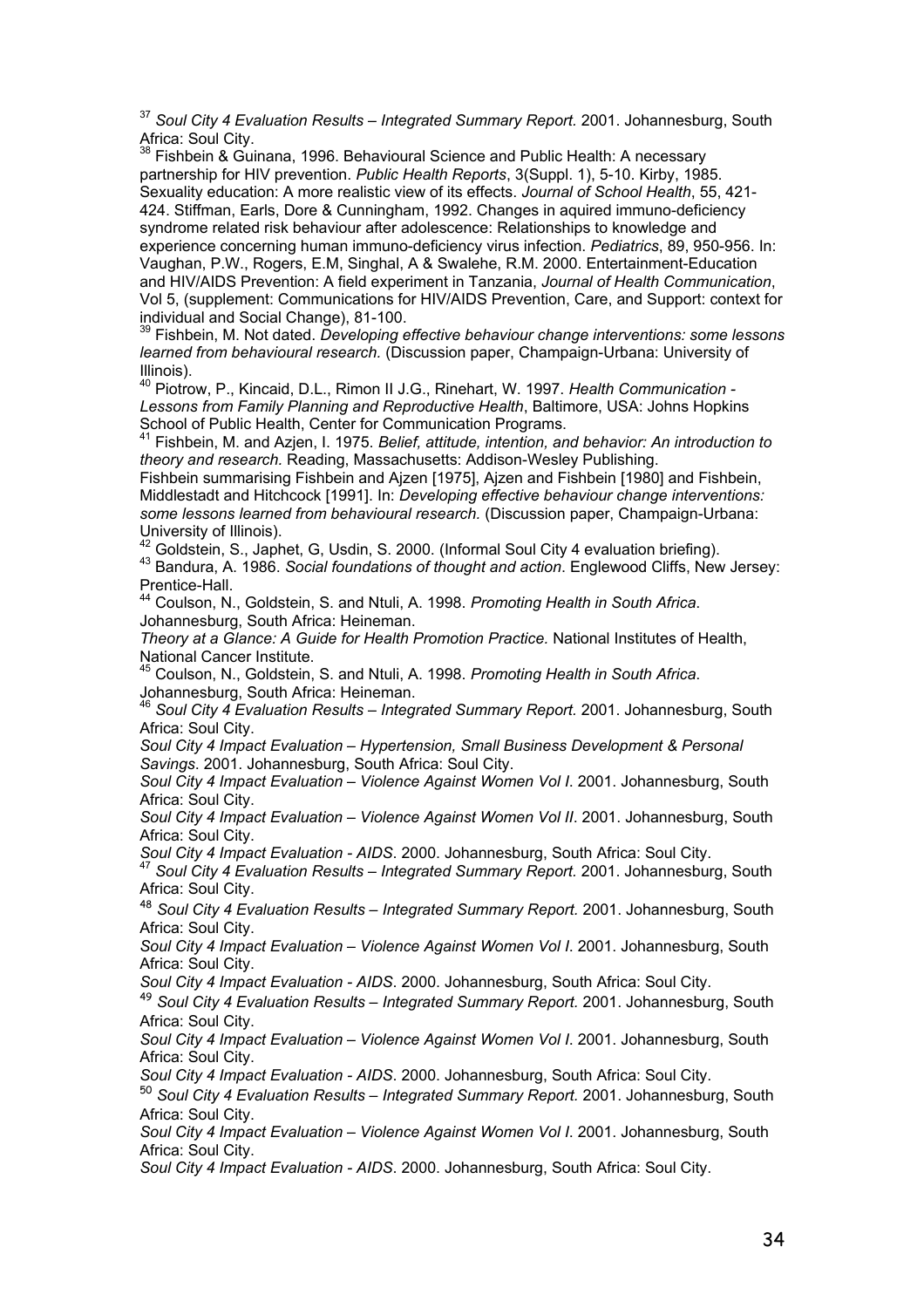[37] *Soul City 4 Evaluation Results – Integrated Summary Report.* 2001. Johannesburg, South Africa: Soul City.

[38] Fishbein & Guinana, 1996. Behavioural Science and Public Health: A necessary partnership for HIV prevention. *Public Health Reports*, 3(Suppl. 1), 5-10. Kirby, 1985. Sexuality education: A more realistic view of its effects. *Journal of School Health*, 55, 421-424. Stiffman, Earls, Dore & Cunningham, 1992. Changes in aquired immuno-deficiency syndrome related risk behaviour after adolescence: Relationships to knowledge and experience concerning human immuno-deficiency virus infection. *Pediatrics*, 89, 950-956. In: Vaughan, P.W., Rogers, E.M, Singhal, A & Swalehe, R.M. 2000. Entertainment-Education and HIV/AIDS Prevention: A field experiment in Tanzania, *Journal of Health Communication*, Vol 5, (supplement: Communications for HIV/AIDS Prevention, Care, and Support: context for individual and Social Change), 81-100.

[39] Fishbein, M. Not dated. *Developing effective behaviour change interventions: some lessons learned from behavioural research.* (Discussion paper, Champaign-Urbana: University of Illinois).

[40] Piotrow, P., Kincaid, D.L., Rimon II J.G., Rinehart, W. 1997. *Health Communication - Lessons from Family Planning and Reproductive Health*, Baltimore, USA: Johns Hopkins School of Public Health, Center for Communication Programs.

[41] Fishbein, M. and Azjen, I. 1975. *Belief, attitude, intention, and behavior: An introduction to theory and research.* Reading, Massachusetts: Addison-Wesley Publishing.
Fishbein summarising Fishbein and Ajzen [1975], Ajzen and Fishbein [1980] and Fishbein, Middlestadt and Hitchcock [1991]. In: *Developing effective behaviour change interventions: some lessons learned from behavioural research.* (Discussion paper, Champaign-Urbana: University of Illinois).

[42] Goldstein, S., Japhet, G, Usdin, S. 2000. (Informal Soul City 4 evaluation briefing).

[43] Bandura, A. 1986. *Social foundations of thought and action*. Englewood Cliffs, New Jersey: Prentice-Hall.

[44] Coulson, N., Goldstein, S. and Ntuli, A. 1998. *Promoting Health in South Africa*. Johannesburg, South Africa: Heineman.
*Theory at a Glance: A Guide for Health Promotion Practice.* National Institutes of Health, National Cancer Institute.

[45] Coulson, N., Goldstein, S. and Ntuli, A. 1998. *Promoting Health in South Africa*. Johannesburg, South Africa: Heineman.

[46] *Soul City 4 Evaluation Results – Integrated Summary Report.* 2001. Johannesburg, South Africa: Soul City.
*Soul City 4 Impact Evaluation – Hypertension, Small Business Development & Personal Savings*. 2001. Johannesburg, South Africa: Soul City.
*Soul City 4 Impact Evaluation – Violence Against Women Vol I*. 2001. Johannesburg, South Africa: Soul City.
*Soul City 4 Impact Evaluation – Violence Against Women Vol II*. 2001. Johannesburg, South Africa: Soul City.
*Soul City 4 Impact Evaluation - AIDS*. 2000. Johannesburg, South Africa: Soul City.

[47] *Soul City 4 Evaluation Results – Integrated Summary Report.* 2001. Johannesburg, South Africa: Soul City.

[48] *Soul City 4 Evaluation Results – Integrated Summary Report.* 2001. Johannesburg, South Africa: Soul City.
*Soul City 4 Impact Evaluation – Violence Against Women Vol I*. 2001. Johannesburg, South Africa: Soul City.
*Soul City 4 Impact Evaluation - AIDS*. 2000. Johannesburg, South Africa: Soul City.

[49] *Soul City 4 Evaluation Results – Integrated Summary Report.* 2001. Johannesburg, South Africa: Soul City.
*Soul City 4 Impact Evaluation – Violence Against Women Vol I*. 2001. Johannesburg, South Africa: Soul City.
*Soul City 4 Impact Evaluation - AIDS*. 2000. Johannesburg, South Africa: Soul City.

[50] *Soul City 4 Evaluation Results – Integrated Summary Report.* 2001. Johannesburg, South Africa: Soul City.
*Soul City 4 Impact Evaluation – Violence Against Women Vol I*. 2001. Johannesburg, South Africa: Soul City.
*Soul City 4 Impact Evaluation - AIDS*. 2000. Johannesburg, South Africa: Soul City.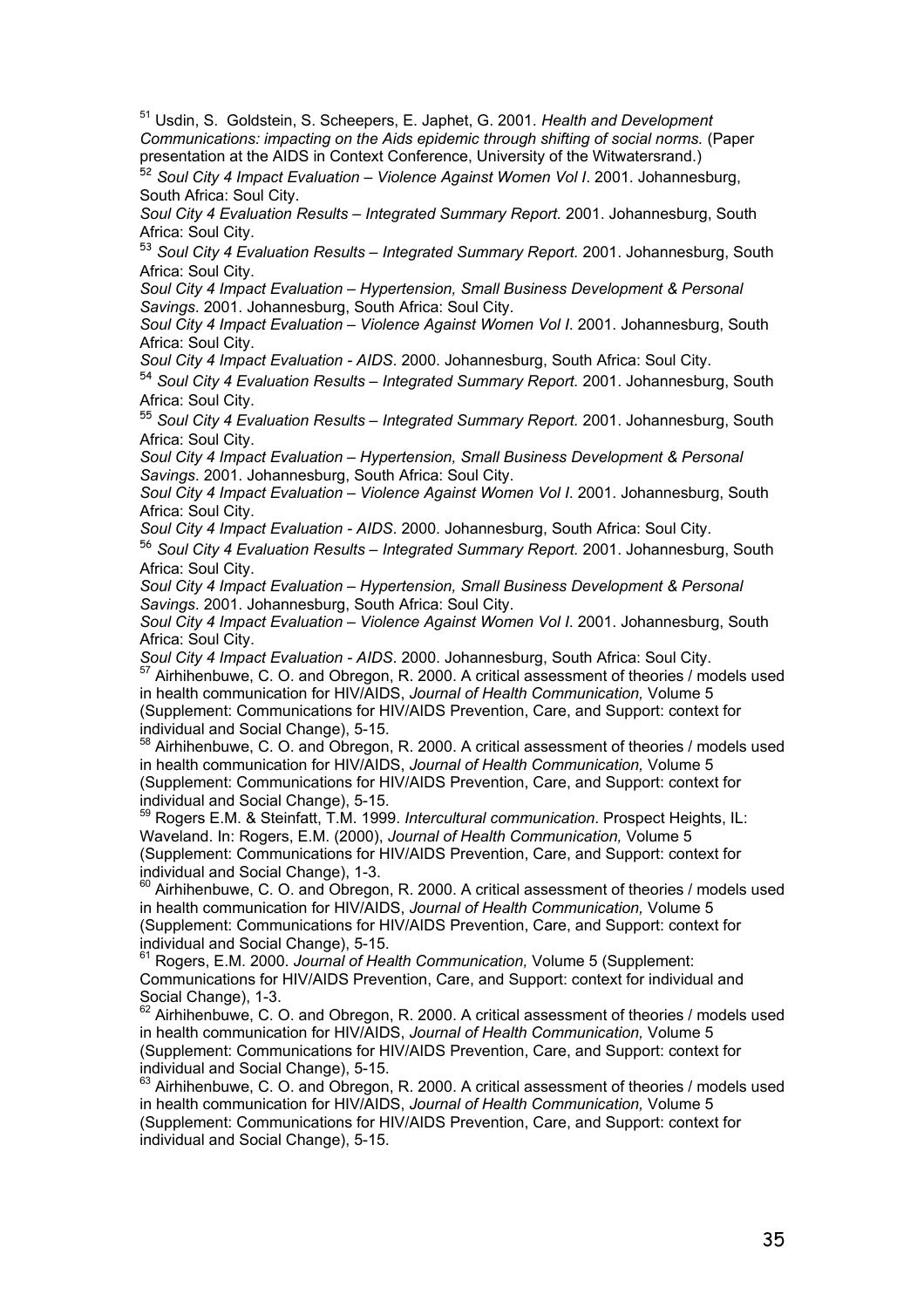[51] Usdin, S. Goldstein, S. Scheepers, E. Japhet, G. 2001. *Health and Development Communications: impacting on the Aids epidemic through shifting of social norms.* (Paper presentation at the AIDS in Context Conference, University of the Witwatersrand.)

[52] *Soul City 4 Impact Evaluation – Violence Against Women Vol I*. 2001. Johannesburg, South Africa: Soul City.

*Soul City 4 Evaluation Results – Integrated Summary Report.* 2001. Johannesburg, South Africa: Soul City.

[53] *Soul City 4 Evaluation Results – Integrated Summary Report.* 2001. Johannesburg, South Africa: Soul City.

*Soul City 4 Impact Evaluation – Hypertension, Small Business Development & Personal Savings*. 2001. Johannesburg, South Africa: Soul City.

*Soul City 4 Impact Evaluation – Violence Against Women Vol I*. 2001. Johannesburg, South Africa: Soul City.

*Soul City 4 Impact Evaluation - AIDS*. 2000. Johannesburg, South Africa: Soul City.

[54] *Soul City 4 Evaluation Results – Integrated Summary Report.* 2001. Johannesburg, South Africa: Soul City.

[55] *Soul City 4 Evaluation Results – Integrated Summary Report.* 2001. Johannesburg, South Africa: Soul City.

*Soul City 4 Impact Evaluation – Hypertension, Small Business Development & Personal Savings*. 2001. Johannesburg, South Africa: Soul City.

*Soul City 4 Impact Evaluation – Violence Against Women Vol I*. 2001. Johannesburg, South Africa: Soul City.

*Soul City 4 Impact Evaluation - AIDS*. 2000. Johannesburg, South Africa: Soul City.

[56] *Soul City 4 Evaluation Results – Integrated Summary Report.* 2001. Johannesburg, South Africa: Soul City.

*Soul City 4 Impact Evaluation – Hypertension, Small Business Development & Personal Savings*. 2001. Johannesburg, South Africa: Soul City.

*Soul City 4 Impact Evaluation – Violence Against Women Vol I*. 2001. Johannesburg, South Africa: Soul City.

*Soul City 4 Impact Evaluation - AIDS*. 2000. Johannesburg, South Africa: Soul City.

[57] Airhihenbuwe, C. O. and Obregon, R. 2000. A critical assessment of theories / models used in health communication for HIV/AIDS, *Journal of Health Communication,* Volume 5 (Supplement: Communications for HIV/AIDS Prevention, Care, and Support: context for individual and Social Change), 5-15.

[58] Airhihenbuwe, C. O. and Obregon, R. 2000. A critical assessment of theories / models used in health communication for HIV/AIDS, *Journal of Health Communication,* Volume 5 (Supplement: Communications for HIV/AIDS Prevention, Care, and Support: context for individual and Social Change), 5-15.

[59] Rogers E.M. & Steinfatt, T.M. 1999. *Intercultural communication*. Prospect Heights, IL: Waveland. In: Rogers, E.M. (2000), *Journal of Health Communication,* Volume 5 (Supplement: Communications for HIV/AIDS Prevention, Care, and Support: context for individual and Social Change), 1-3.

[60] Airhihenbuwe, C. O. and Obregon, R. 2000. A critical assessment of theories / models used in health communication for HIV/AIDS, *Journal of Health Communication,* Volume 5 (Supplement: Communications for HIV/AIDS Prevention, Care, and Support: context for individual and Social Change), 5-15.

[61] Rogers, E.M. 2000. *Journal of Health Communication,* Volume 5 (Supplement: Communications for HIV/AIDS Prevention, Care, and Support: context for individual and Social Change), 1-3.

[62] Airhihenbuwe, C. O. and Obregon, R. 2000. A critical assessment of theories / models used in health communication for HIV/AIDS, *Journal of Health Communication,* Volume 5 (Supplement: Communications for HIV/AIDS Prevention, Care, and Support: context for individual and Social Change), 5-15.

[63] Airhihenbuwe, C. O. and Obregon, R. 2000. A critical assessment of theories / models used in health communication for HIV/AIDS, *Journal of Health Communication,* Volume 5 (Supplement: Communications for HIV/AIDS Prevention, Care, and Support: context for individual and Social Change), 5-15.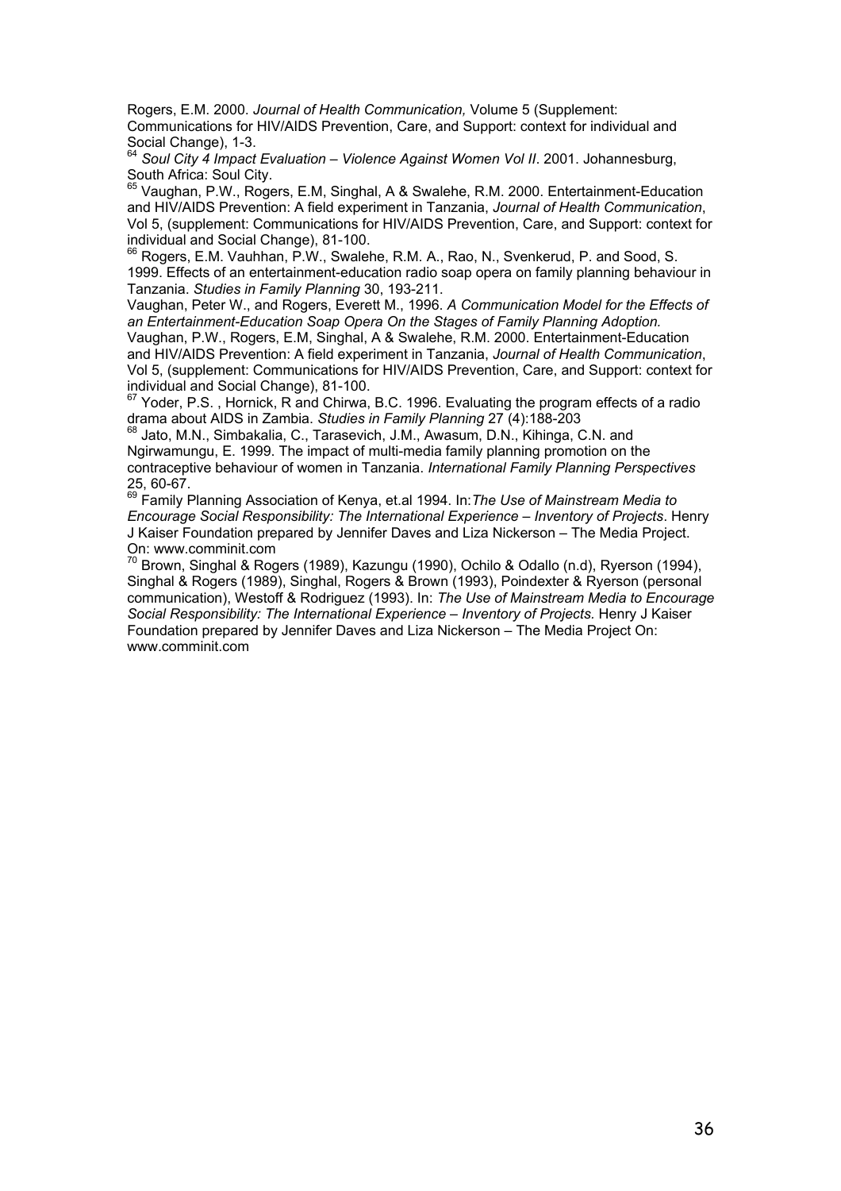Rogers, E.M. 2000. *Journal of Health Communication,* Volume 5 (Supplement: Communications for HIV/AIDS Prevention, Care, and Support: context for individual and Social Change), 1-3.

[64] *Soul City 4 Impact Evaluation – Violence Against Women Vol II*. 2001. Johannesburg, South Africa: Soul City.

[65] Vaughan, P.W., Rogers, E.M, Singhal, A & Swalehe, R.M. 2000. Entertainment-Education and HIV/AIDS Prevention: A field experiment in Tanzania, *Journal of Health Communication*, Vol 5, (supplement: Communications for HIV/AIDS Prevention, Care, and Support: context for individual and Social Change), 81-100.

[66] Rogers, E.M. Vauhhan, P.W., Swalehe, R.M. A., Rao, N., Svenkerud, P. and Sood, S. 1999. Effects of an entertainment-education radio soap opera on family planning behaviour in Tanzania. *Studies in Family Planning* 30, 193-211.

Vaughan, Peter W., and Rogers, Everett M., 1996. *A Communication Model for the Effects of an Entertainment-Education Soap Opera On the Stages of Family Planning Adoption.*

Vaughan, P.W., Rogers, E.M, Singhal, A & Swalehe, R.M. 2000. Entertainment-Education and HIV/AIDS Prevention: A field experiment in Tanzania, *Journal of Health Communication*, Vol 5, (supplement: Communications for HIV/AIDS Prevention, Care, and Support: context for individual and Social Change), 81-100.

[67] Yoder, P.S. , Hornick, R and Chirwa, B.C. 1996. Evaluating the program effects of a radio drama about AIDS in Zambia. *Studies in Family Planning* 27 (4):188-203

[68] Jato, M.N., Simbakalia, C., Tarasevich, J.M., Awasum, D.N., Kihinga, C.N. and Ngirwamungu, E. 1999. The impact of multi-media family planning promotion on the contraceptive behaviour of women in Tanzania. *International Family Planning Perspectives* 25, 60-67.

[69] Family Planning Association of Kenya, et.al 1994. In:*The Use of Mainstream Media to Encourage Social Responsibility: The International Experience – Inventory of Projects*. Henry J Kaiser Foundation prepared by Jennifer Daves and Liza Nickerson – The Media Project. On: www.comminit.com

[70] Brown, Singhal & Rogers (1989), Kazungu (1990), Ochilo & Odallo (n.d), Ryerson (1994), Singhal & Rogers (1989), Singhal, Rogers & Brown (1993), Poindexter & Ryerson (personal communication), Westoff & Rodriguez (1993). In: *The Use of Mainstream Media to Encourage Social Responsibility: The International Experience – Inventory of Projects.* Henry J Kaiser Foundation prepared by Jennifer Daves and Liza Nickerson – The Media Project On: www.comminit.com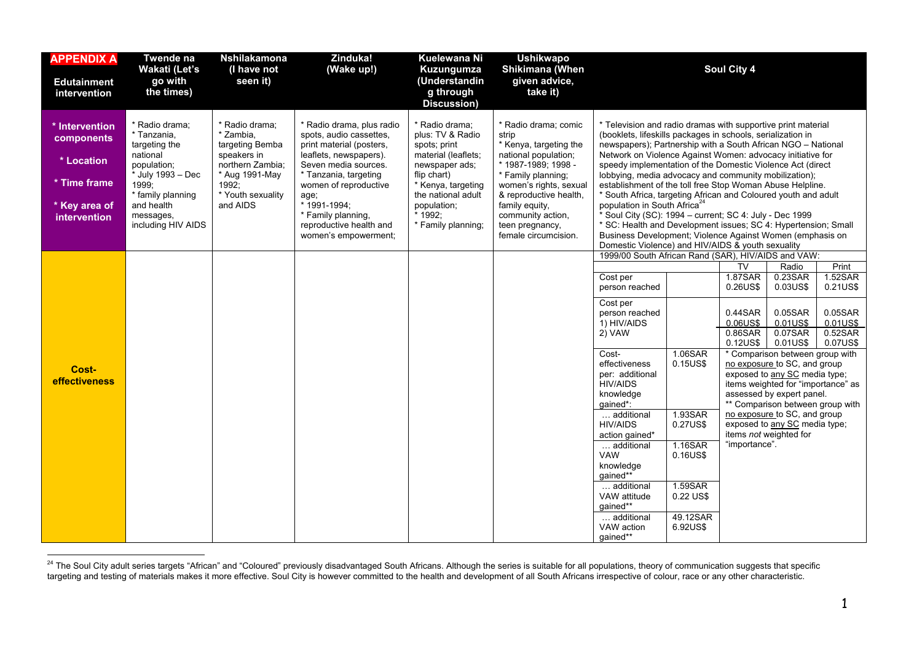| **APPENDIX A** **Edutainment intervention** | **Twende na Wakati (Let's go with the times)** | **Nshilakamona (I have not seen it)** | **Zinduka! (Wake up!)** | **Kuelewana Ni Kuzungumza (Understanding through Discussion)** | **Ushikwapo Shikimana (When given advice, take it)** | **Soul City 4** |
|---|---|---|---|---|---|---|
| **\* Intervention components** **\* Location** **\* Time frame** **\* Key area of intervention** | * Radio drama; * Tanzania, targeting the national population; * July 1993 – Dec 1999; * family planning and health messages, including HIV AIDS | * Radio drama; * Zambia, targeting Bemba speakers in northern Zambia; * Aug 1991-May 1992; * Youth sexuality and AIDS | * Radio drama, plus radio spots, audio cassettes, print material (posters, leaflets, newspapers). Seven media sources. * Tanzania, targeting women of reproductive age; * 1991-1994; * Family planning, reproductive health and women's empowerment; | * Radio drama; plus: TV & Radio spots; print material (leaflets; newspaper ads; flip chart) * Kenya, targeting the national adult population; * 1992; * Family planning; | * Radio drama; comic strip * Kenya, targeting the national population; * 1987-1989; 1998 - * Family planning; women's rights, sexual & reproductive health, family equity, community action, teen pregnancy, female circumcision. | * Television and radio dramas with supportive print material (booklets, lifeskills packages in schools, serialization in newspapers); Partnership with a South African NGO – National Network on Violence Against Women: advocacy initiative for speedy implementation of the Domestic Violence Act (direct lobbying, media advocacy and community mobilization); establishment of the toll free Stop Woman Abuse Helpline. * South Africa, targeting African and Coloured youth and adult population in South Africa[24] * Soul City (SC): 1994 – current; SC 4: July - Dec 1999 * SC: Health and Development issues; SC 4: Hypertension; Small Business Development; Violence Against Women (emphasis on Domestic Violence) and HIV/AIDS & youth sexuality |
| **Cost-effectiveness** | | | | | | See sub-table below |

**Soul City 4 – Cost-effectiveness:** 1999/00 South African Rand (SAR), HIV/AIDS and VAW:

| | | TV | Radio | Print |
|---|---|---|---|---|
| Cost per person reached | | 1.87SAR 0.26US$ | 0.23SAR 0.03US$ | 1.52SAR 0.21US$ |
| Cost per person reached 1) HIV/AIDS | | 0.44SAR 0.06US$ | 0.05SAR 0.01US$ | 0.05SAR 0.01US$ |
| 2) VAW | | 0.86SAR 0.12US$ | 0.07SAR 0.01US$ | 0.52SAR 0.07US$ |
| Cost-effectiveness per: additional HIV/AIDS knowledge gained*: | 1.06SAR 0.15US$ | * Comparison between group with no exposure to SC, and group exposed to any SC media type; items weighted for "importance" as assessed by expert panel. ** Comparison between group with no exposure to SC, and group exposed to any SC media type; items *not* weighted for "importance". | | |
| … additional HIV/AIDS action gained* | 1.93SAR 0.27US$ | | | |
| … additional VAW knowledge gained** | 1.16SAR 0.16US$ | | | |
| … additional VAW attitude gained** | 1.59SAR 0.22 US$ | | | |
| … additional VAW action gained** | 49.12SAR 6.92US$ | | | |

[24] The Soul City adult series targets "African" and "Coloured" previously disadvantaged South Africans. Although the series is suitable for all populations, theory of communication suggests that specific targeting and testing of materials makes it more effective. Soul City is however committed to the health and development of all South Africans irrespective of colour, race or any other characteristic.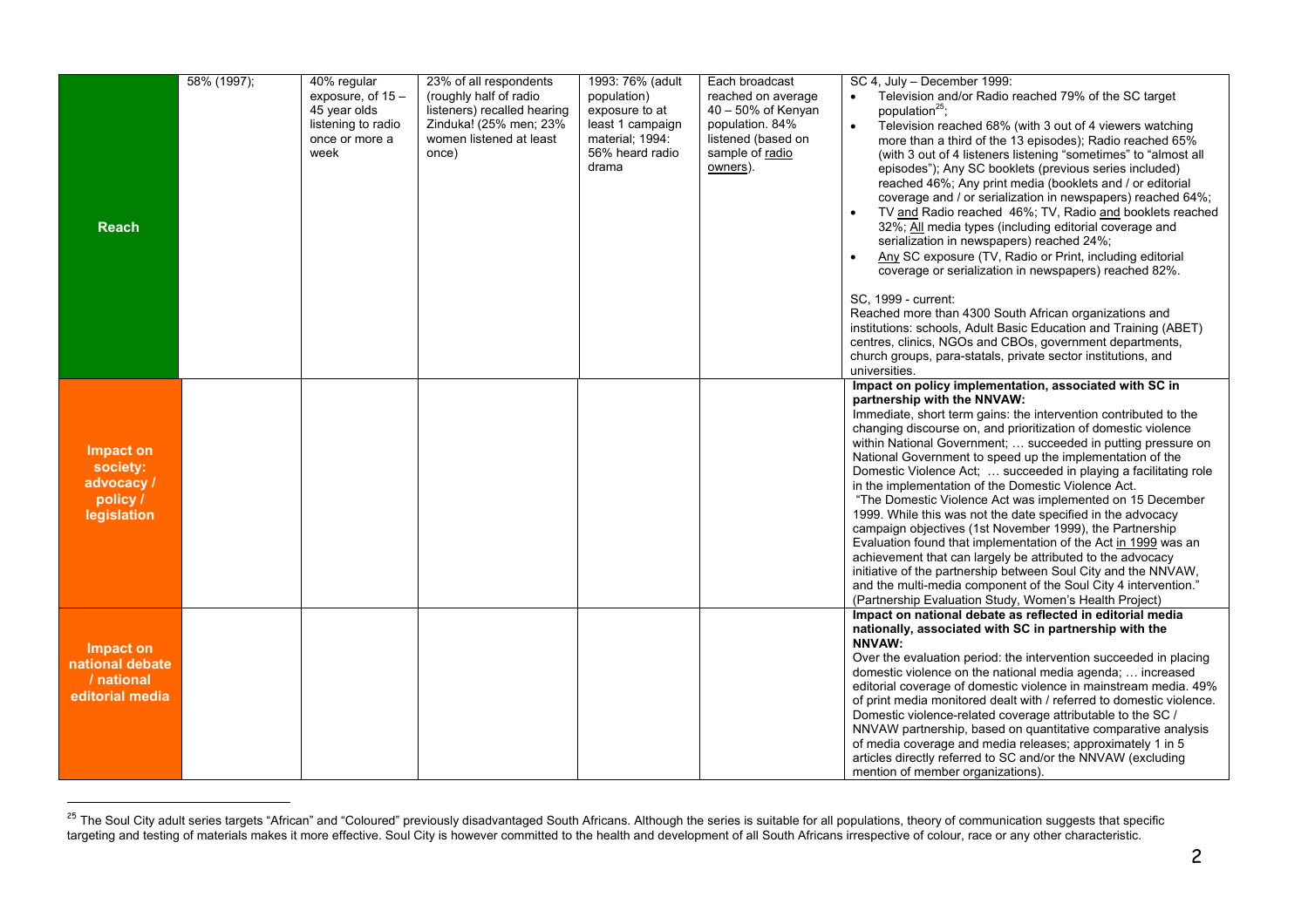| | | | | | | |
|---|---|---|---|---|---|---|
| **Reach** | 58% (1997); | 40% regular exposure, of 15 – 45 year olds listening to radio once or more a week | 23% of all respondents (roughly half of radio listeners) recalled hearing Zinduka! (25% men; 23% women listened at least once) | 1993: 76% (adult population) exposure to at least 1 campaign material; 1994: 56% heard radio drama | Each broadcast reached on average 40 – 50% of Kenyan population. 84% listened (based on sample of radio owners). | SC 4, July – December 1999:<br>• Television and/or Radio reached 79% of the SC target population[25];<br>• Television reached 68% (with 3 out of 4 viewers watching more than a third of the 13 episodes); Radio reached 65% (with 3 out of 4 listeners listening "sometimes" to "almost all episodes"); Any SC booklets (previous series included) reached 46%; Any print media (booklets and / or editorial coverage and / or serialization in newspapers) reached 64%;<br>• TV and Radio reached 46%; TV, Radio and booklets reached 32%; All media types (including editorial coverage and serialization in newspapers) reached 24%;<br>• Any SC exposure (TV, Radio or Print, including editorial coverage or serialization in newspapers) reached 82%.<br><br>SC, 1999 - current:<br>Reached more than 4300 South African organizations and institutions: schools, Adult Basic Education and Training (ABET) centres, clinics, NGOs and CBOs, government departments, church groups, para-statals, private sector institutions, and universities. |
| **Impact on society: advocacy / policy / legislation** | | | | | | **Impact on policy implementation, associated with SC in partnership with the NNVAW:**<br>Immediate, short term gains: the intervention contributed to the changing discourse on, and prioritization of domestic violence within National Government; … succeeded in putting pressure on National Government to speed up the implementation of the Domestic Violence Act; … succeeded in playing a facilitating role in the implementation of the Domestic Violence Act.<br>"The Domestic Violence Act was implemented on 15 December 1999. While this was not the date specified in the advocacy campaign objectives (1st November 1999), the Partnership Evaluation found that implementation of the Act in 1999 was an achievement that can largely be attributed to the advocacy initiative of the partnership between Soul City and the NNVAW, and the multi-media component of the Soul City 4 intervention." (Partnership Evaluation Study, Women's Health Project) |
| **Impact on national debate / national editorial media** | | | | | | **Impact on national debate as reflected in editorial media nationally, associated with SC in partnership with the NNVAW:**<br>Over the evaluation period: the intervention succeeded in placing domestic violence on the national media agenda; … increased editorial coverage of domestic violence in mainstream media. 49% of print media monitored dealt with / referred to domestic violence. Domestic violence-related coverage attributable to the SC / NNVAW partnership, based on quantitative comparative analysis of media coverage and media releases; approximately 1 in 5 articles directly referred to SC and/or the NNVAW (excluding mention of member organizations). |

[25] The Soul City adult series targets "African" and "Coloured" previously disadvantaged South Africans. Although the series is suitable for all populations, theory of communication suggests that specific targeting and testing of materials makes it more effective. Soul City is however committed to the health and development of all South Africans irrespective of colour, race or any other characteristic.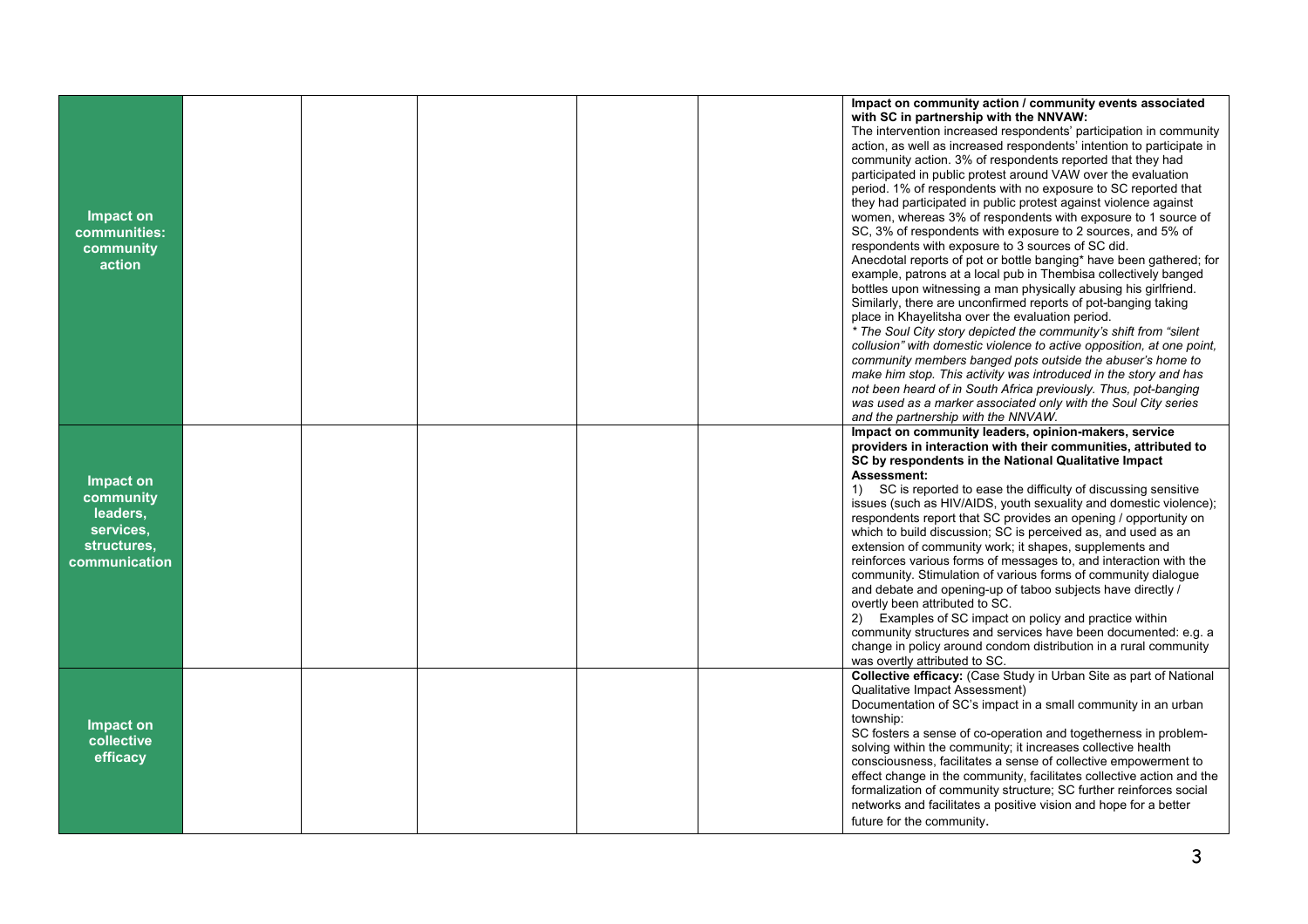| | | | | | | |
|---|---|---|---|---|---|---|
| **Impact on communities: community action** | | | | | | **Impact on community action / community events associated with SC in partnership with the NNVAW:**<br>The intervention increased respondents' participation in community action, as well as increased respondents' intention to participate in community action. 3% of respondents reported that they had participated in public protest around VAW over the evaluation period. 1% of respondents with no exposure to SC reported that they had participated in public protest against violence against women, whereas 3% of respondents with exposure to 1 source of SC, 3% of respondents with exposure to 2 sources, and 5% of respondents with exposure to 3 sources of SC did.<br>Anecdotal reports of pot or bottle banging* have been gathered; for example, patrons at a local pub in Thembisa collectively banged bottles upon witnessing a man physically abusing his girlfriend. Similarly, there are unconfirmed reports of pot-banging taking place in Khayelitsha over the evaluation period.<br>*\* The Soul City story depicted the community's shift from "silent collusion" with domestic violence to active opposition, at one point, community members banged pots outside the abuser's home to make him stop. This activity was introduced in the story and has not been heard of in South Africa previously. Thus, pot-banging was used as a marker associated only with the Soul City series and the partnership with the NNVAW.* |
| **Impact on community leaders, services, structures, communication** | | | | | | **Impact on community leaders, opinion-makers, service providers in interaction with their communities, attributed to SC by respondents in the National Qualitative Impact Assessment:**<br>1) SC is reported to ease the difficulty of discussing sensitive issues (such as HIV/AIDS, youth sexuality and domestic violence); respondents report that SC provides an opening / opportunity on which to build discussion; SC is perceived as, and used as an extension of community work; it shapes, supplements and reinforces various forms of messages to, and interaction with the community. Stimulation of various forms of community dialogue and debate and opening-up of taboo subjects have directly / overtly been attributed to SC.<br>2) Examples of SC impact on policy and practice within community structures and services have been documented: e.g. a change in policy around condom distribution in a rural community was overtly attributed to SC. |
| **Impact on collective efficacy** | | | | | | **Collective efficacy:** (Case Study in Urban Site as part of National Qualitative Impact Assessment)<br>Documentation of SC's impact in a small community in an urban township:<br>SC fosters a sense of co-operation and togetherness in problem-solving within the community; it increases collective health consciousness, facilitates a sense of collective empowerment to effect change in the community, facilitates collective action and the formalization of community structure; SC further reinforces social networks and facilitates a positive vision and hope for a better future for the community. |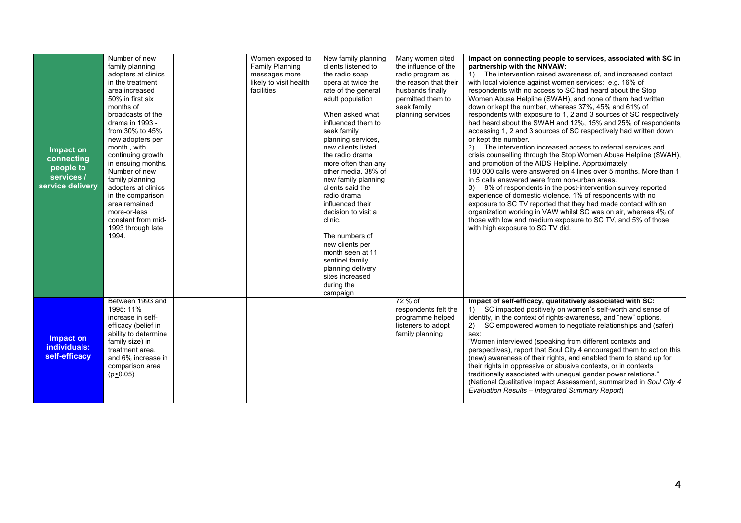| | | | | | | |
|---|---|---|---|---|---|---|
| **Impact on connecting people to services / service delivery** | Number of new family planning adopters at clinics in the treatment area increased 50% in first six months of broadcasts of the drama in 1993 - from 30% to 45% new adopters per month , with continuing growth in ensuing months. Number of new family planning adopters at clinics in the comparison area remained more-or-less constant from mid-1993 through late 1994. | | Women exposed to Family Planning messages more likely to visit health facilities | New family planning clients listened to the radio soap opera at twice the rate of the general adult population<br><br>When asked what influenced them to seek family planning services, new clients listed the radio drama more often than any other media. 38% of new family planning clients said the radio drama influenced their decision to visit a clinic.<br><br>The numbers of new clients per month seen at 11 sentinel family planning delivery sites increased during the campaign | Many women cited the influence of the radio program as the reason that their husbands finally permitted them to seek family planning services | **Impact on connecting people to services, associated with SC in partnership with the NNVAW:**<br>1) The intervention raised awareness of, and increased contact with local violence against women services: e.g. 16% of respondents with no access to SC had heard about the Stop Women Abuse Helpline (SWAH), and none of them had written down or kept the number, whereas 37%, 45% and 61% of respondents with exposure to 1, 2 and 3 sources of SC respectively had heard about the SWAH and 12%, 15% and 25% of respondents accessing 1, 2 and 3 sources of SC respectively had written down or kept the number.<br>2) The intervention increased access to referral services and crisis counselling through the Stop Women Abuse Helpline (SWAH), and promotion of the AIDS Helpline. Approximately 180 000 calls were answered on 4 lines over 5 months. More than 1 in 5 calls answered were from non-urban areas.<br>3) 8% of respondents in the post-intervention survey reported experience of domestic violence. 1% of respondents with no exposure to SC TV reported that they had made contact with an organization working in VAW whilst SC was on air, whereas 4% of those with low and medium exposure to SC TV, and 5% of those with high exposure to SC TV did. |
| **Impact on individuals: self-efficacy** | Between 1993 and 1995: 11% increase in self-efficacy (belief in ability to determine family size) in treatment area, and 6% increase in comparison area ($p \leq 0.05$) | | | | 72 % of respondents felt the programme helped listeners to adopt family planning | **Impact of self-efficacy, qualitatively associated with SC:**<br>1) SC impacted positively on women's self-worth and sense of identity, in the context of rights-awareness, and "new" options.<br>2) SC empowered women to negotiate relationships and (safer) sex:<br>"Women interviewed (speaking from different contexts and perspectives), report that Soul City 4 encouraged them to act on this (new) awareness of their rights, and enabled them to stand up for their rights in oppressive or abusive contexts, or in contexts traditionally associated with unequal gender power relations." (National Qualitative Impact Assessment, summarized in *Soul City 4 Evaluation Results – Integrated Summary Report*) |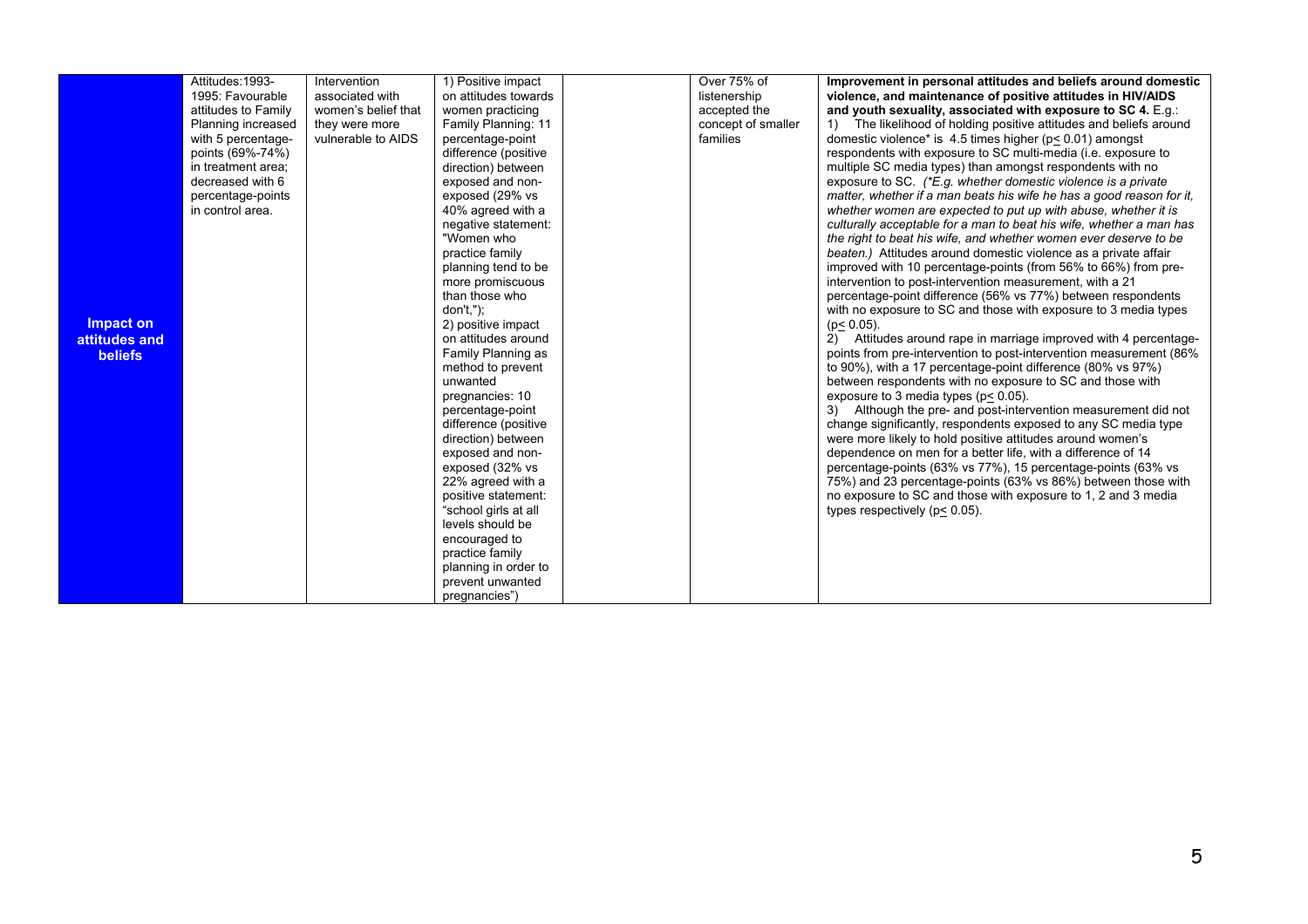| **Impact on attitudes and beliefs** | Attitudes:1993-1995: Favourable attitudes to Family Planning increased with 5 percentage-points (69%-74%) in treatment area; decreased with 6 percentage-points in control area. | Intervention associated with women's belief that they were more vulnerable to AIDS | 1) Positive impact on attitudes towards women practicing Family Planning: 11 percentage-point difference (positive direction) between exposed and non-exposed (29% vs 40% agreed with a negative statement: "Women who practice family planning tend to be more promiscuous than those who don't,"); 2) positive impact on attitudes around Family Planning as method to prevent unwanted pregnancies: 10 percentage-point difference (positive direction) between exposed and non-exposed (32% vs 22% agreed with a positive statement: "school girls at all levels should be encouraged to practice family planning in order to prevent unwanted pregnancies") | | Over 75% of listenership accepted the concept of smaller families | **Improvement in personal attitudes and beliefs around domestic violence, and maintenance of positive attitudes in HIV/AIDS and youth sexuality, associated with exposure to SC 4.** E.g.: 1) The likelihood of holding positive attitudes and beliefs around domestic violence* is 4.5 times higher ($p \leq 0.01$) amongst respondents with exposure to SC multi-media (i.e. exposure to multiple SC media types) than amongst respondents with no exposure to SC. *(*E.g. whether domestic violence is a private matter, whether if a man beats his wife he has a good reason for it, whether women are expected to put up with abuse, whether it is culturally acceptable for a man to beat his wife, whether a man has the right to beat his wife, and whether women ever deserve to be beaten.)* Attitudes around domestic violence as a private affair improved with 10 percentage-points (from 56% to 66%) from pre-intervention to post-intervention measurement, with a 21 percentage-point difference (56% vs 77%) between respondents with no exposure to SC and those with exposure to 3 media types ($p \leq 0.05$). 2) Attitudes around rape in marriage improved with 4 percentage-points from pre-intervention to post-intervention measurement (86% to 90%), with a 17 percentage-point difference (80% vs 97%) between respondents with no exposure to SC and those with exposure to 3 media types ($p \leq 0.05$). 3) Although the pre- and post-intervention measurement did not change significantly, respondents exposed to any SC media type were more likely to hold positive attitudes around women's dependence on men for a better life, with a difference of 14 percentage-points (63% vs 77%), 15 percentage-points (63% vs 75%) and 23 percentage-points (63% vs 86%) between those with no exposure to SC and those with exposure to 1, 2 and 3 media types respectively ($p \leq 0.05$). |
|---|---|---|---|---|---|---|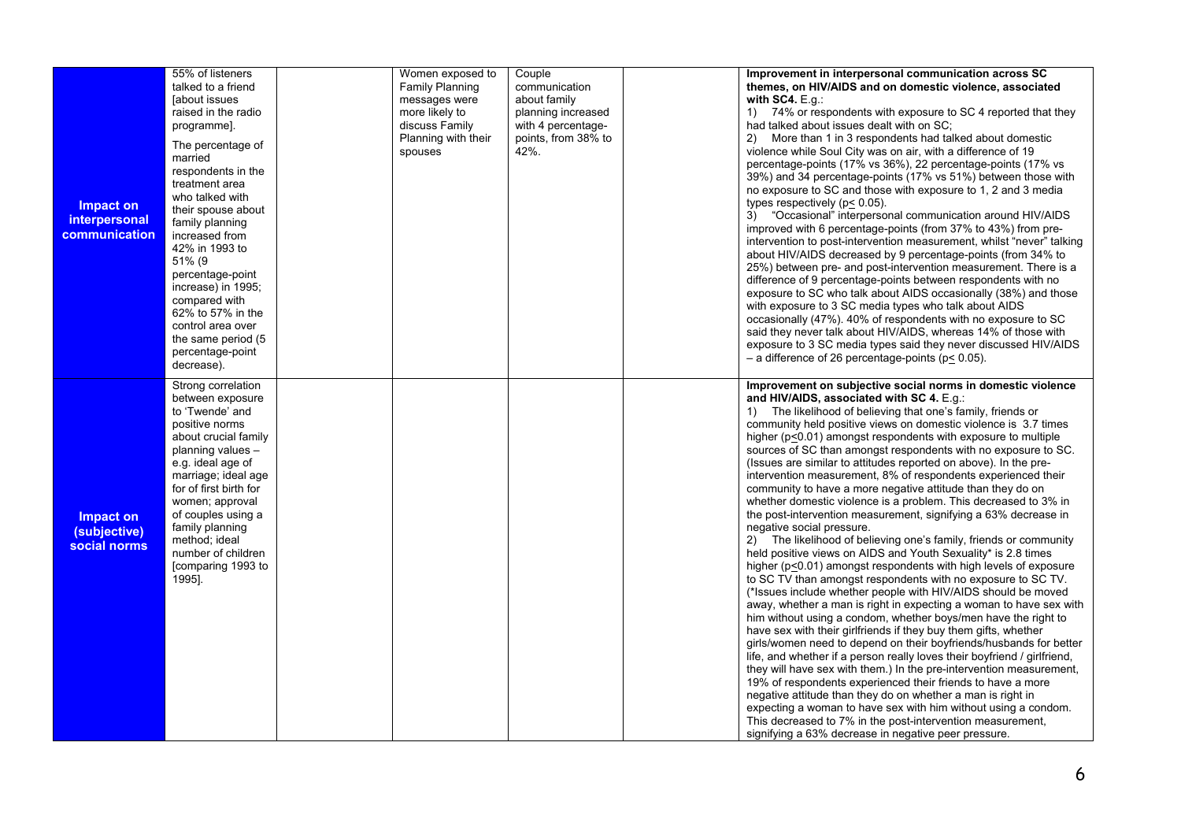| | | | | | | |
|---|---|---|---|---|---|---|
| **Impact on interpersonal communication** | 55% of listeners talked to a friend [about issues raised in the radio programme].<br><br>The percentage of married respondents in the treatment area who talked with their spouse about family planning increased from 42% in 1993 to 51% (9 percentage-point increase) in 1995; compared with 62% to 57% in the control area over the same period (5 percentage-point decrease). | | Women exposed to Family Planning messages were more likely to discuss Family Planning with their spouses | Couple communication about family planning increased with 4 percentage-points, from 38% to 42%. | | **Improvement in interpersonal communication across SC themes, on HIV/AIDS and on domestic violence, associated with SC4.** E.g.:<br>1) 74% or respondents with exposure to SC 4 reported that they had talked about issues dealt with on SC;<br>2) More than 1 in 3 respondents had talked about domestic violence while Soul City was on air, with a difference of 19 percentage-points (17% vs 36%), 22 percentage-points (17% vs 39%) and 34 percentage-points (17% vs 51%) between those with no exposure to SC and those with exposure to 1, 2 and 3 media types respectively ($p \leq 0.05$).<br>3) "Occasional" interpersonal communication around HIV/AIDS improved with 6 percentage-points (from 37% to 43%) from pre-intervention to post-intervention measurement, whilst "never" talking about HIV/AIDS decreased by 9 percentage-points (from 34% to 25%) between pre- and post-intervention measurement. There is a difference of 9 percentage-points between respondents with no exposure to SC who talk about AIDS occasionally (38%) and those with exposure to 3 SC media types who talk about AIDS occasionally (47%). 40% of respondents with no exposure to SC said they never talk about HIV/AIDS, whereas 14% of those with exposure to 3 SC media types said they never discussed HIV/AIDS – a difference of 26 percentage-points ($p \leq 0.05$). |
| **Impact on (subjective) social norms** | Strong correlation between exposure to 'Twende' and positive norms about crucial family planning values – e.g. ideal age of marriage; ideal age for of first birth for women; approval of couples using a family planning method; ideal number of children [comparing 1993 to 1995]. | | | | | **Improvement on subjective social norms in domestic violence and HIV/AIDS, associated with SC 4.** E.g.:<br>1) The likelihood of believing that one's family, friends or community held positive views on domestic violence is 3.7 times higher ($p \leq 0.01$) amongst respondents with exposure to multiple sources of SC than amongst respondents with no exposure to SC. (Issues are similar to attitudes reported on above). In the pre-intervention measurement, 8% of respondents experienced their community to have a more negative attitude than they do on whether domestic violence is a problem. This decreased to 3% in the post-intervention measurement, signifying a 63% decrease in negative social pressure.<br>2) The likelihood of believing one's family, friends or community held positive views on AIDS and Youth Sexuality* is 2.8 times higher ($p \leq 0.01$) amongst respondents with high levels of exposure to SC TV than amongst respondents with no exposure to SC TV. (*Issues include whether people with HIV/AIDS should be moved away, whether a man is right in expecting a woman to have sex with him without using a condom, whether boys/men have the right to have sex with their girlfriends if they buy them gifts, whether girls/women need to depend on their boyfriends/husbands for better life, and whether if a person really loves their boyfriend / girlfriend, they will have sex with them.) In the pre-intervention measurement, 19% of respondents experienced their friends to have a more negative attitude than they do on whether a man is right in expecting a woman to have sex with him without using a condom. This decreased to 7% in the post-intervention measurement, signifying a 63% decrease in negative peer pressure. |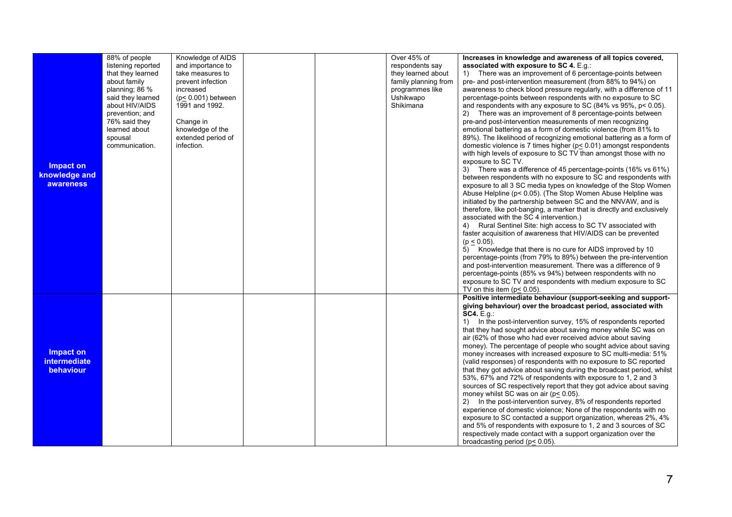| | | | | | | |
|---|---|---|---|---|---|---|
| **Impact on knowledge and awareness** | 88% of people listening reported that they learned about family planning; 86 % said they learned about HIV/AIDS prevention; and 76% said they learned about spousal communication. | Knowledge of AIDS and importance to take measures to prevent infection increased ($p \leq 0.001$) between 1991 and 1992.<br><br>Change in knowledge of the extended period of infection. | | | Over 45% of respondents say they learned about family planning from programmes like Ushikwapo Shikimana | **Increases in knowledge and awareness of all topics covered, associated with exposure to SC 4.** E.g.:<br>1) There was an improvement of 6 percentage-points between pre- and post-intervention measurement (from 88% to 94%) on awareness to check blood pressure regularly, with a difference of 11 percentage-points between respondents with no exposure to SC and respondents with any exposure to SC (84% vs 95%, $p < 0.05$).<br>2) There was an improvement of 8 percentage-points between pre-and post-intervention measurements of men recognizing emotional battering as a form of domestic violence (from 81% to 89%). The likelihood of recognizing emotional battering as a form of domestic violence is 7 times higher ($p \leq 0.01$) amongst respondents with high levels of exposure to SC TV than amongst those with no exposure to SC TV.<br>3) There was a difference of 45 percentage-points (16% vs 61%) between respondents with no exposure to SC and respondents with exposure to all 3 SC media types on knowledge of the Stop Women Abuse Helpline ($p < 0.05$). (The Stop Women Abuse Helpline was initiated by the partnership between SC and the NNVAW, and is therefore, like pot-banging, a marker that is directly and exclusively associated with the SC 4 intervention.)<br>4) Rural Sentinel Site: high access to SC TV associated with faster acquisition of awareness that HIV/AIDS can be prevented ($p \leq 0.05$).<br>5) Knowledge that there is no cure for AIDS improved by 10 percentage-points (from 79% to 89%) between the pre-intervention and post-intervention measurement. There was a difference of 9 percentage-points (85% vs 94%) between respondents with no exposure to SC TV and respondents with medium exposure to SC TV on this item ($p \leq 0.05$). |
| **Impact on intermediate behaviour** | | | | | | **Positive intermediate behaviour (support-seeking and support-giving behaviour) over the broadcast period, associated with SC4.** E.g.:<br>1) In the post-intervention survey, 15% of respondents reported that they had sought advice about saving money while SC was on air (62% of those who had ever received advice about saving money). The percentage of people who sought advice about saving money increases with increased exposure to SC multi-media: 51% (valid responses) of respondents with no exposure to SC reported that they got advice about saving during the broadcast period, whilst 53%, 67% and 72% of respondents with exposure to 1, 2 and 3 sources of SC respectively report that they got advice about saving money whilst SC was on air ($p \leq 0.05$).<br>2) In the post-intervention survey, 8% of respondents reported experience of domestic violence; None of the respondents with no exposure to SC contacted a support organization, whereas 2%, 4% and 5% of respondents with exposure to 1, 2 and 3 sources of SC respectively made contact with a support organization over the broadcasting period ($p \leq 0.05$). |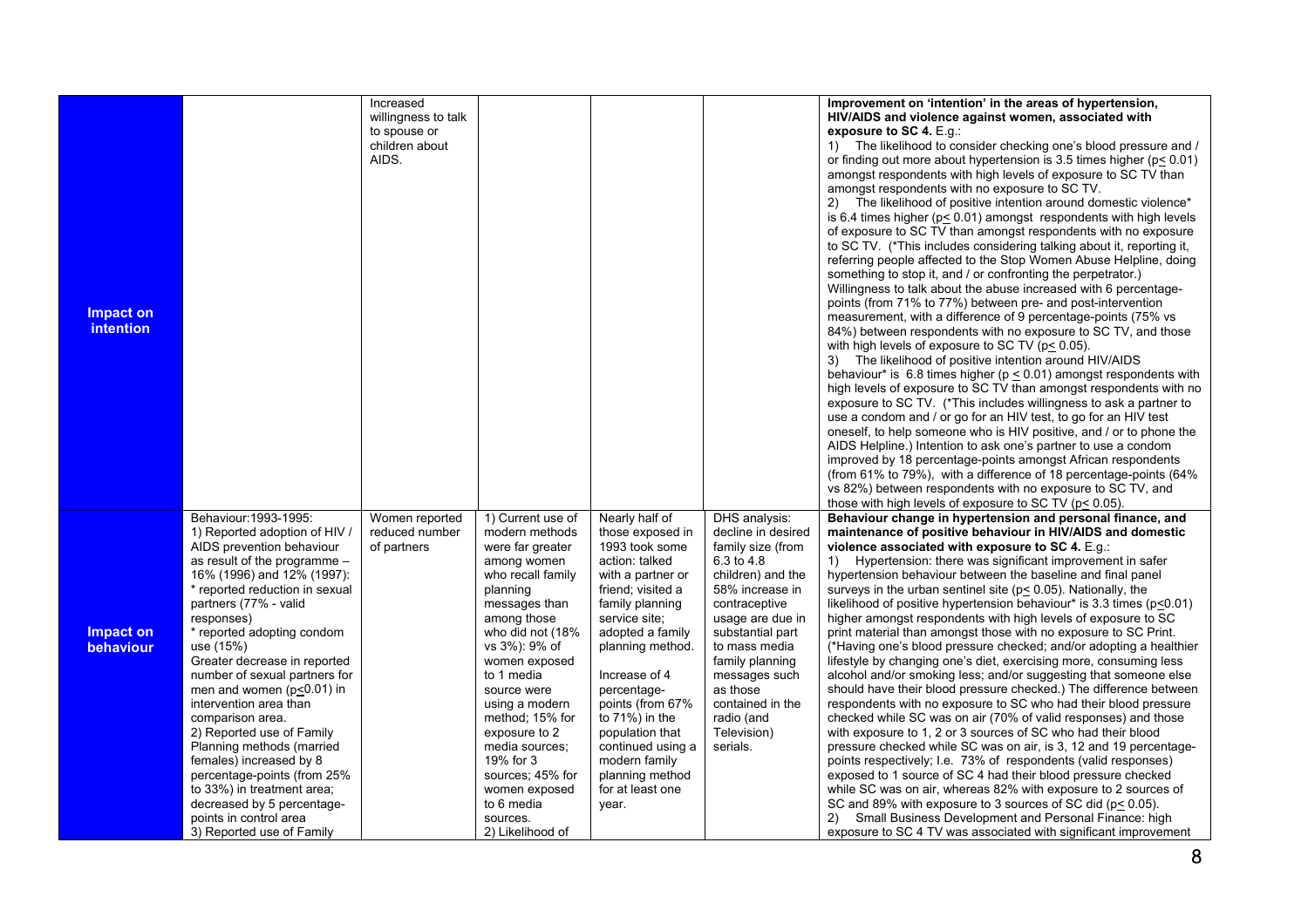| | | | | | | |
|---|---|---|---|---|---|---|
| **Impact on intention** | | Increased willingness to talk to spouse or children about AIDS. | | | | **Improvement on 'intention' in the areas of hypertension, HIV/AIDS and violence against women, associated with exposure to SC 4.** E.g.: 1) The likelihood to consider checking one's blood pressure and / or finding out more about hypertension is 3.5 times higher ($p \leq 0.01$) amongst respondents with high levels of exposure to SC TV than amongst respondents with no exposure to SC TV. 2) The likelihood of positive intention around domestic violence* is 6.4 times higher ($p \leq 0.01$) amongst respondents with high levels of exposure to SC TV than amongst respondents with no exposure to SC TV. (*This includes considering talking about it, reporting it, referring people affected to the Stop Women Abuse Helpline, doing something to stop it, and / or confronting the perpetrator.) Willingness to talk about the abuse increased with 6 percentage-points (from 71% to 77%) between pre- and post-intervention measurement, with a difference of 9 percentage-points (75% vs 84%) between respondents with no exposure to SC TV, and those with high levels of exposure to SC TV ($p \leq 0.05$). 3) The likelihood of positive intention around HIV/AIDS behaviour* is 6.8 times higher ($p \leq 0.01$) amongst respondents with high levels of exposure to SC TV than amongst respondents with no exposure to SC TV. (*This includes willingness to ask a partner to use a condom and / or go for an HIV test, to go for an HIV test oneself, to help someone who is HIV positive, and / or to phone the AIDS Helpline.) Intention to ask one's partner to use a condom improved by 18 percentage-points amongst African respondents (from 61% to 79%), with a difference of 18 percentage-points (64% vs 82%) between respondents with no exposure to SC TV, and those with high levels of exposure to SC TV ($p \leq 0.05$). |
| **Impact on behaviour** | Behaviour: 1993-1995: 1) Reported adoption of HIV / AIDS prevention behaviour as result of the programme – 16% (1996) and 12% (1997): * reported reduction in sexual partners (77% - valid responses) * reported adopting condom use (15%) Greater decrease in reported number of sexual partners for men and women ($p \leq 0.01$) in intervention area than comparison area. 2) Reported use of Family Planning methods (married females) increased by 8 percentage-points (from 25% to 33%) in treatment area; decreased by 5 percentage-points in control area 3) Reported use of Family | Women reported reduced number of partners | 1) Current use of modern methods were far greater among women who recall family planning messages than among those who did not (18% vs 3%): 9% of women exposed to 1 media source were using a modern method; 15% for exposure to 2 media sources; 19% for 3 sources; 45% for women exposed to 6 media sources. 2) Likelihood of | Nearly half of those exposed in 1993 took some action: talked with a partner or friend; visited a family planning service site; adopted a family planning method. Increase of 4 percentage-points (from 67% to 71%) in the population that continued using a modern family planning method for at least one year. | DHS analysis: decline in desired family size (from 6.3 to 4.8 children) and the 58% increase in contraceptive usage are due in substantial part to mass media family planning messages such as those contained in the radio (and Television) serials. | **Behaviour change in hypertension and personal finance, and maintenance of positive behaviour in HIV/AIDS and domestic violence associated with exposure to SC 4.** E.g.: 1) Hypertension: there was significant improvement in safer hypertension behaviour between the baseline and final panel surveys in the urban sentinel site ($p \leq 0.05$). Nationally, the likelihood of positive hypertension behaviour* is 3.3 times ($p \leq 0.01$) higher amongst respondents with high levels of exposure to SC print material than amongst those with no exposure to SC Print. (*Having one's blood pressure checked; and/or adopting a healthier lifestyle by changing one's diet, exercising more, consuming less alcohol and/or smoking less; and/or suggesting that someone else should have their blood pressure checked.) The difference between respondents with no exposure to SC who had their blood pressure checked while SC was on air (70% of valid responses) and those with exposure to 1, 2 or 3 sources of SC who had their blood pressure checked while SC was on air, is 3, 12 and 19 percentage-points respectively; I.e. 73% of respondents (valid responses) exposed to 1 source of SC 4 had their blood pressure checked while SC was on air, whereas 82% with exposure to 2 sources of SC and 89% with exposure to 3 sources of SC did ($p \leq 0.05$). 2) Small Business Development and Personal Finance: high exposure to SC 4 TV was associated with significant improvement |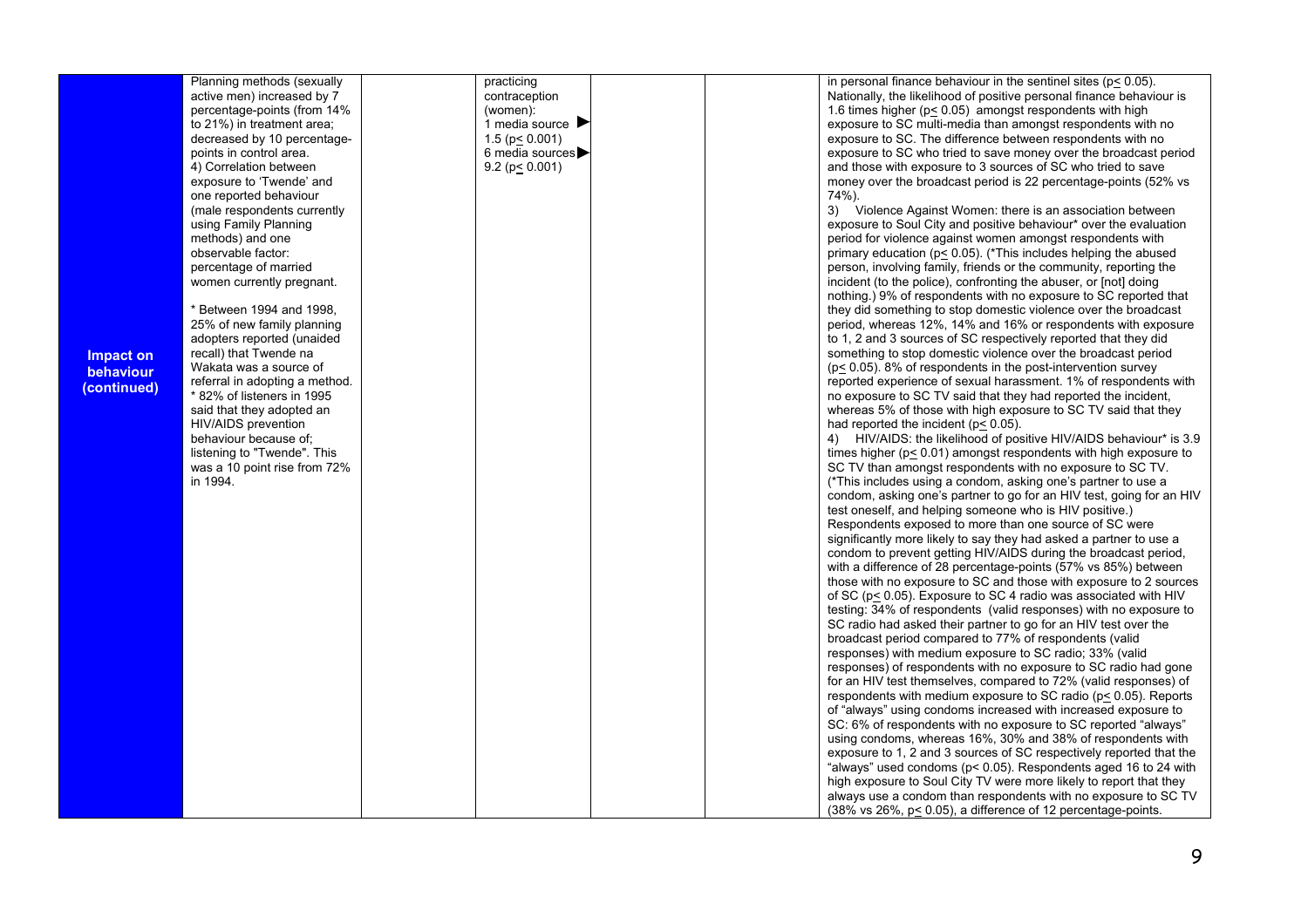| | | | | | | |
|---|---|---|---|---|---|---|
| **Impact on behaviour (continued)** | Planning methods (sexually active men) increased by 7 percentage-points (from 14% to 21%) in treatment area; decreased by 10 percentage-points in control area.<br>4) Correlation between exposure to 'Twende' and one reported behaviour (male respondents currently using Family Planning methods) and one observable factor: percentage of married women currently pregnant.<br><br>* Between 1994 and 1998, 25% of new family planning adopters reported (unaided recall) that Twende na Wakata was a source of referral in adopting a method.<br>* 82% of listeners in 1995 said that they adopted an HIV/AIDS prevention behaviour because of; listening to "Twende". This was a 10 point rise from 72% in 1994. | | practicing contraception (women):<br>1 media source ▶ 1.5 ($p \leq 0.001$)<br>6 media sources ▶ 9.2 ($p \leq 0.001$) | | | in personal finance behaviour in the sentinel sites ($p \leq 0.05$). Nationally, the likelihood of positive personal finance behaviour is 1.6 times higher ($p \leq 0.05$) amongst respondents with high exposure to SC multi-media than amongst respondents with no exposure to SC. The difference between respondents with no exposure to SC who tried to save money over the broadcast period and those with exposure to 3 sources of SC who tried to save money over the broadcast period is 22 percentage-points (52% vs 74%).<br>3) Violence Against Women: there is an association between exposure to Soul City and positive behaviour* over the evaluation period for violence against women amongst respondents with primary education ($p \leq 0.05$). (*This includes helping the abused person, involving family, friends or the community, reporting the incident (to the police), confronting the abuser, or [not] doing nothing.) 9% of respondents with no exposure to SC reported that they did something to stop domestic violence over the broadcast period, whereas 12%, 14% and 16% or respondents with exposure to 1, 2 and 3 sources of SC respectively reported that they did something to stop domestic violence over the broadcast period ($p \leq 0.05$). 8% of respondents in the post-intervention survey reported experience of sexual harassment. 1% of respondents with no exposure to SC TV said that they had reported the incident, whereas 5% of those with high exposure to SC TV said that they had reported the incident ($p \leq 0.05$).<br>4) HIV/AIDS: the likelihood of positive HIV/AIDS behaviour* is 3.9 times higher ($p \leq 0.01$) amongst respondents with high exposure to SC TV than amongst respondents with no exposure to SC TV. (*This includes using a condom, asking one's partner to use a condom, asking one's partner to go for an HIV test, going for an HIV test oneself, and helping someone who is HIV positive.) Respondents exposed to more than one source of SC were significantly more likely to say they had asked a partner to use a condom to prevent getting HIV/AIDS during the broadcast period, with a difference of 28 percentage-points (57% vs 85%) between those with no exposure to SC and those with exposure to 2 sources of SC ($p \leq 0.05$). Exposure to SC 4 radio was associated with HIV testing: 34% of respondents (valid responses) with no exposure to SC radio had asked their partner to go for an HIV test over the broadcast period compared to 77% of respondents (valid responses) with medium exposure to SC radio; 33% (valid responses) of respondents with no exposure to SC radio had gone for an HIV test themselves, compared to 72% (valid responses) of respondents with medium exposure to SC radio ($p \leq 0.05$). Reports of "always" using condoms increased with increased exposure to SC: 6% of respondents with no exposure to SC reported "always" using condoms, whereas 16%, 30% and 38% of respondents with exposure to 1, 2 and 3 sources of SC respectively reported that the "always" used condoms ($p < 0.05$). Respondents aged 16 to 24 with high exposure to Soul City TV were more likely to report that they always use a condom than respondents with no exposure to SC TV (38% vs 26%, $p \leq 0.05$), a difference of 12 percentage-points. |